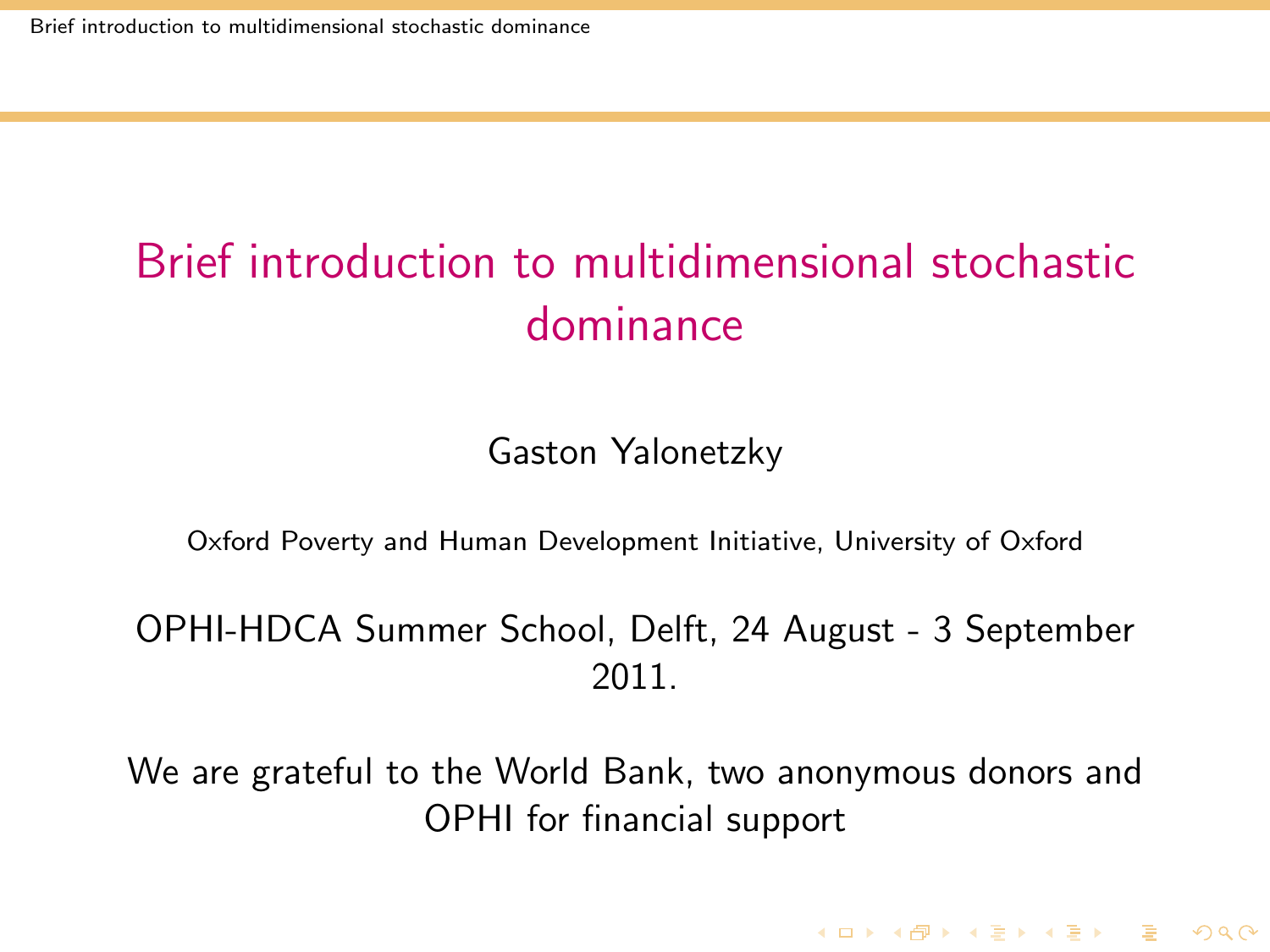# Brief introduction to multidimensional stochastic dominance

Gaston Yalonetzky

Oxford Poverty and Human Development Initiative, University of Oxford

OPHI-HDCA Summer School, Delft, 24 August - 3 September 2011.

We are grateful to the World Bank, two anonymous donors and OPHI for financial support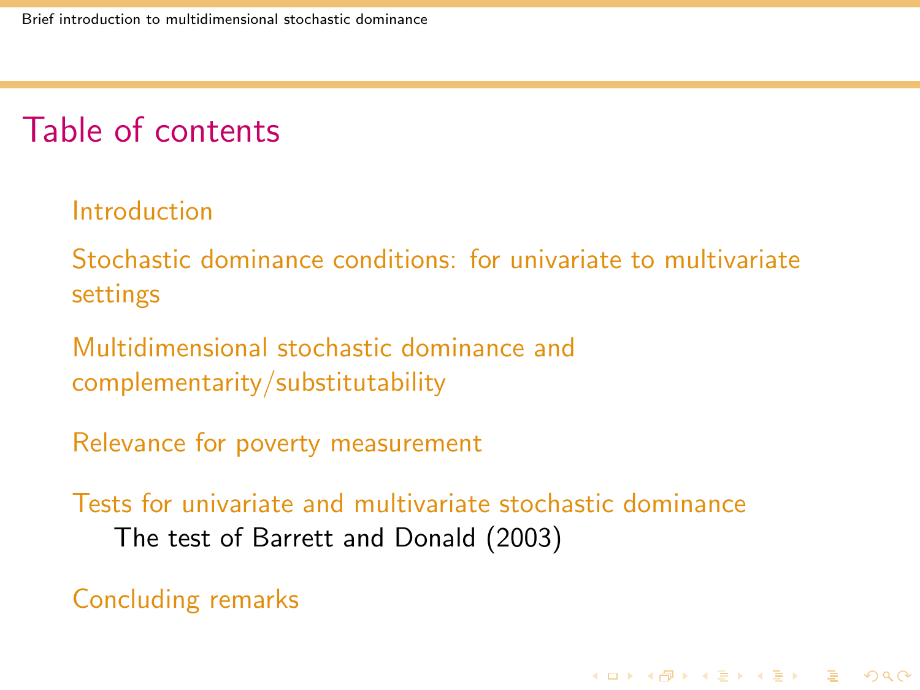# Table of contents

- Introduction
- Stochastic dominance conditions: for univariate to multivariate settings
- Multidimensional stochastic dominance and complementarity/substitutability
- Relevance for poverty measurement
- Tests for univariate and multivariate stochastic dominance
  - The test of Barrett and Donald (2003)
- Concluding remarks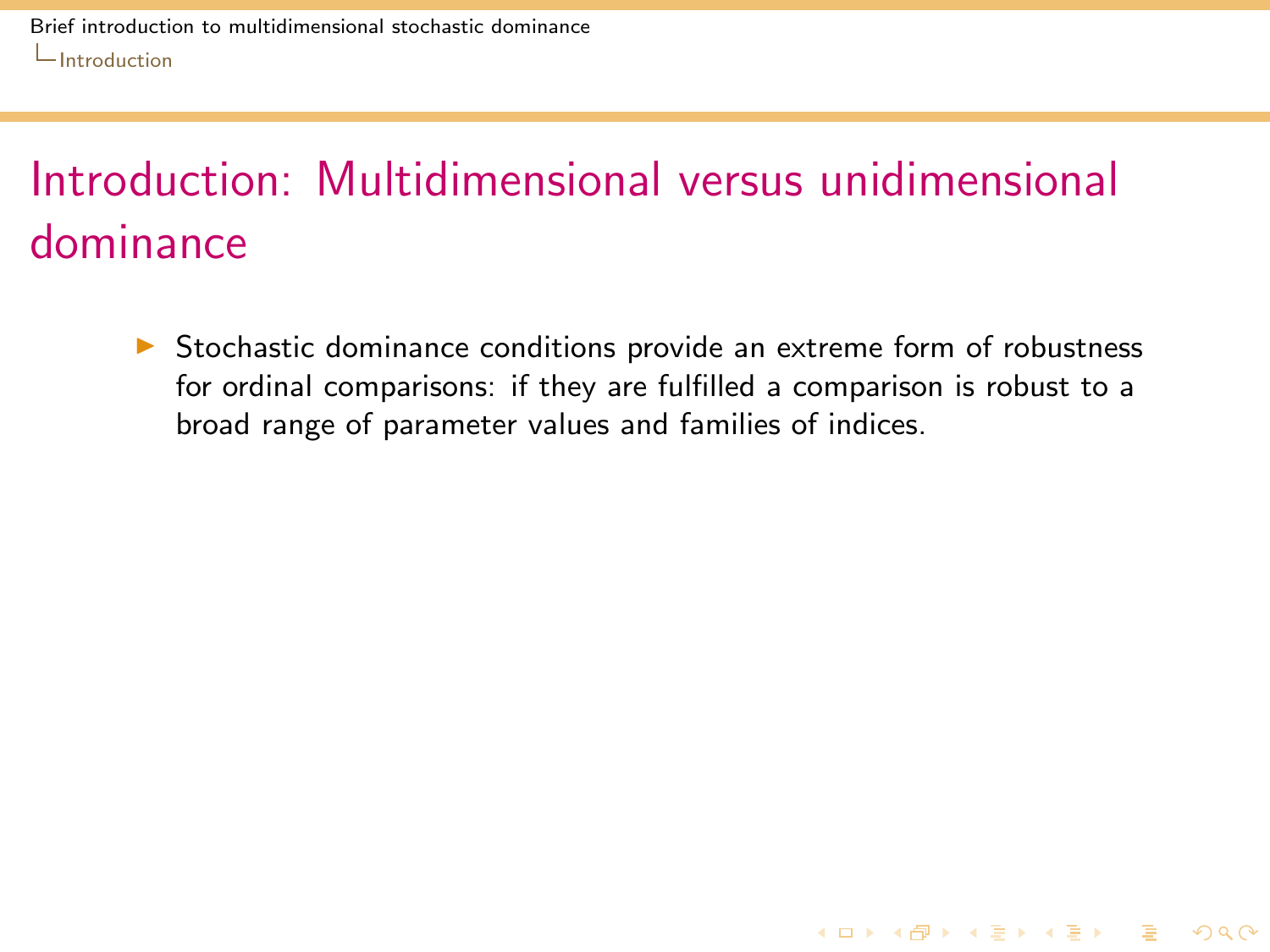# Introduction: Multidimensional versus unidimensional dominance

- Stochastic dominance conditions provide an extreme form of robustness for ordinal comparisons: if they are fulfilled a comparison is robust to a broad range of parameter values and families of indices.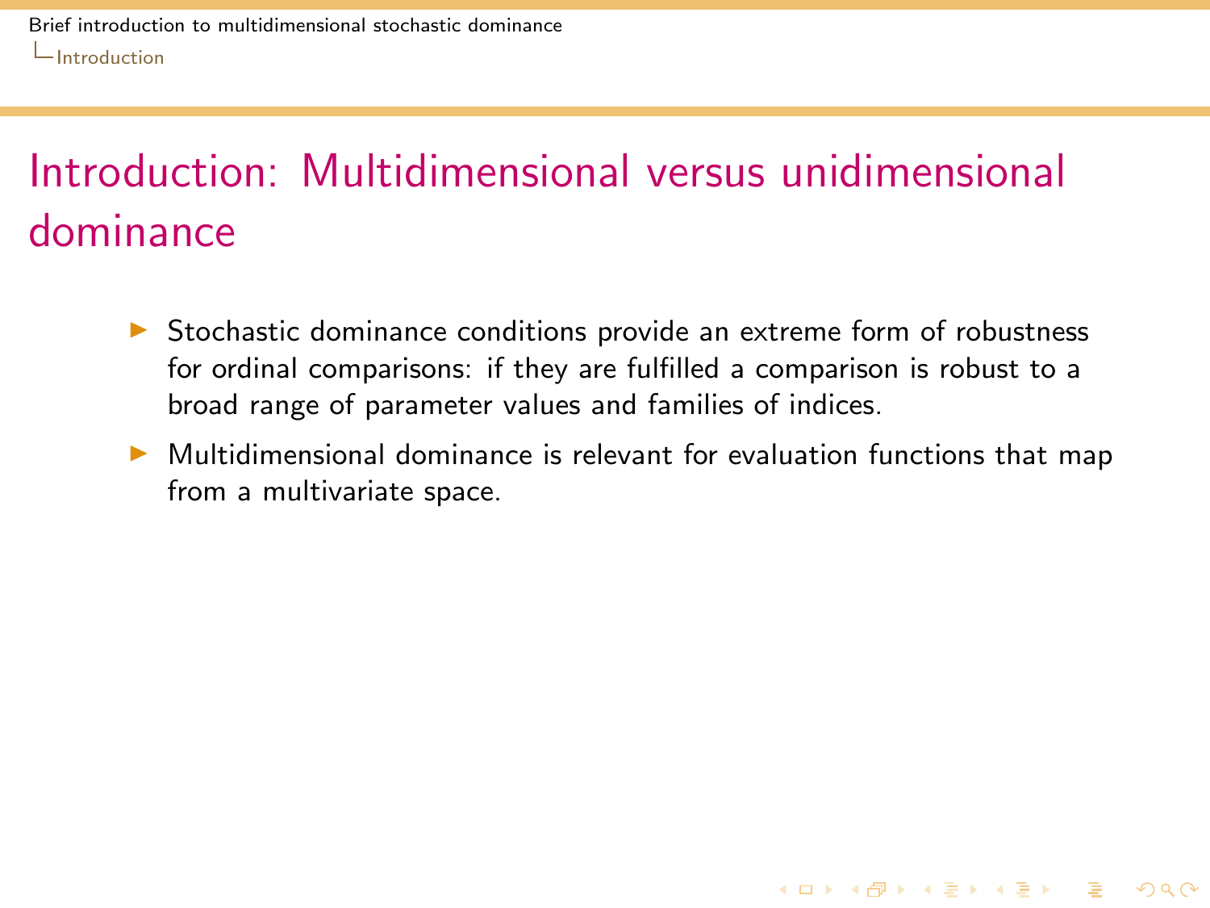# Introduction: Multidimensional versus unidimensional dominance

- Stochastic dominance conditions provide an extreme form of robustness for ordinal comparisons: if they are fulfilled a comparison is robust to a broad range of parameter values and families of indices.
- Multidimensional dominance is relevant for evaluation functions that map from a multivariate space.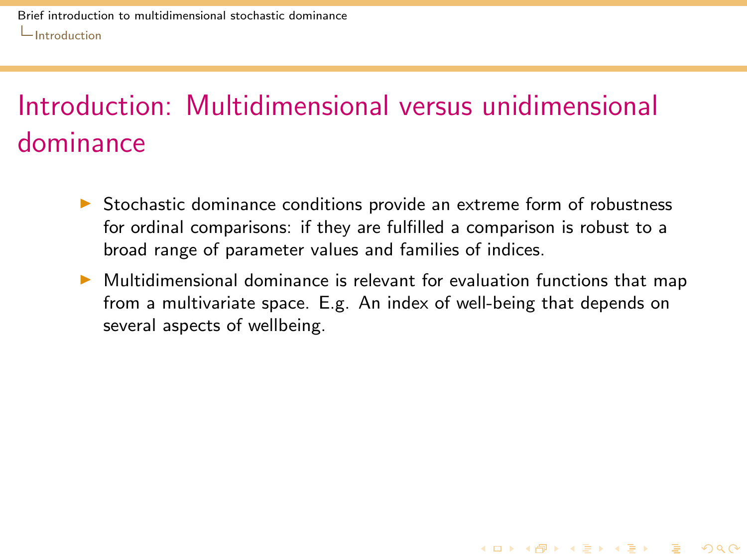# Introduction: Multidimensional versus unidimensional dominance

- Stochastic dominance conditions provide an extreme form of robustness for ordinal comparisons: if they are fulfilled a comparison is robust to a broad range of parameter values and families of indices.
- Multidimensional dominance is relevant for evaluation functions that map from a multivariate space. E.g. An index of well-being that depends on several aspects of wellbeing.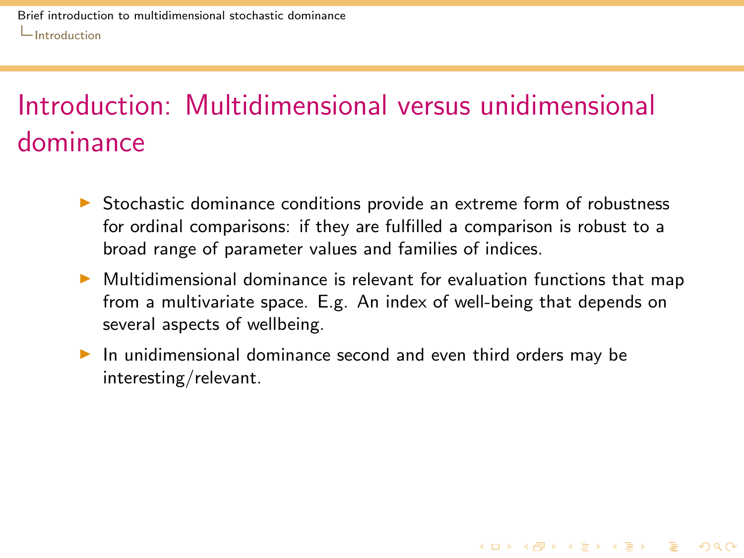# Introduction: Multidimensional versus unidimensional dominance

- Stochastic dominance conditions provide an extreme form of robustness for ordinal comparisons: if they are fulfilled a comparison is robust to a broad range of parameter values and families of indices.
- Multidimensional dominance is relevant for evaluation functions that map from a multivariate space. E.g. An index of well-being that depends on several aspects of wellbeing.
- In unidimensional dominance second and even third orders may be interesting/relevant.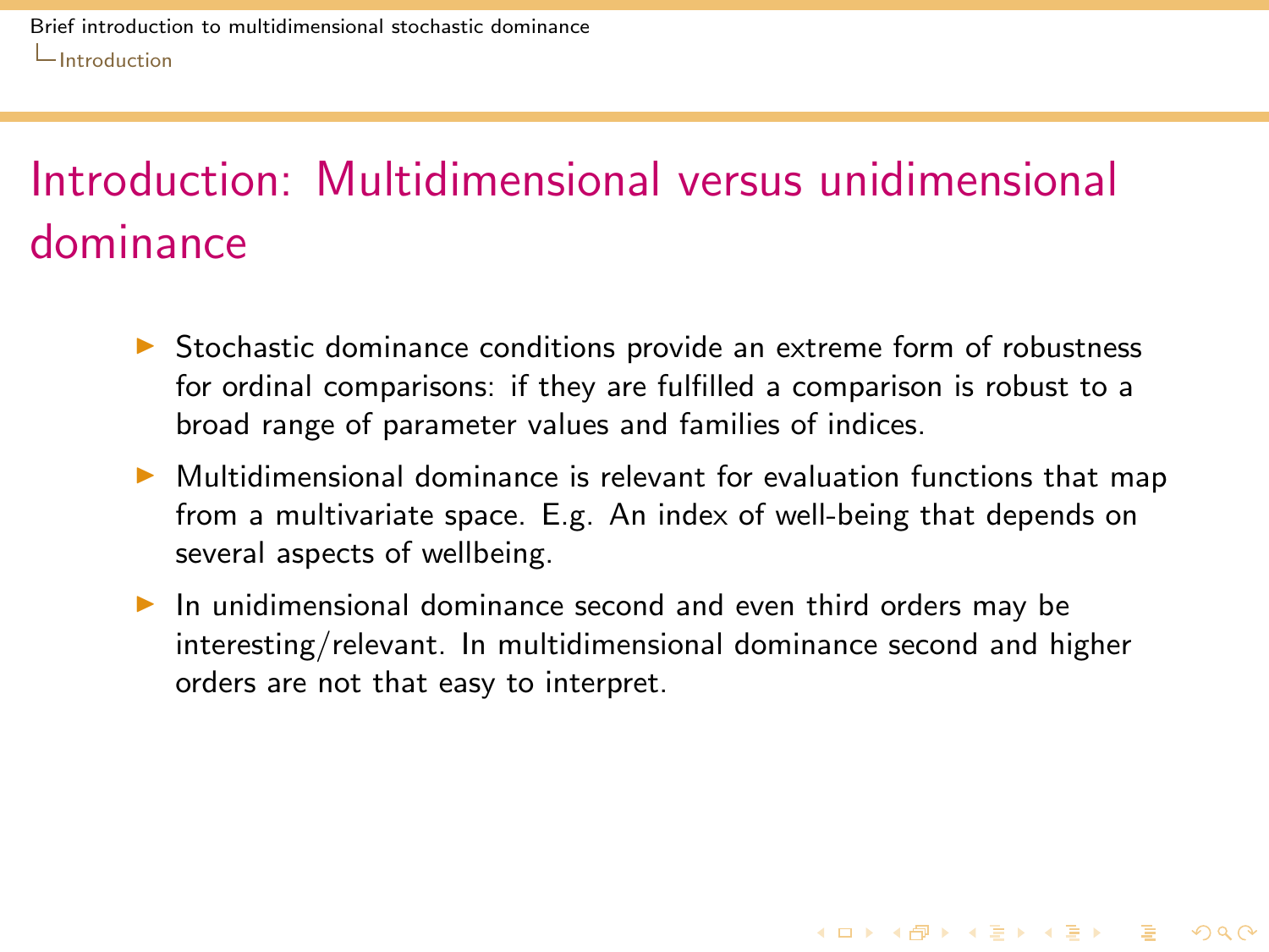# Introduction: Multidimensional versus unidimensional dominance

- Stochastic dominance conditions provide an extreme form of robustness for ordinal comparisons: if they are fulfilled a comparison is robust to a broad range of parameter values and families of indices.
- Multidimensional dominance is relevant for evaluation functions that map from a multivariate space. E.g. An index of well-being that depends on several aspects of wellbeing.
- In unidimensional dominance second and even third orders may be interesting/relevant. In multidimensional dominance second and higher orders are not that easy to interpret.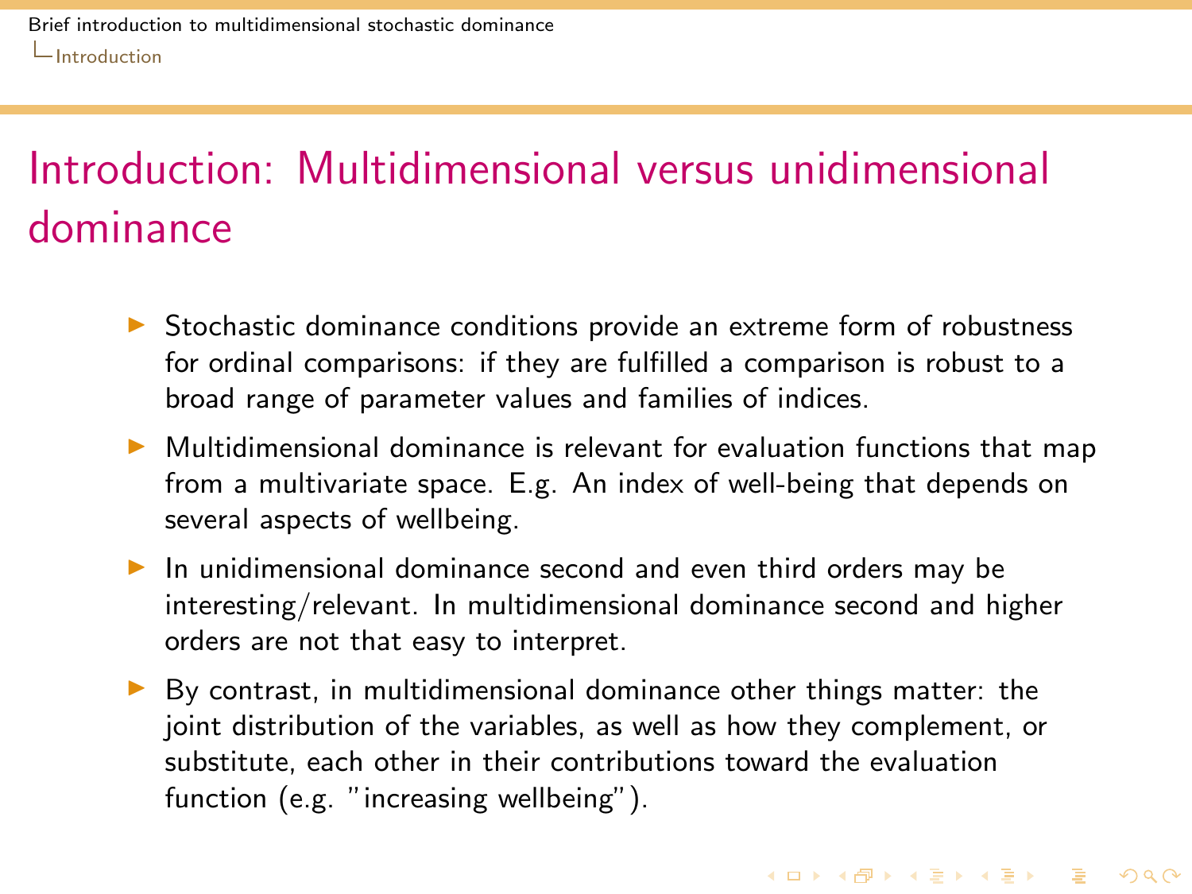# Introduction: Multidimensional versus unidimensional dominance

- Stochastic dominance conditions provide an extreme form of robustness for ordinal comparisons: if they are fulfilled a comparison is robust to a broad range of parameter values and families of indices.
- Multidimensional dominance is relevant for evaluation functions that map from a multivariate space. E.g. An index of well-being that depends on several aspects of wellbeing.
- In unidimensional dominance second and even third orders may be interesting/relevant. In multidimensional dominance second and higher orders are not that easy to interpret.
- By contrast, in multidimensional dominance other things matter: the joint distribution of the variables, as well as how they complement, or substitute, each other in their contributions toward the evaluation function (e.g. "increasing wellbeing").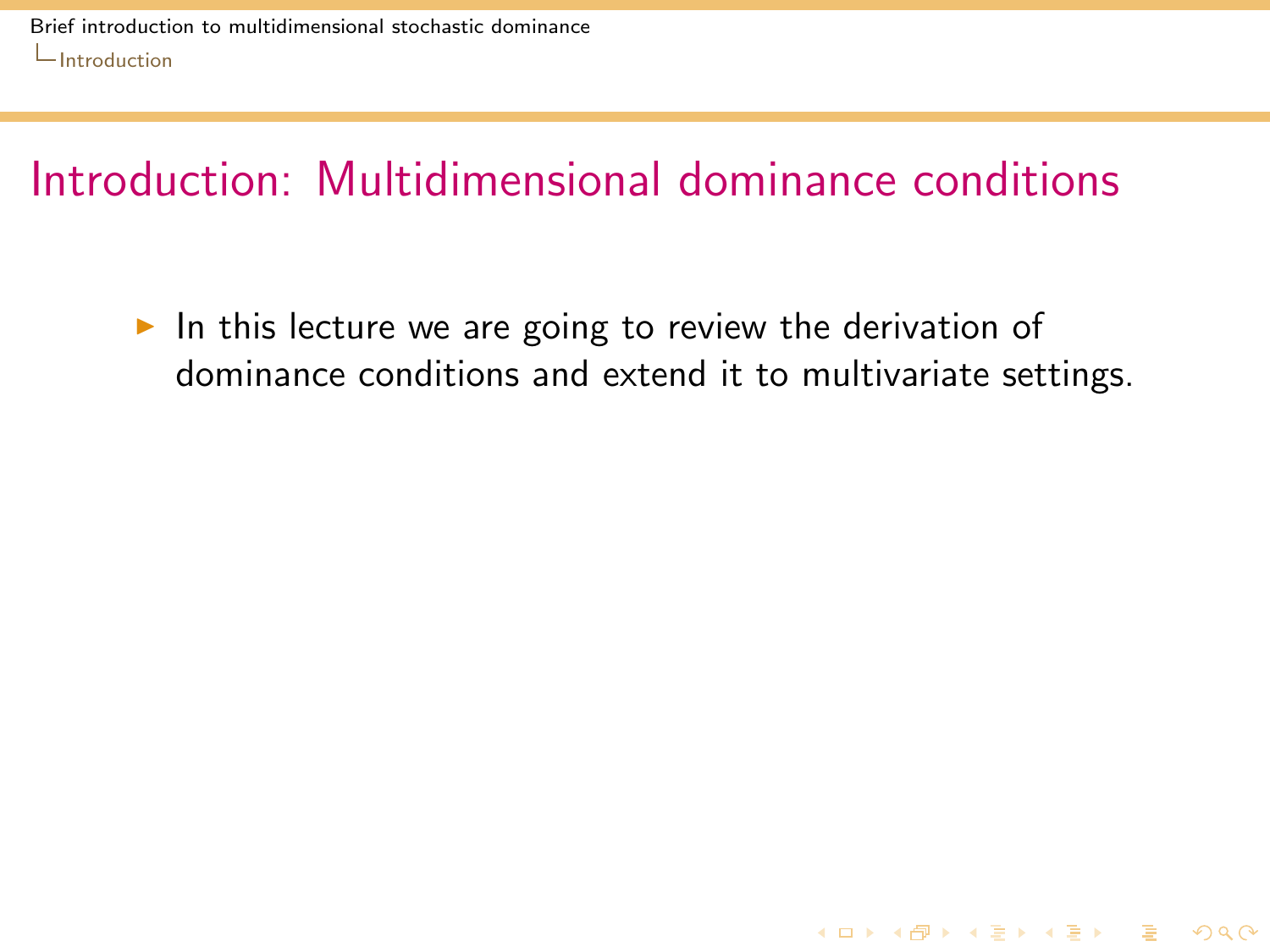# Introduction: Multidimensional dominance conditions

- In this lecture we are going to review the derivation of dominance conditions and extend it to multivariate settings.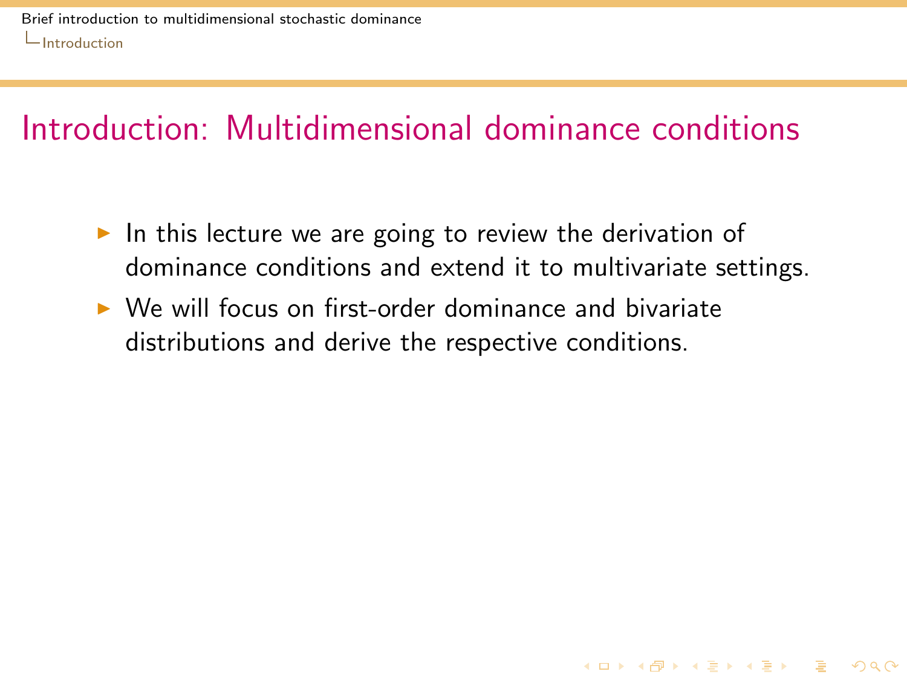## Introduction: Multidimensional dominance conditions

- In this lecture we are going to review the derivation of dominance conditions and extend it to multivariate settings.
- We will focus on first-order dominance and bivariate distributions and derive the respective conditions.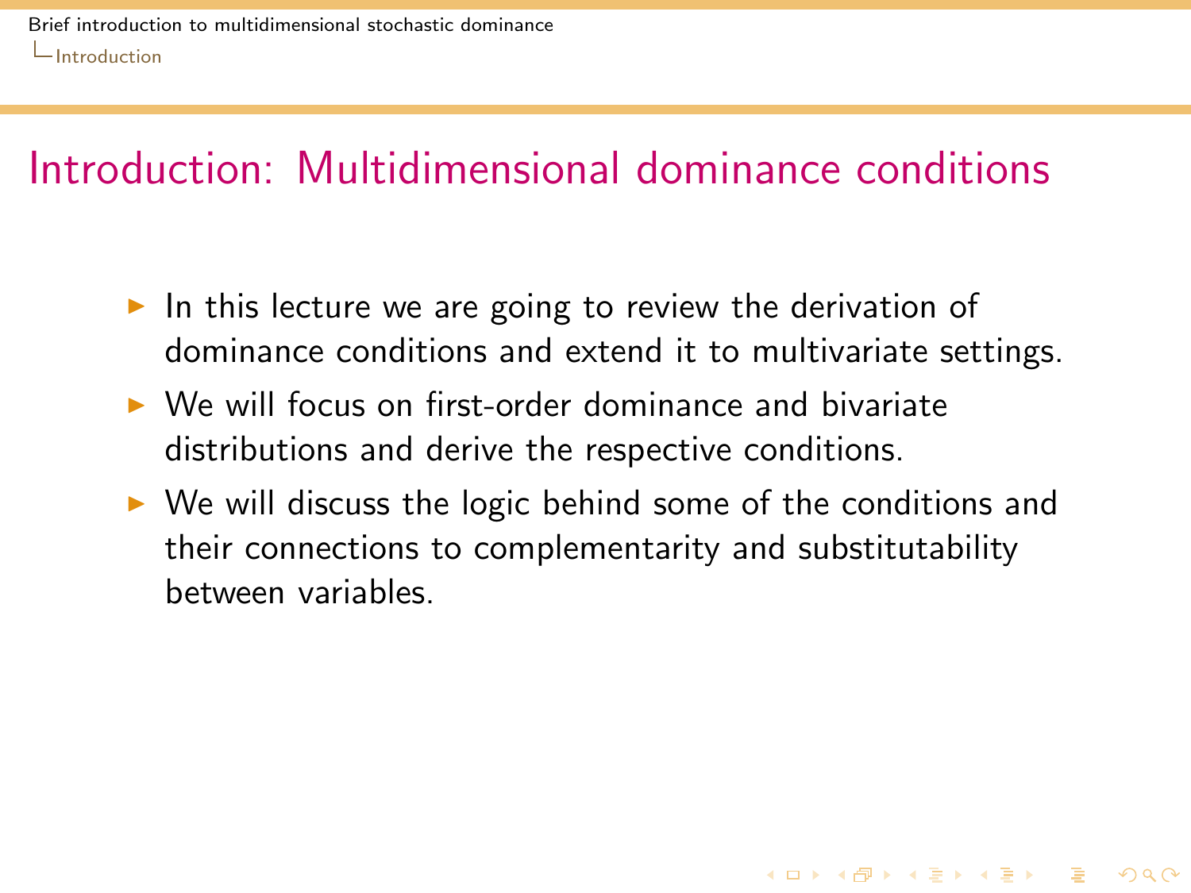# Introduction: Multidimensional dominance conditions

- In this lecture we are going to review the derivation of dominance conditions and extend it to multivariate settings.
- We will focus on first-order dominance and bivariate distributions and derive the respective conditions.
- We will discuss the logic behind some of the conditions and their connections to complementarity and substitutability between variables.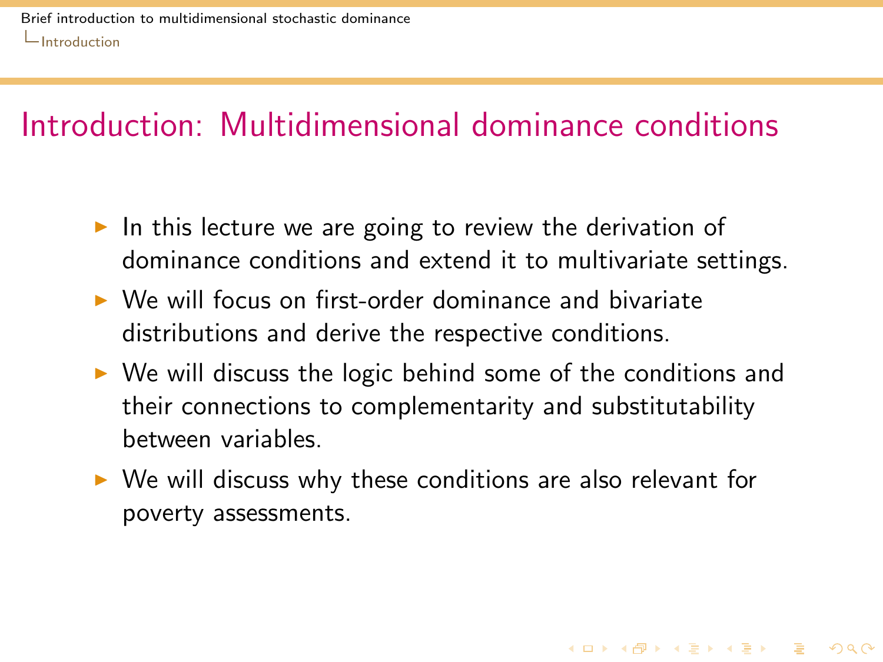# Introduction: Multidimensional dominance conditions

- In this lecture we are going to review the derivation of dominance conditions and extend it to multivariate settings.
- We will focus on first-order dominance and bivariate distributions and derive the respective conditions.
- We will discuss the logic behind some of the conditions and their connections to complementarity and substitutability between variables.
- We will discuss why these conditions are also relevant for poverty assessments.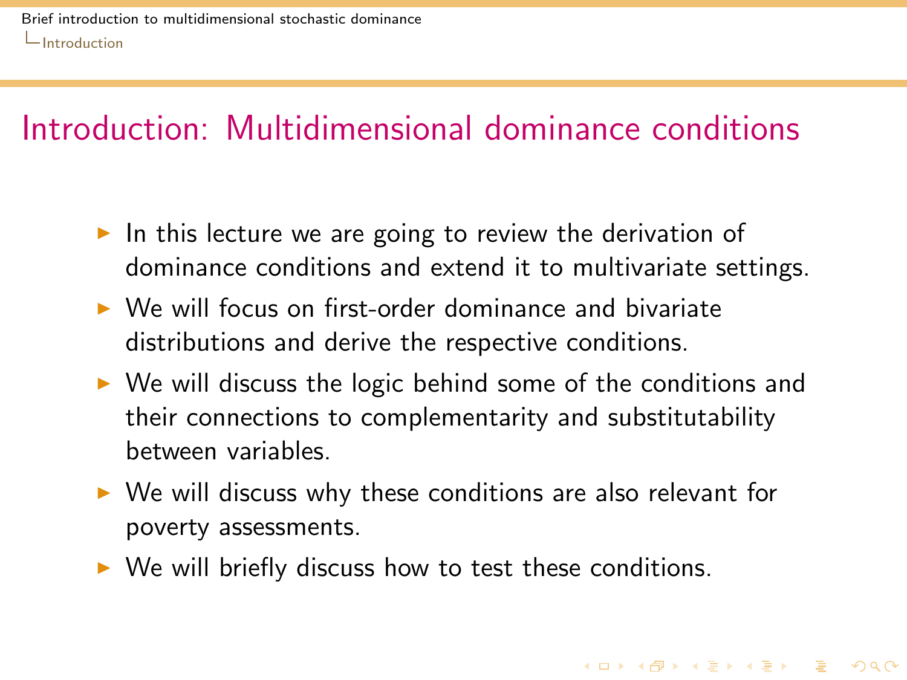# Introduction: Multidimensional dominance conditions

- In this lecture we are going to review the derivation of dominance conditions and extend it to multivariate settings.
- We will focus on first-order dominance and bivariate distributions and derive the respective conditions.
- We will discuss the logic behind some of the conditions and their connections to complementarity and substitutability between variables.
- We will discuss why these conditions are also relevant for poverty assessments.
- We will briefly discuss how to test these conditions.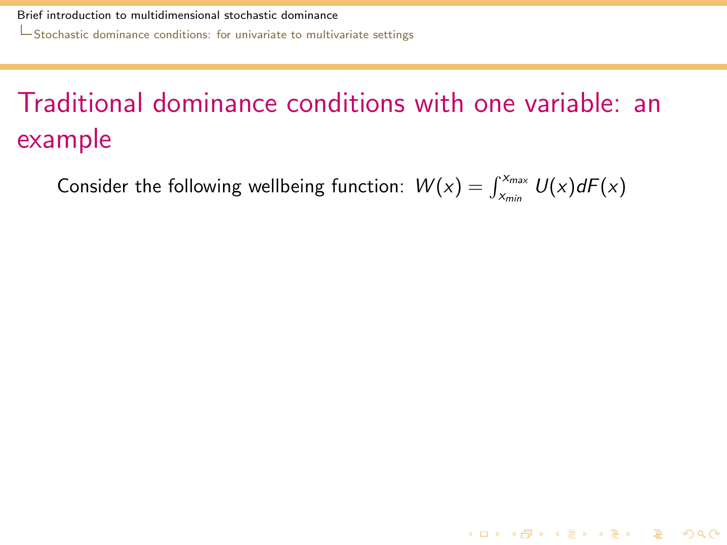# Traditional dominance conditions with one variable: an example

Consider the following wellbeing function: $W(x) = \int_{x_{min}}^{x_{max}} U(x)dF(x)$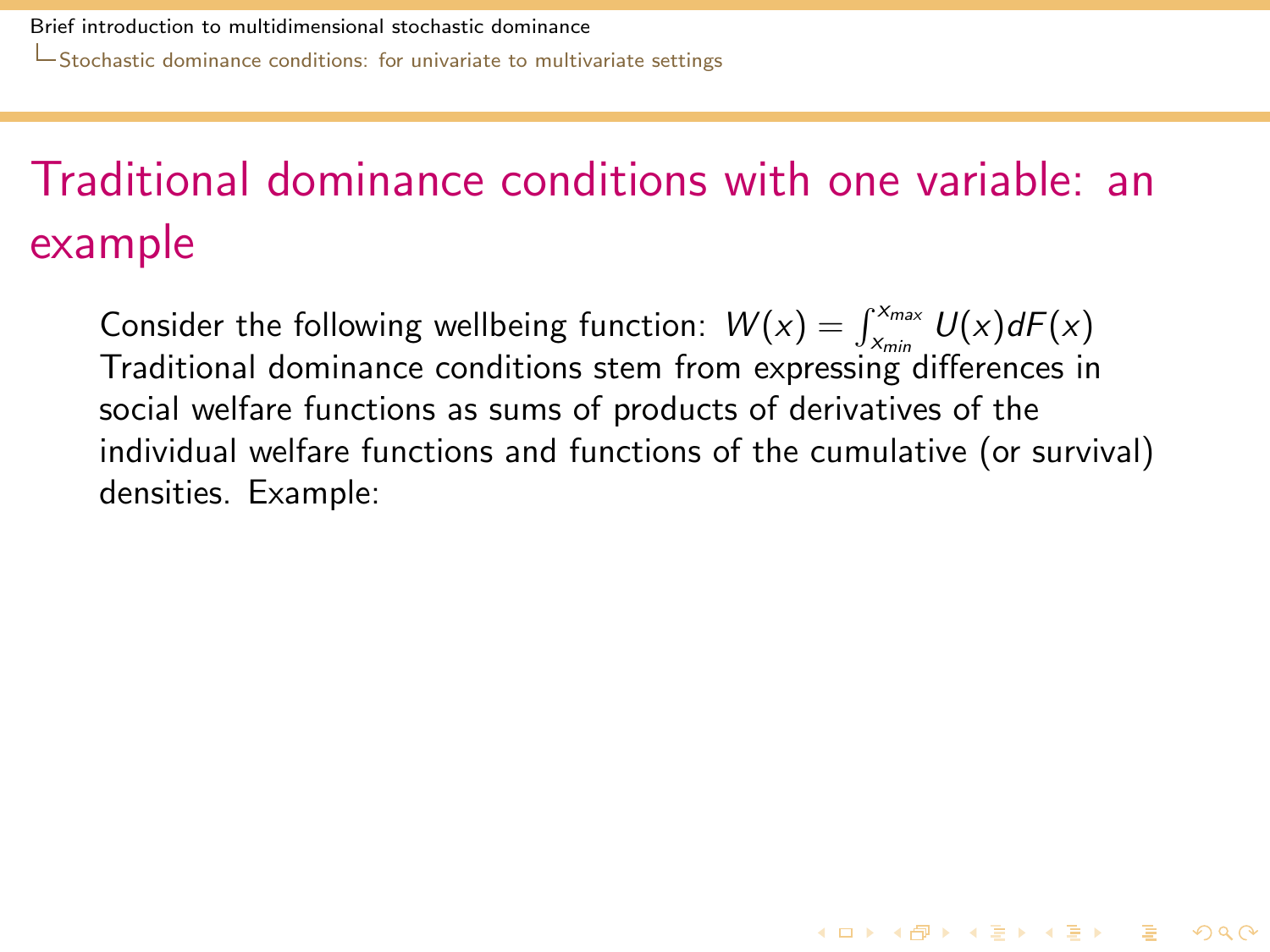# Traditional dominance conditions with one variable: an example

Consider the following wellbeing function: $W(x) = \int_{x_{min}}^{x_{max}} U(x) dF(x)$
Traditional dominance conditions stem from expressing differences in social welfare functions as sums of products of derivatives of the individual welfare functions and functions of the cumulative (or survival) densities. Example: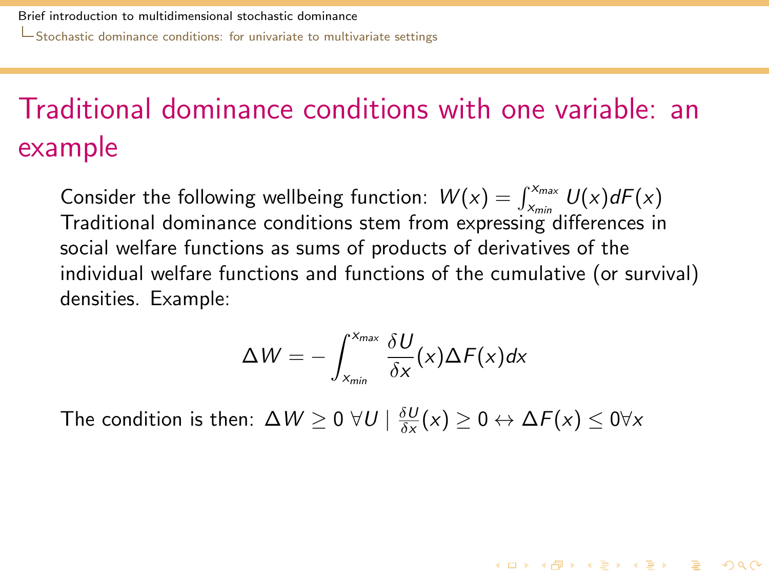# Traditional dominance conditions with one variable: an example

Consider the following wellbeing function: $W(x) = \int_{x_{min}}^{x_{max}} U(x)dF(x)$
Traditional dominance conditions stem from expressing differences in social welfare functions as sums of products of derivatives of the individual welfare functions and functions of the cumulative (or survival) densities. Example:

$$\Delta W = -\int_{x_{min}}^{x_{max}} \frac{\delta U}{\delta x}(x)\Delta F(x)dx$$

The condition is then: $\Delta W \geq 0 \ \forall U \mid \frac{\delta U}{\delta x}(x) \geq 0 \leftrightarrow \Delta F(x) \leq 0 \forall x$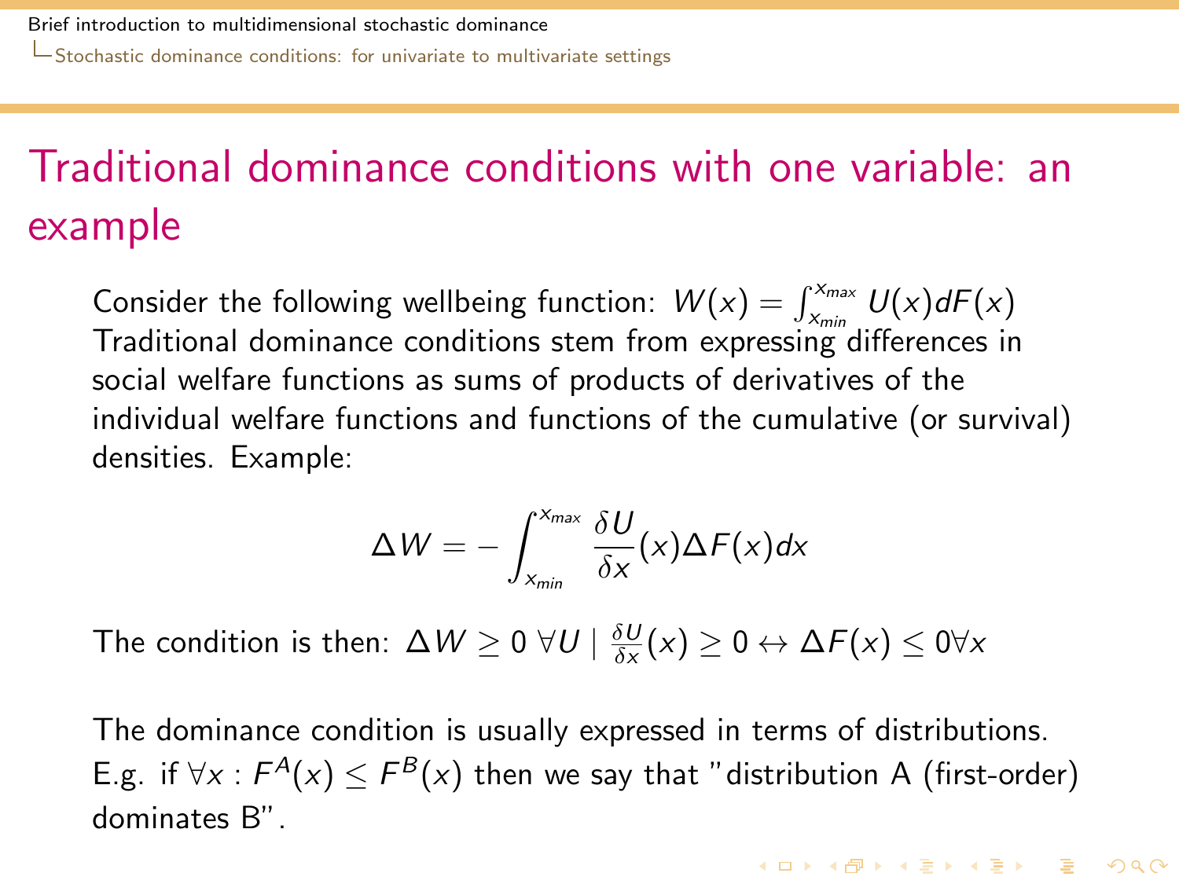# Traditional dominance conditions with one variable: an example

Consider the following wellbeing function: $W(x) = \int_{x_{min}}^{x_{max}} U(x)dF(x)$
Traditional dominance conditions stem from expressing differences in social welfare functions as sums of products of derivatives of the individual welfare functions and functions of the cumulative (or survival) densities. Example:

$$\Delta W = -\int_{x_{min}}^{x_{max}} \frac{\delta U}{\delta x}(x) \Delta F(x) dx$$

The condition is then: $\Delta W \geq 0 \ \forall U \mid \frac{\delta U}{\delta x}(x) \geq 0 \leftrightarrow \Delta F(x) \leq 0 \forall x$

The dominance condition is usually expressed in terms of distributions. E.g. if $\forall x : F^A(x) \leq F^B(x)$ then we say that "distribution A (first-order) dominates B".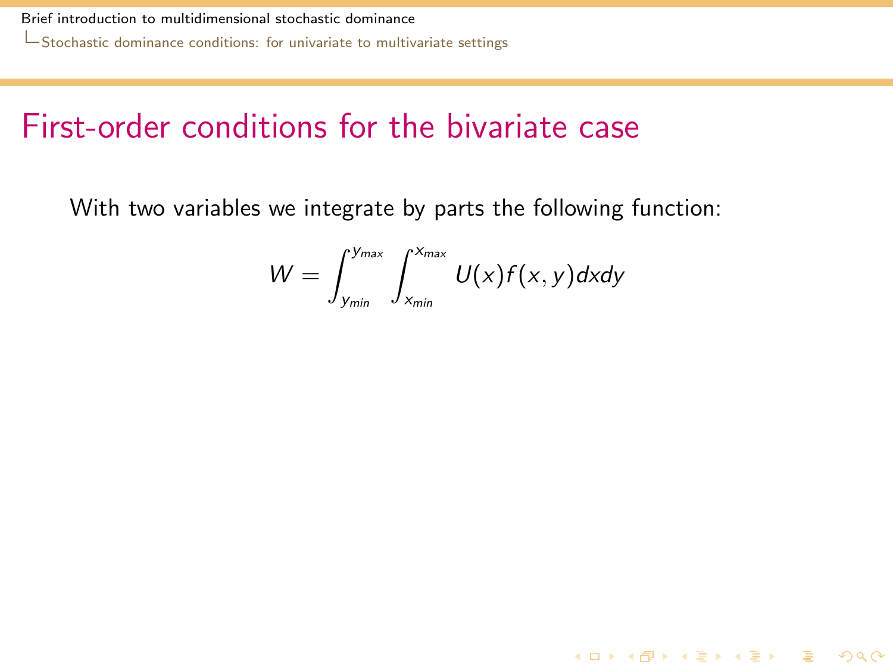# First-order conditions for the bivariate case

With two variables we integrate by parts the following function:

$$W = \int_{y_{min}}^{y_{max}} \int_{x_{min}}^{x_{max}} U(x) f(x,y) dx dy$$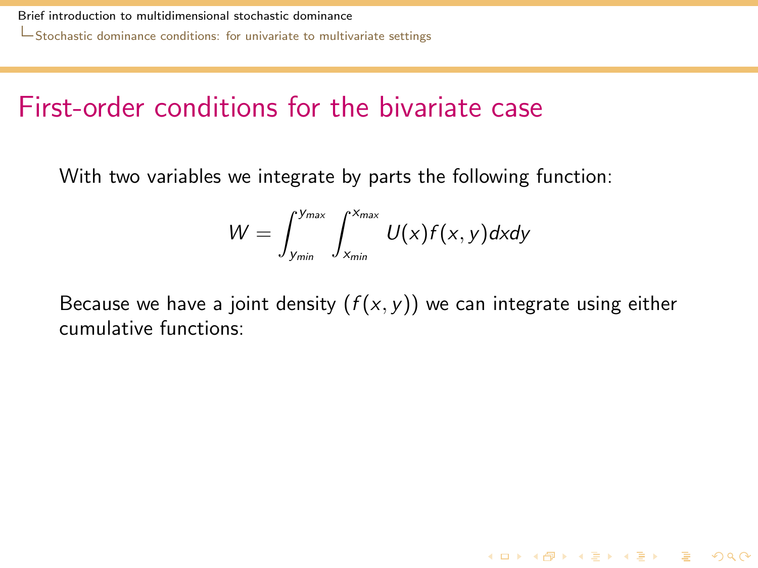# First-order conditions for the bivariate case

With two variables we integrate by parts the following function:

$$W = \int_{y_{min}}^{y_{max}} \int_{x_{min}}^{x_{max}} U(x) f(x, y) dx dy$$

Because we have a joint density ($f(x, y)$) we can integrate using either cumulative functions: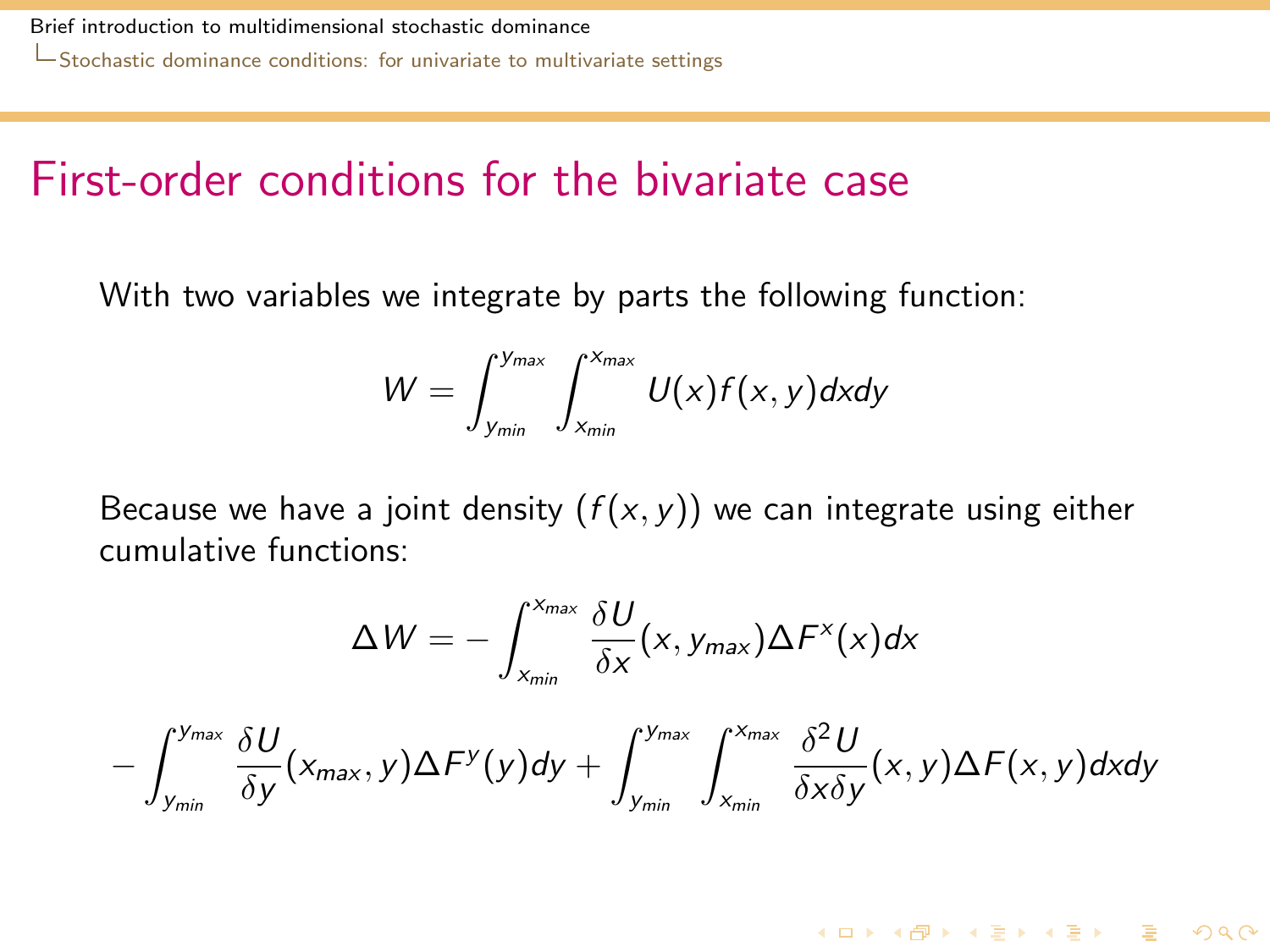# First-order conditions for the bivariate case

With two variables we integrate by parts the following function:

$$W = \int_{y_{min}}^{y_{max}} \int_{x_{min}}^{x_{max}} U(x) f(x,y) dx dy$$

Because we have a joint density ($f(x,y)$) we can integrate using either cumulative functions:

$$\Delta W = - \int_{x_{min}}^{x_{max}} \frac{\delta U}{\delta x}(x, y_{max}) \Delta F^{x}(x) dx$$

$$- \int_{y_{min}}^{y_{max}} \frac{\delta U}{\delta y}(x_{max}, y) \Delta F^{y}(y) dy + \int_{y_{min}}^{y_{max}} \int_{x_{min}}^{x_{max}} \frac{\delta^2 U}{\delta x \delta y}(x,y) \Delta F(x,y) dx dy$$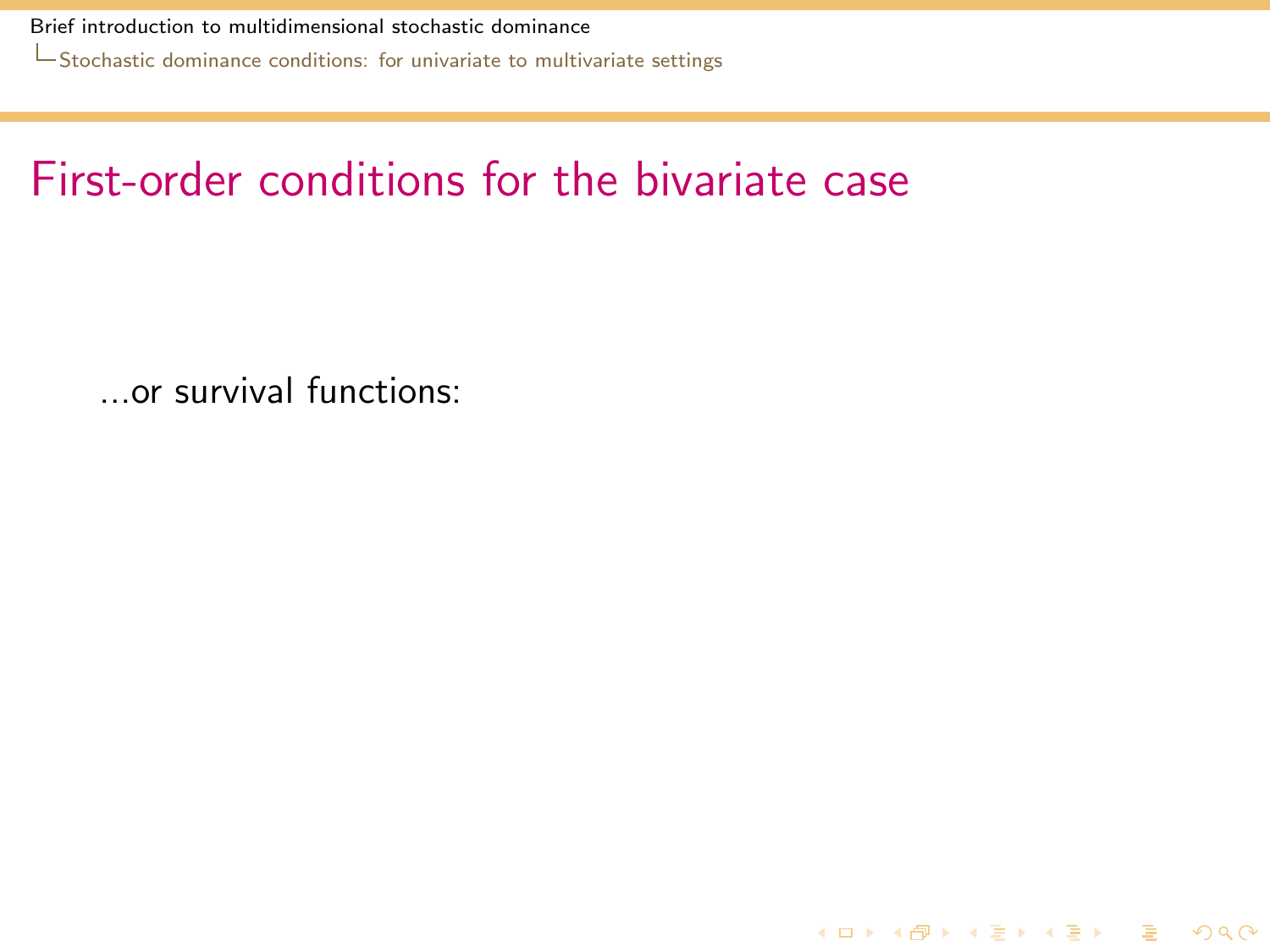# First-order conditions for the bivariate case

...or survival functions: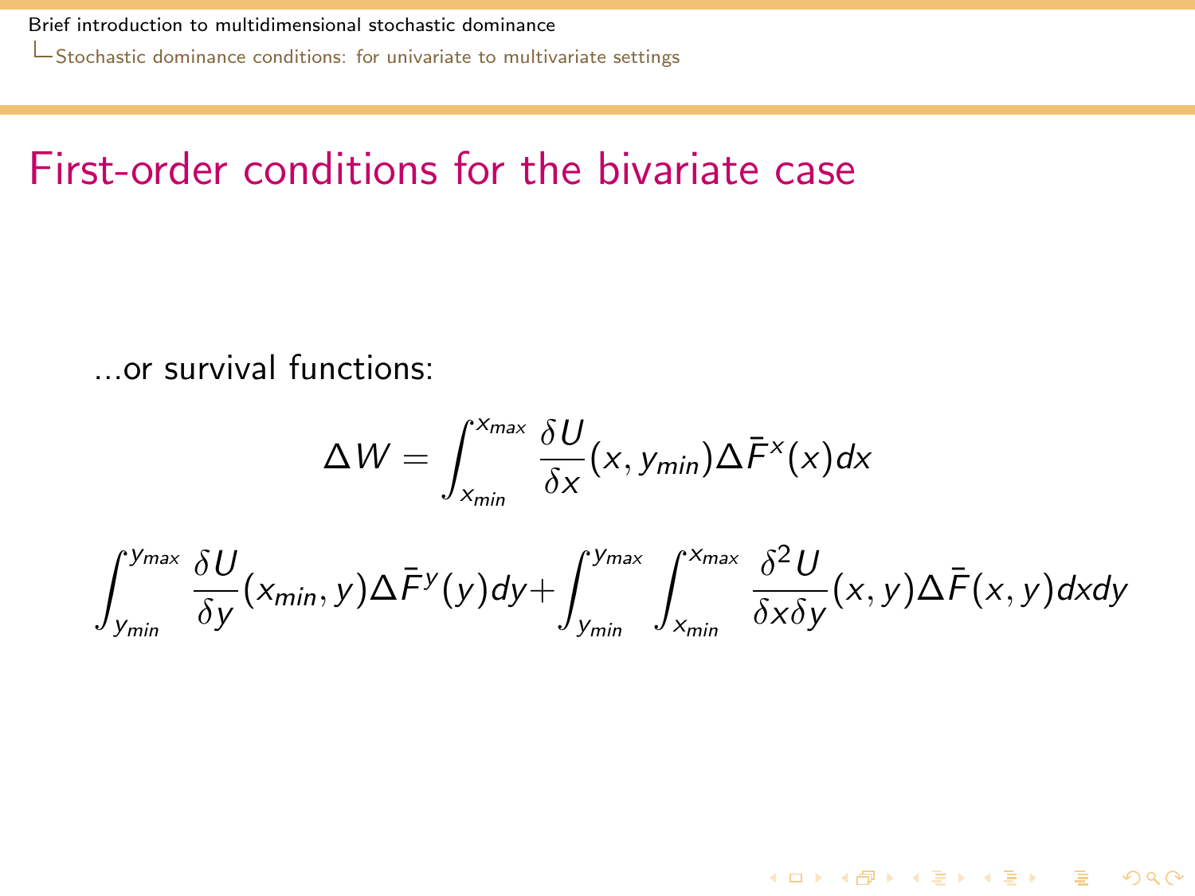# First-order conditions for the bivariate case

...or survival functions:

$$\Delta W = \int_{x_{min}}^{x_{max}} \frac{\delta U}{\delta x}(x, y_{min}) \Delta \bar{F}^{x}(x) dx$$

$$\int_{y_{min}}^{y_{max}} \frac{\delta U}{\delta y}(x_{min}, y) \Delta \bar{F}^{y}(y) dy + \int_{y_{min}}^{y_{max}} \int_{x_{min}}^{x_{max}} \frac{\delta^2 U}{\delta x \delta y}(x, y) \Delta \bar{F}(x, y) dx dy$$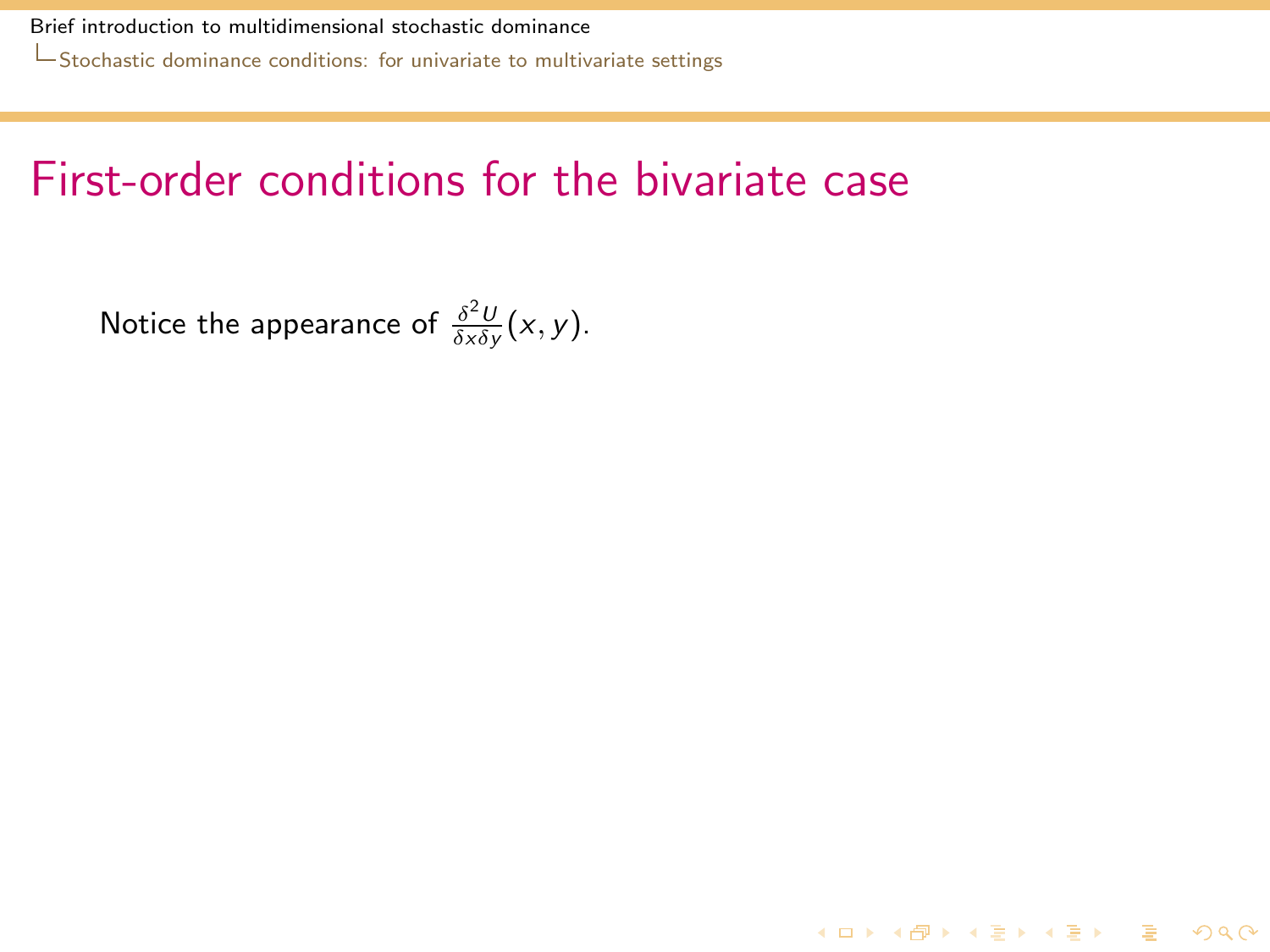# First-order conditions for the bivariate case

Notice the appearance of $\frac{\delta^2 U}{\delta x \delta y}(x, y)$.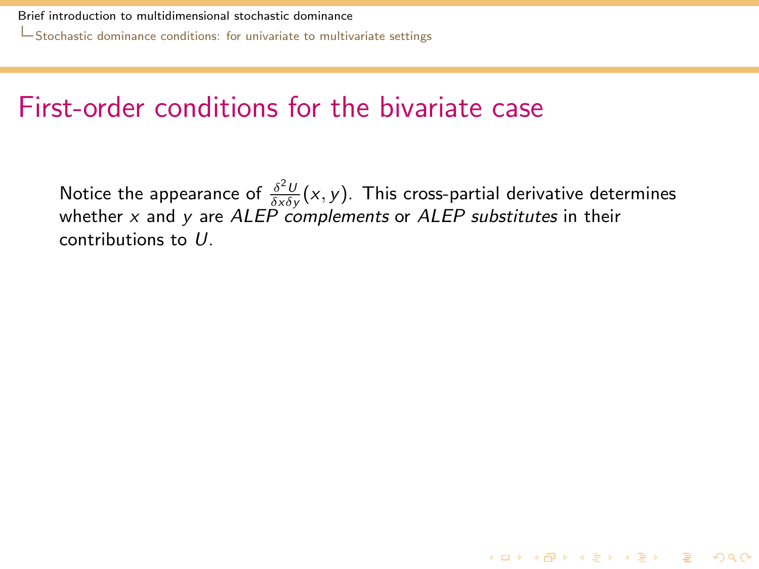# First-order conditions for the bivariate case

Notice the appearance of $\frac{\delta^2 U}{\delta x \delta y}(x, y)$. This cross-partial derivative determines whether $x$ and $y$ are *ALEP complements* or *ALEP substitutes* in their contributions to $U$.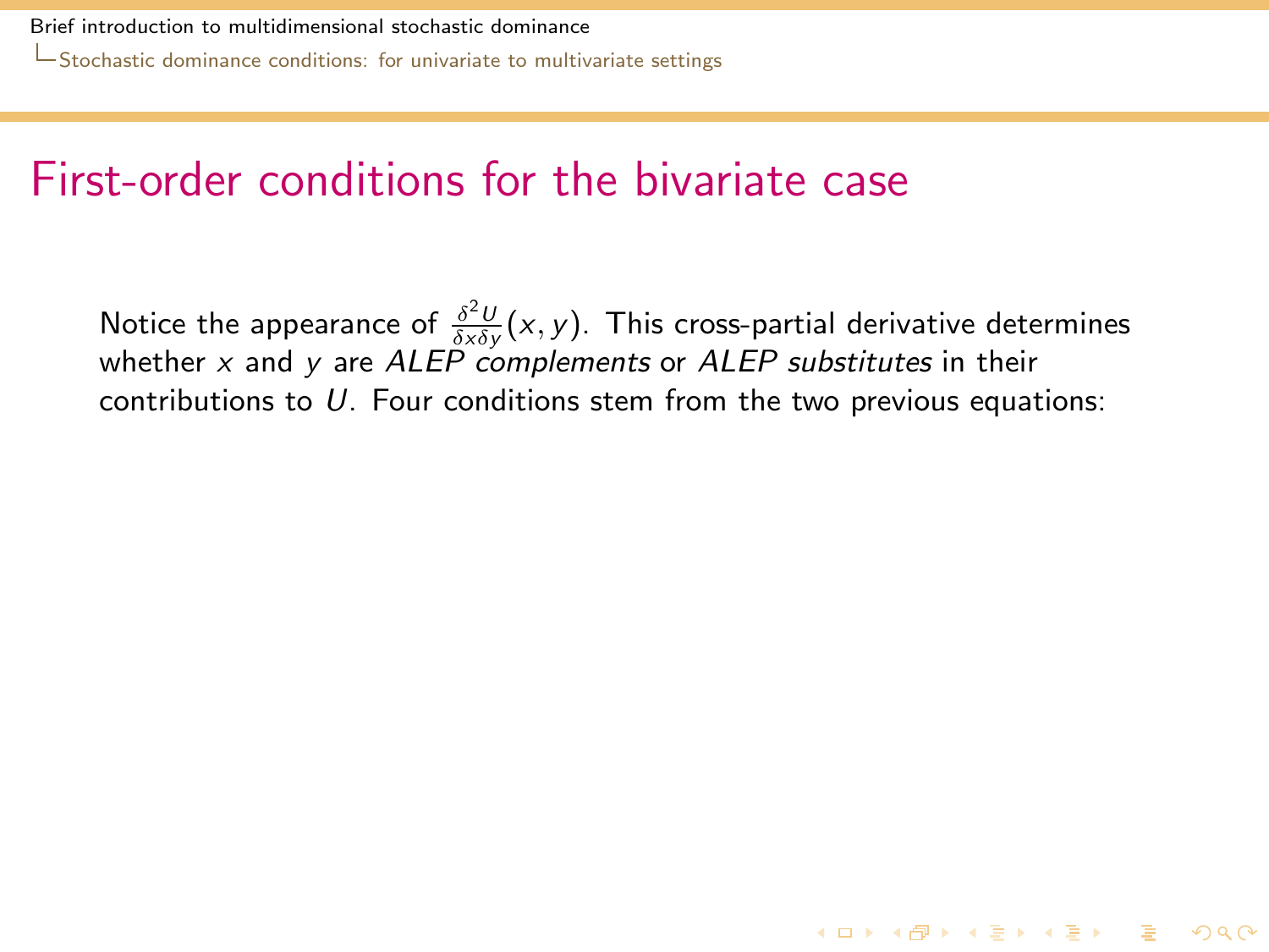# First-order conditions for the bivariate case

Notice the appearance of $\frac{\delta^2 U}{\delta x \delta y}(x, y)$. This cross-partial derivative determines whether $x$ and $y$ are *ALEP complements* or *ALEP substitutes* in their contributions to $U$. Four conditions stem from the two previous equations: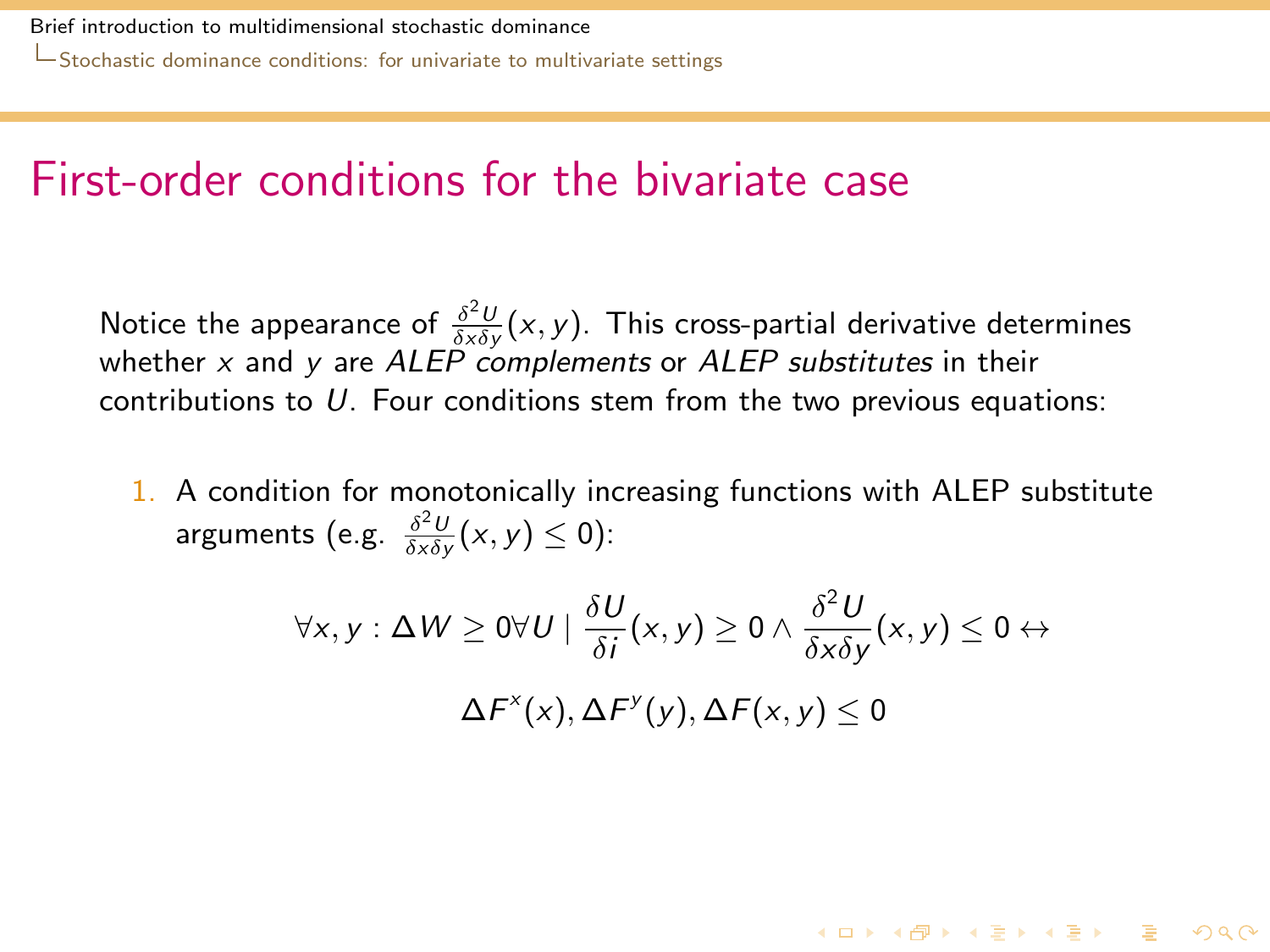# First-order conditions for the bivariate case

Notice the appearance of $\frac{\delta^2 U}{\delta x \delta y}(x, y)$. This cross-partial derivative determines whether $x$ and $y$ are *ALEP complements* or *ALEP substitutes* in their contributions to $U$. Four conditions stem from the two previous equations:

1. A condition for monotonically increasing functions with ALEP substitute arguments (e.g. $\frac{\delta^2 U}{\delta x \delta y}(x, y) \leq 0$):

$$\forall x, y : \Delta W \geq 0 \forall U \mid \frac{\delta U}{\delta i}(x, y) \geq 0 \wedge \frac{\delta^2 U}{\delta x \delta y}(x, y) \leq 0 \leftrightarrow$$

$$\Delta F^x(x), \Delta F^y(y), \Delta F(x, y) \leq 0$$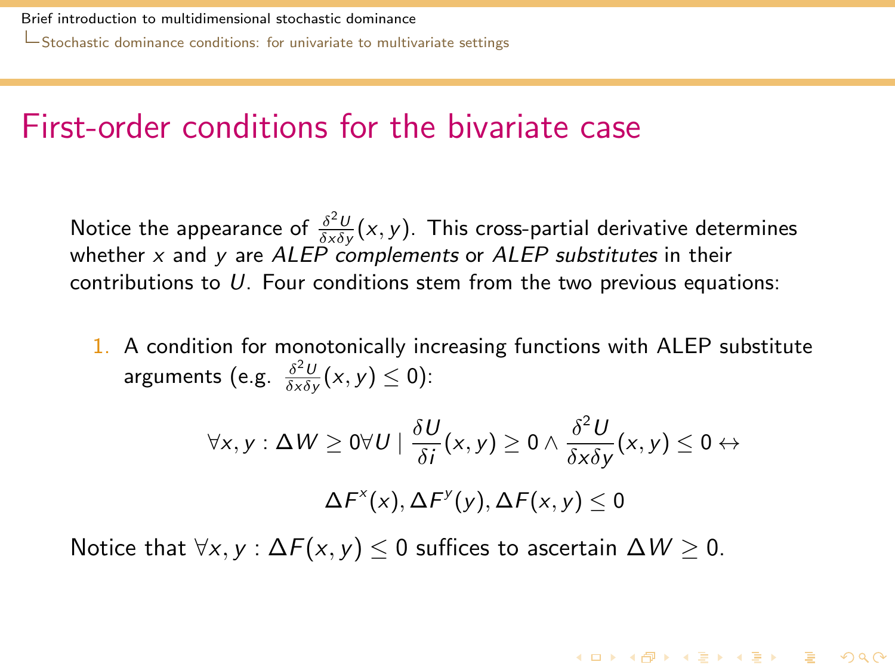# First-order conditions for the bivariate case

Notice the appearance of $\frac{\delta^2 U}{\delta x \delta y}(x, y)$. This cross-partial derivative determines whether $x$ and $y$ are *ALEP complements* or *ALEP substitutes* in their contributions to $U$. Four conditions stem from the two previous equations:

1. A condition for monotonically increasing functions with ALEP substitute arguments (e.g. $\frac{\delta^2 U}{\delta x \delta y}(x, y) \leq 0$):

$$\forall x, y : \Delta W \geq 0 \forall U \mid \frac{\delta U}{\delta i}(x, y) \geq 0 \wedge \frac{\delta^2 U}{\delta x \delta y}(x, y) \leq 0 \leftrightarrow$$

$$\Delta F^x(x), \Delta F^y(y), \Delta F(x, y) \leq 0$$

Notice that $\forall x, y : \Delta F(x, y) \leq 0$ suffices to ascertain $\Delta W \geq 0$.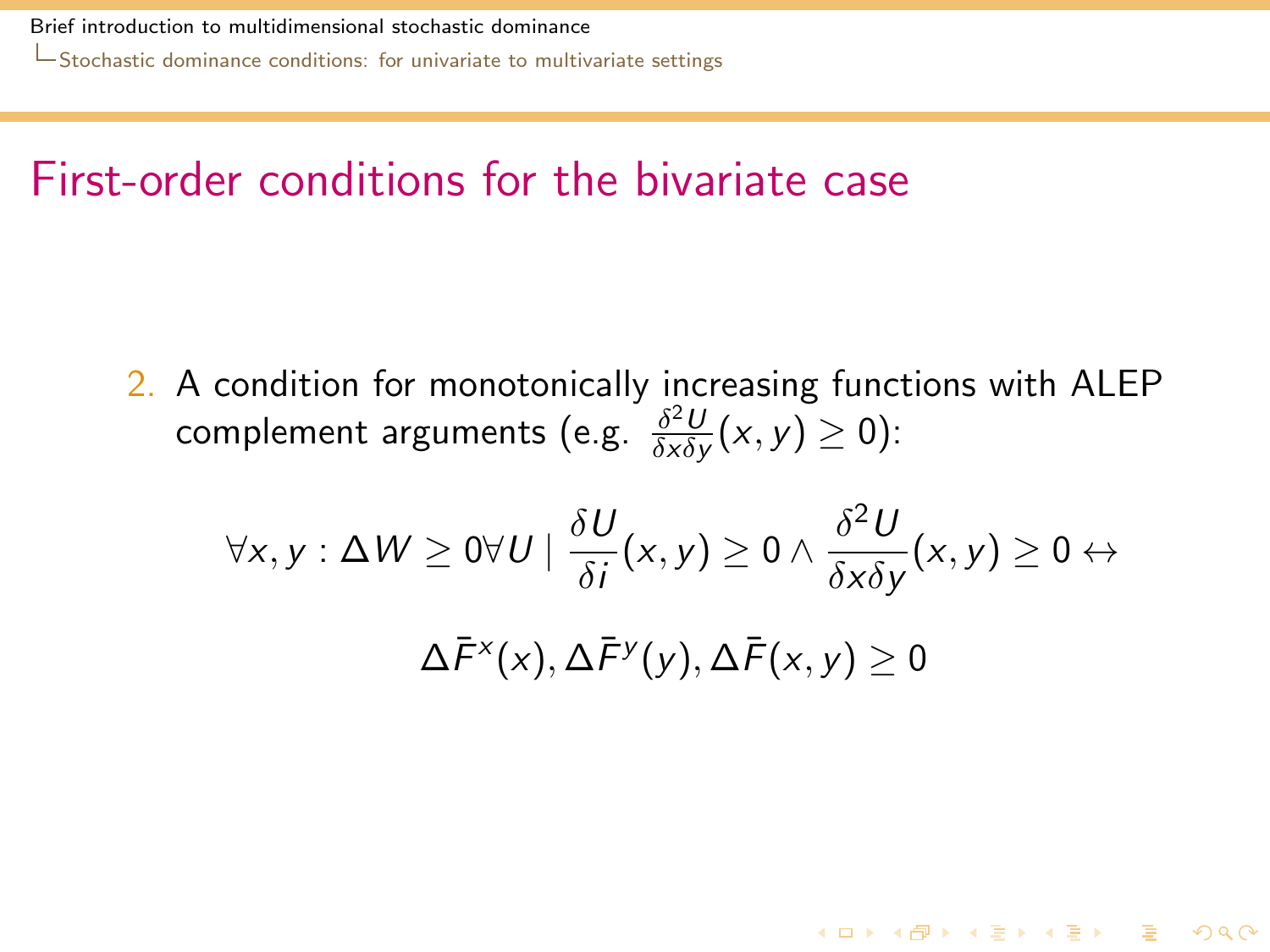# First-order conditions for the bivariate case

2. A condition for monotonically increasing functions with ALEP complement arguments (e.g. $\frac{\delta^2 U}{\delta x \delta y}(x, y) \geq 0$):

$$\forall x, y : \Delta W \geq 0 \forall U \mid \frac{\delta U}{\delta i}(x, y) \geq 0 \wedge \frac{\delta^2 U}{\delta x \delta y}(x, y) \geq 0 \leftrightarrow$$

$$\Delta \bar{F}^x(x), \Delta \bar{F}^y(y), \Delta \bar{F}(x, y) \geq 0$$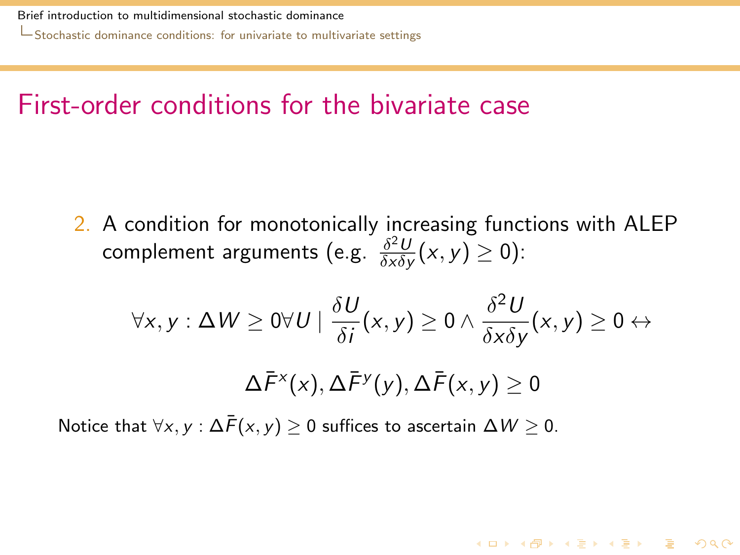# First-order conditions for the bivariate case

2. A condition for monotonically increasing functions with ALEP complement arguments (e.g. $\frac{\delta^2 U}{\delta x \delta y}(x,y) \geq 0$):

$$\forall x, y : \Delta W \geq 0 \forall U \mid \frac{\delta U}{\delta i}(x,y) \geq 0 \wedge \frac{\delta^2 U}{\delta x \delta y}(x,y) \geq 0 \leftrightarrow$$

$$\Delta \bar{F}^x(x), \Delta \bar{F}^y(y), \Delta \bar{F}(x,y) \geq 0$$

Notice that $\forall x, y : \Delta \bar{F}(x,y) \geq 0$ suffices to ascertain $\Delta W \geq 0$.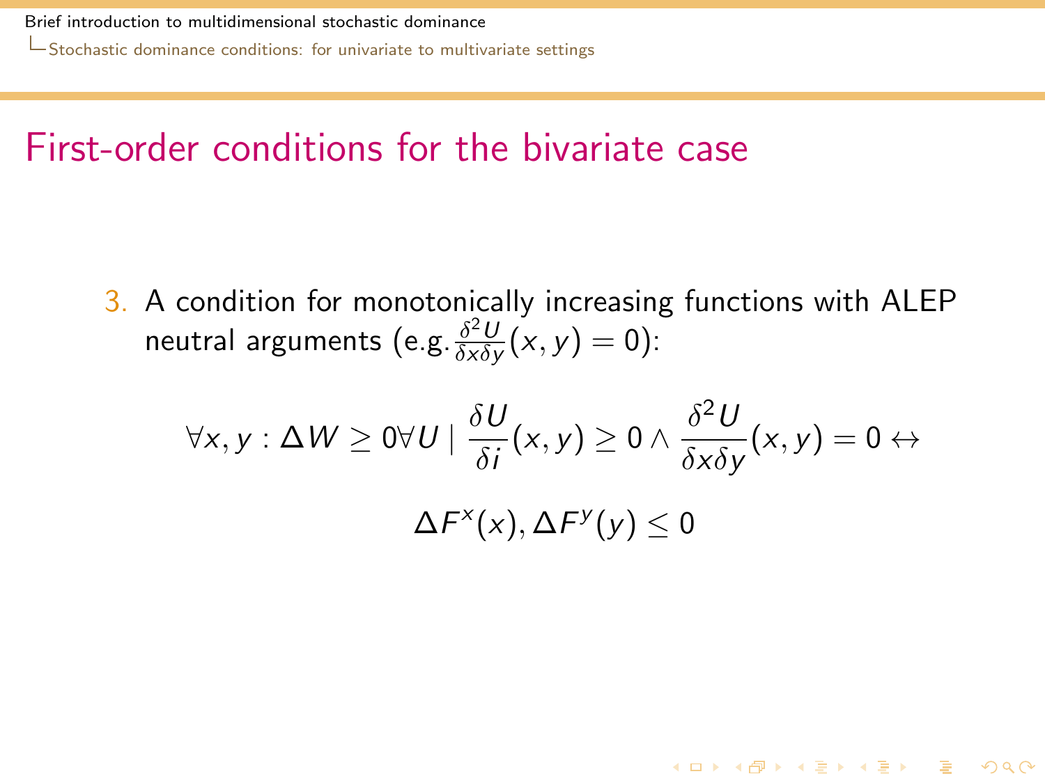## First-order conditions for the bivariate case

3. A condition for monotonically increasing functions with ALEP neutral arguments (e.g. $\frac{\delta^2 U}{\delta x \delta y}(x,y) = 0$):

$$\forall x, y : \Delta W \geq 0 \forall U \mid \frac{\delta U}{\delta i}(x,y) \geq 0 \wedge \frac{\delta^2 U}{\delta x \delta y}(x,y) = 0 \leftrightarrow$$

$$\Delta F^x(x), \Delta F^y(y) \leq 0$$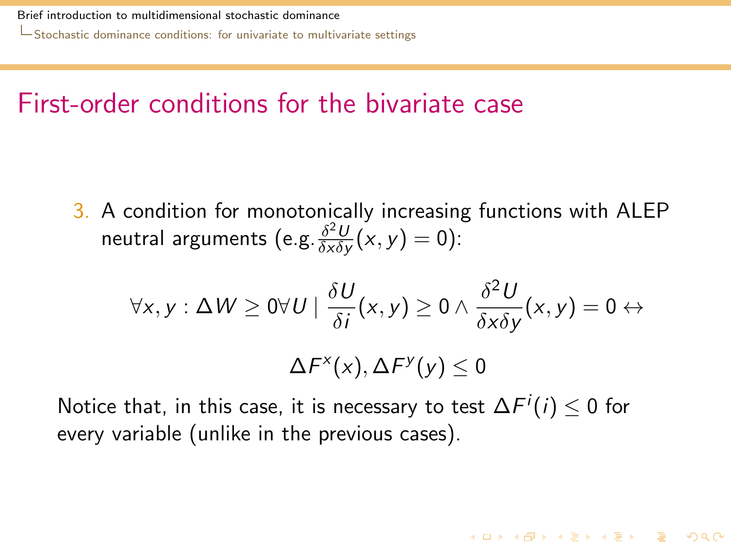# First-order conditions for the bivariate case

3. A condition for monotonically increasing functions with ALEP neutral arguments (e.g. $\frac{\delta^2 U}{\delta x \delta y}(x, y) = 0$):

$$\forall x, y : \Delta W \geq 0 \forall U \mid \frac{\delta U}{\delta i}(x, y) \geq 0 \wedge \frac{\delta^2 U}{\delta x \delta y}(x, y) = 0 \leftrightarrow$$

$$\Delta F^x(x), \Delta F^y(y) \leq 0$$

Notice that, in this case, it is necessary to test $\Delta F^i(i) \leq 0$ for every variable (unlike in the previous cases).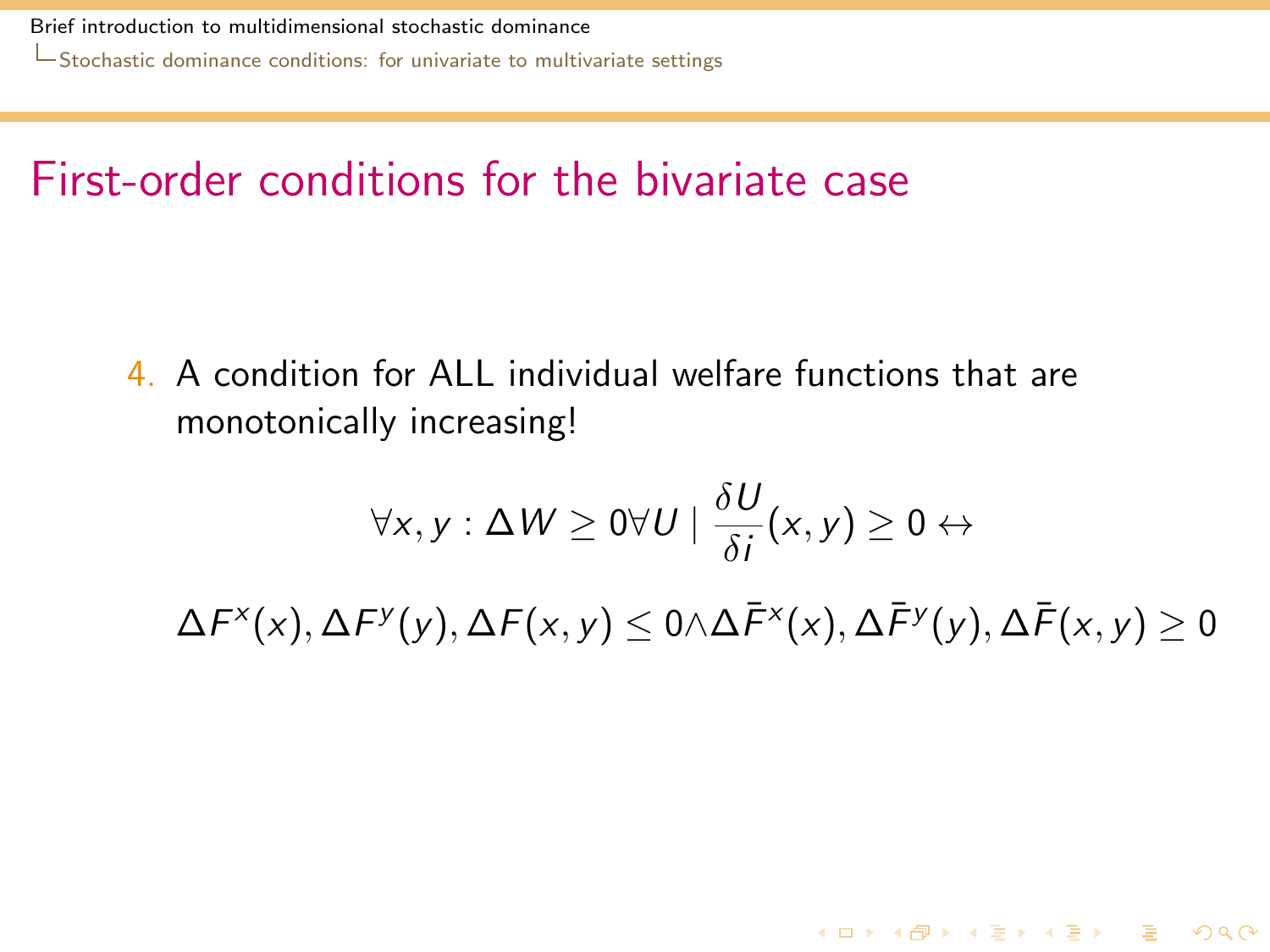# First-order conditions for the bivariate case

4. A condition for ALL individual welfare functions that are monotonically increasing!

$$\forall x, y : \Delta W \geq 0 \forall U \mid \frac{\delta U}{\delta i}(x, y) \geq 0 \leftrightarrow$$

$$\Delta F^x(x), \Delta F^y(y), \Delta F(x, y) \leq 0 \wedge \Delta \bar{F}^x(x), \Delta \bar{F}^y(y), \Delta \bar{F}(x, y) \geq 0$$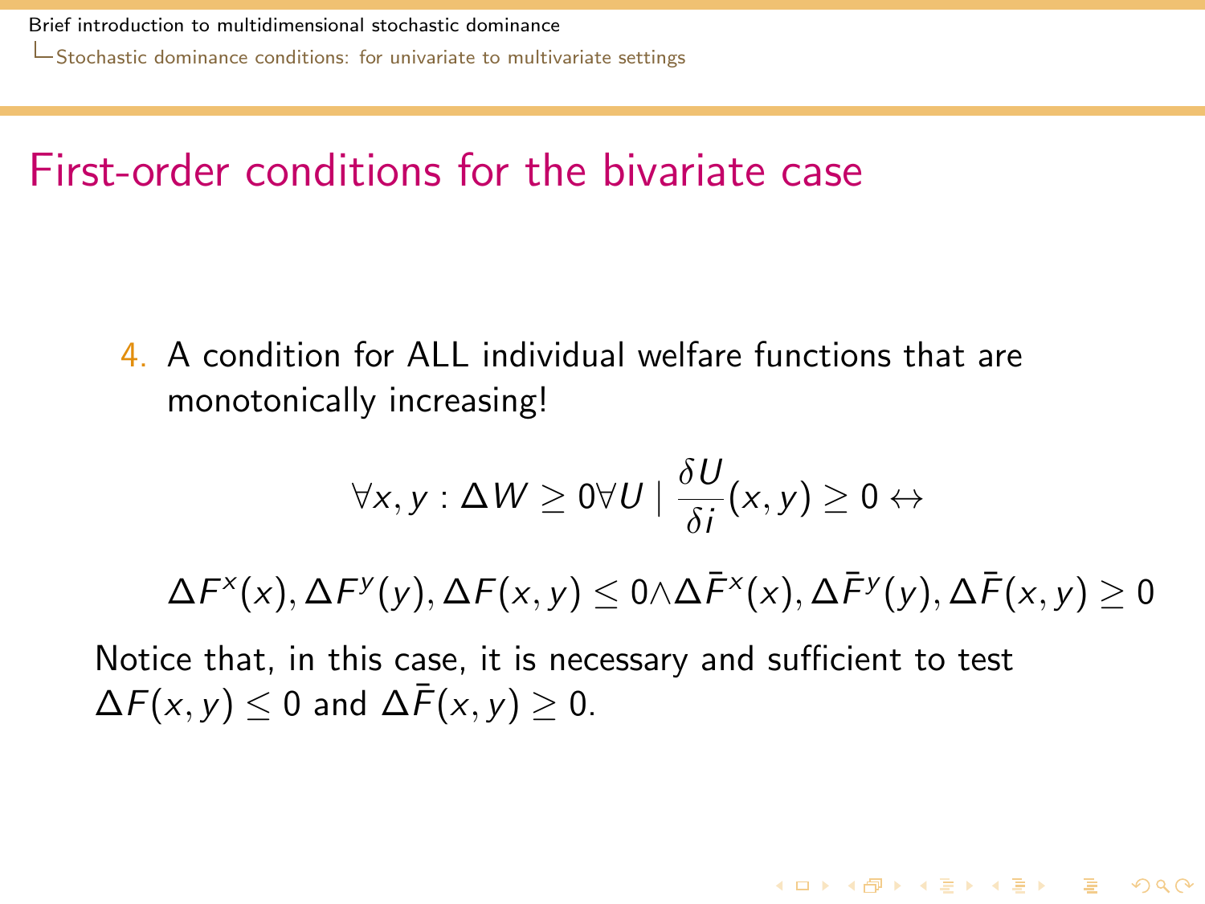# First-order conditions for the bivariate case

4. A condition for ALL individual welfare functions that are monotonically increasing!

$$\forall x, y : \Delta W \geq 0 \forall U \mid \frac{\delta U}{\delta i}(x, y) \geq 0 \leftrightarrow$$

$$\Delta F^x(x), \Delta F^y(y), \Delta F(x, y) \leq 0 \wedge \Delta \bar{F}^x(x), \Delta \bar{F}^y(y), \Delta \bar{F}(x, y) \geq 0$$

Notice that, in this case, it is necessary and sufficient to test $\Delta F(x, y) \leq 0$ and $\Delta \bar{F}(x, y) \geq 0$.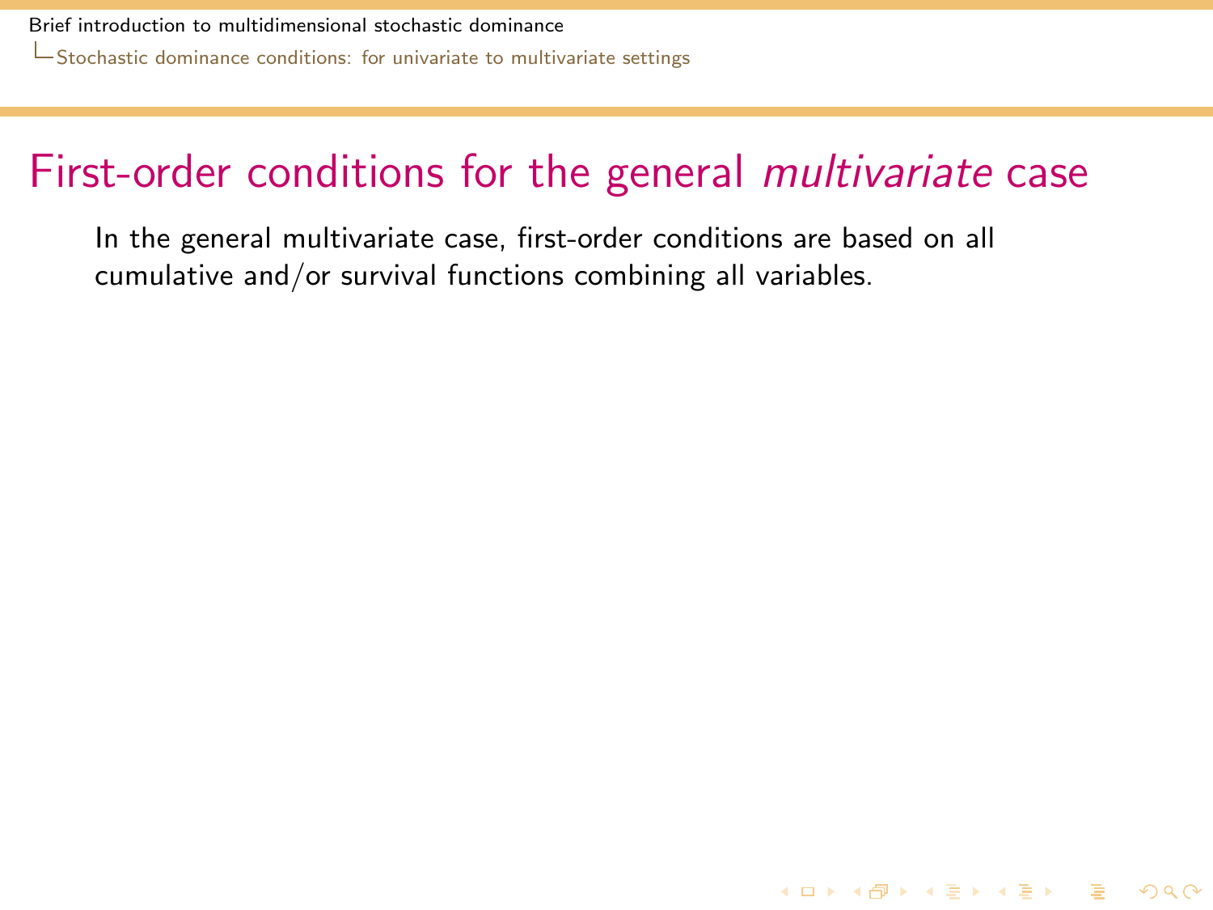# First-order conditions for the general *multivariate* case

In the general multivariate case, first-order conditions are based on all cumulative and/or survival functions combining all variables.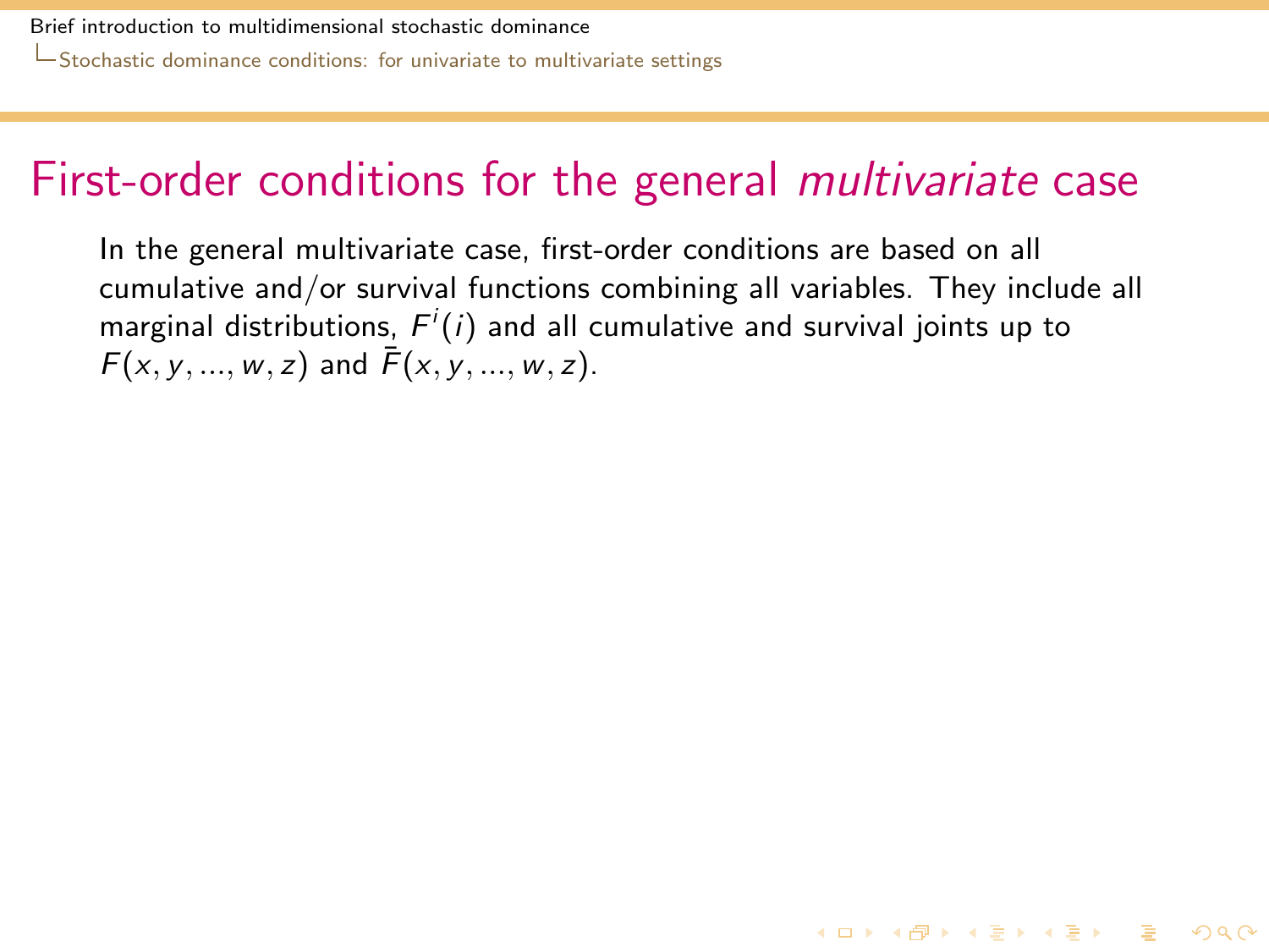# First-order conditions for the general *multivariate* case

In the general multivariate case, first-order conditions are based on all cumulative and/or survival functions combining all variables. They include all marginal distributions, $F^i(i)$ and all cumulative and survival joints up to $F(x, y, ..., w, z)$ and $\bar{F}(x, y, ..., w, z)$.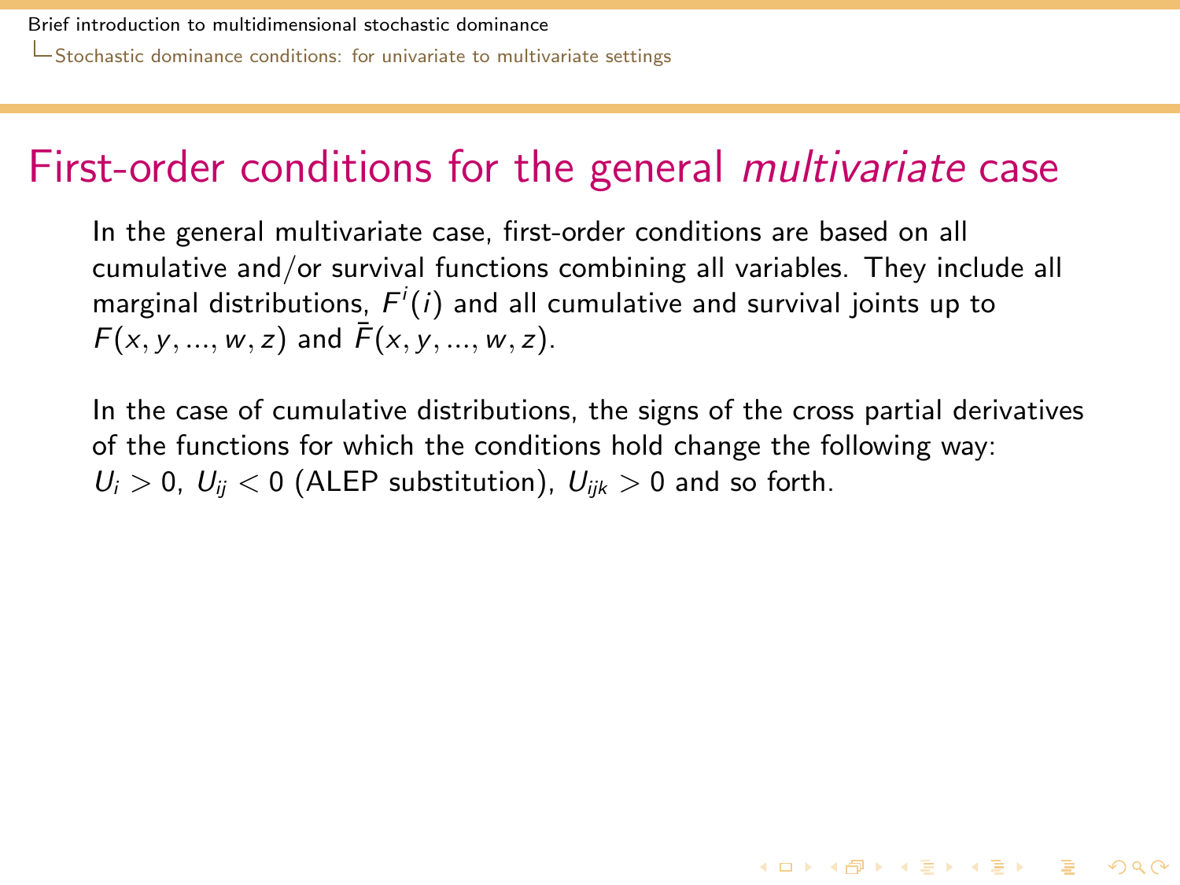# First-order conditions for the general *multivariate* case

In the general multivariate case, first-order conditions are based on all cumulative and/or survival functions combining all variables. They include all marginal distributions, $F^i(i)$ and all cumulative and survival joints up to $F(x, y, ..., w, z)$ and $\bar{F}(x, y, ..., w, z)$.

In the case of cumulative distributions, the signs of the cross partial derivatives of the functions for which the conditions hold change the following way: $U_i > 0$, $U_{ij} < 0$ (ALEP substitution), $U_{ijk} > 0$ and so forth.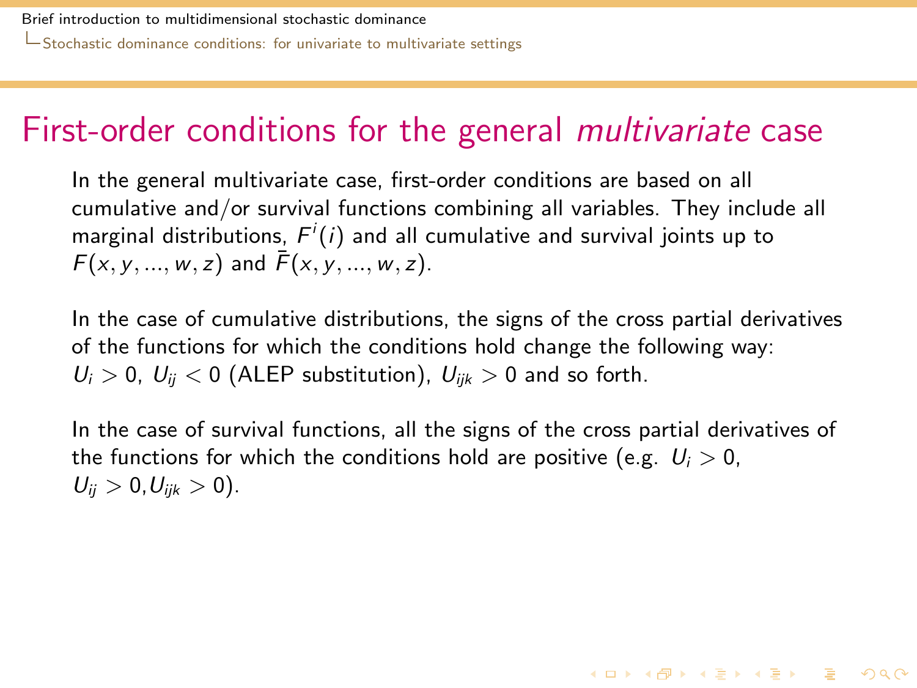# First-order conditions for the general *multivariate* case

In the general multivariate case, first-order conditions are based on all cumulative and/or survival functions combining all variables. They include all marginal distributions, $F^i(i)$ and all cumulative and survival joints up to $F(x, y, ..., w, z)$ and $\bar{F}(x, y, ..., w, z)$.

In the case of cumulative distributions, the signs of the cross partial derivatives of the functions for which the conditions hold change the following way: $U_i > 0$, $U_{ij} < 0$ (ALEP substitution), $U_{ijk} > 0$ and so forth.

In the case of survival functions, all the signs of the cross partial derivatives of the functions for which the conditions hold are positive (e.g. $U_i > 0$, $U_{ij} > 0, U_{ijk} > 0$).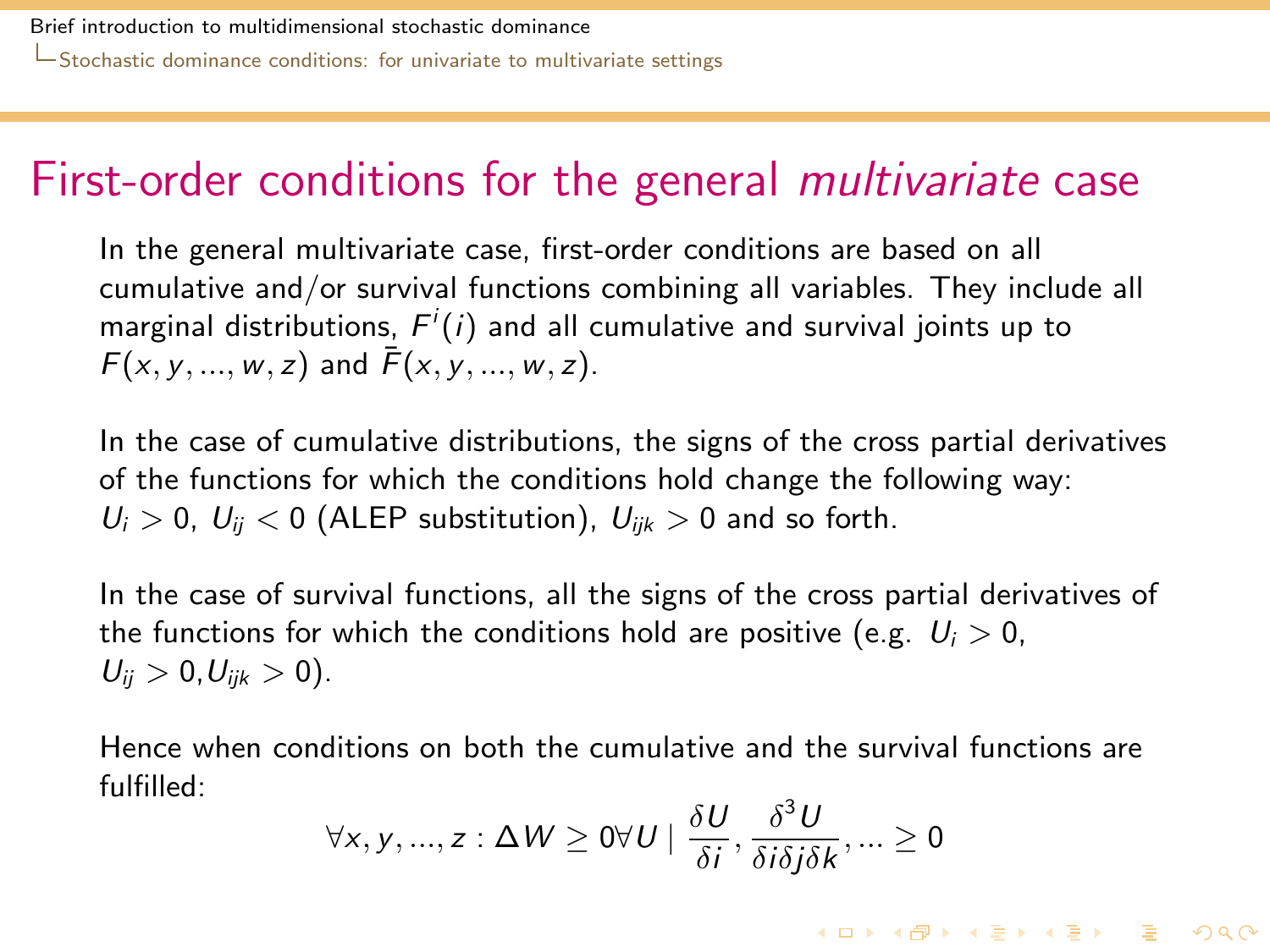# First-order conditions for the general *multivariate* case

In the general multivariate case, first-order conditions are based on all cumulative and/or survival functions combining all variables. They include all marginal distributions, $F^i(i)$ and all cumulative and survival joints up to $F(x, y, ..., w, z)$ and $\bar{F}(x, y, ..., w, z)$.

In the case of cumulative distributions, the signs of the cross partial derivatives of the functions for which the conditions hold change the following way: $U_i > 0$, $U_{ij} < 0$ (ALEP substitution), $U_{ijk} > 0$ and so forth.

In the case of survival functions, all the signs of the cross partial derivatives of the functions for which the conditions hold are positive (e.g. $U_i > 0$, $U_{ij} > 0, U_{ijk} > 0$).

Hence when conditions on both the cumulative and the survival functions are fulfilled:

$$\forall x, y, ..., z : \Delta W \geq 0 \forall U \mid \frac{\delta U}{\delta i}, \frac{\delta^3 U}{\delta i \delta j \delta k}, ... \geq 0$$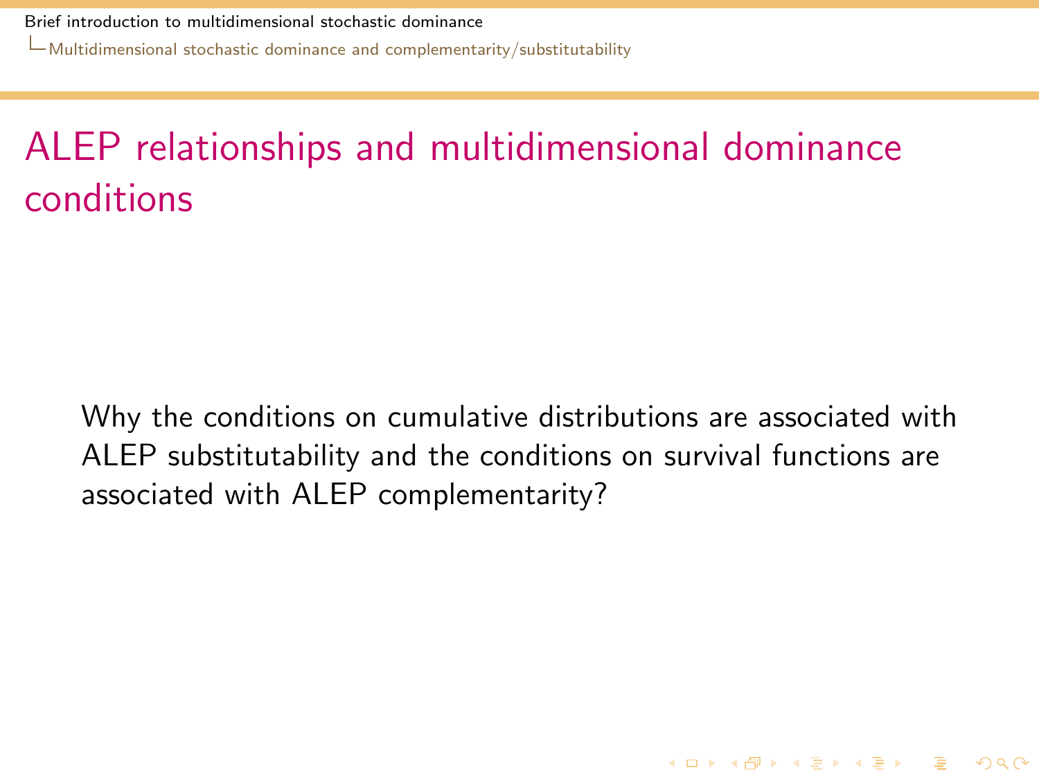# ALEP relationships and multidimensional dominance conditions

Why the conditions on cumulative distributions are associated with ALEP substitutability and the conditions on survival functions are associated with ALEP complementarity?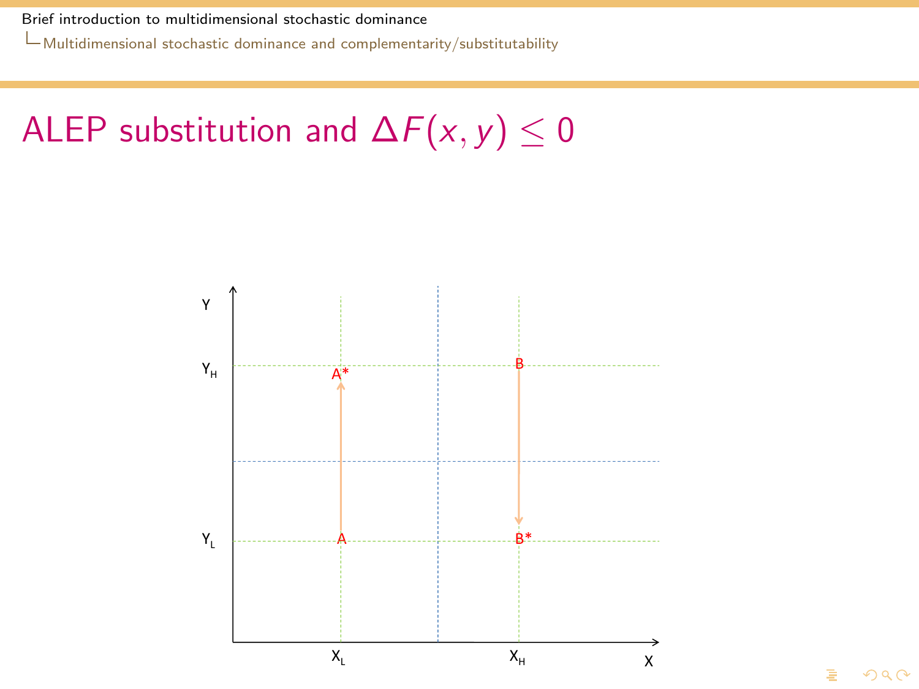# ALEP substitution and $\Delta F(x, y) \leq 0$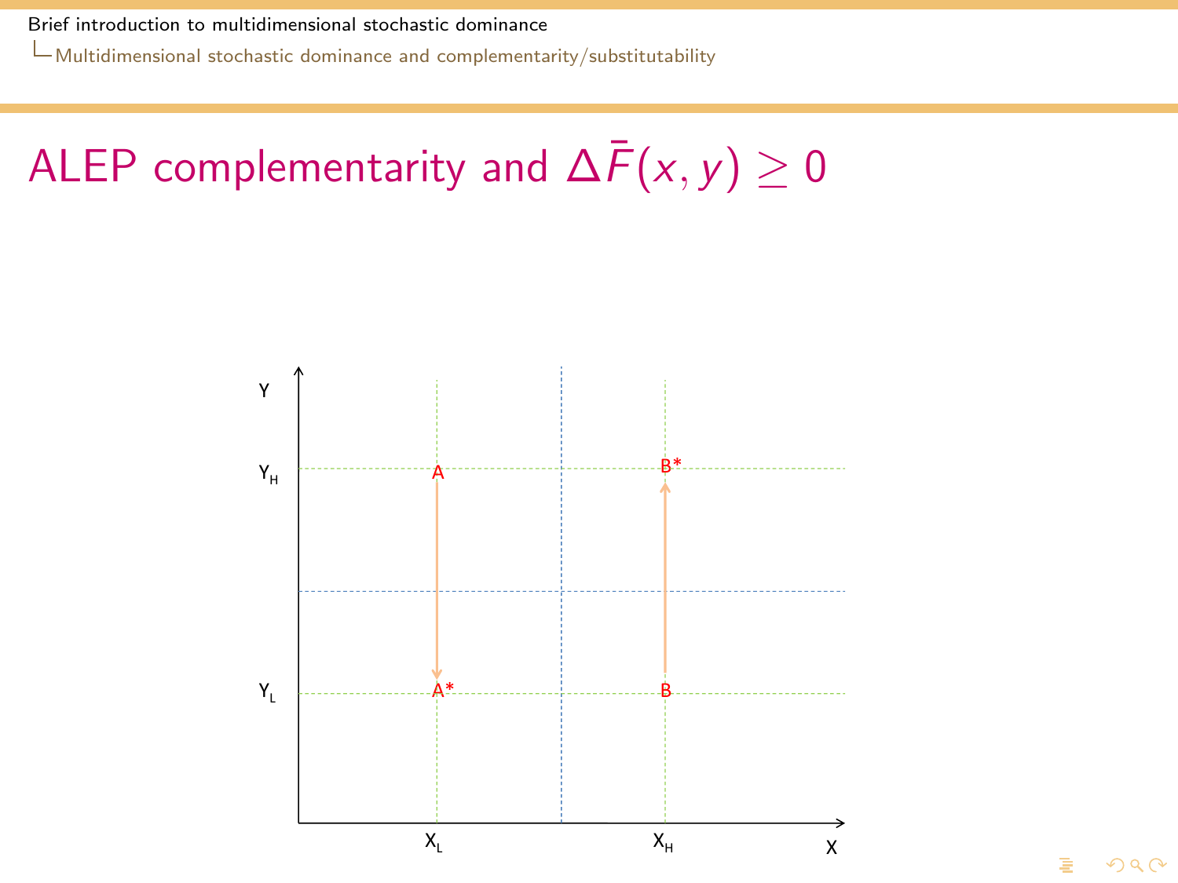# ALEP complementarity and $\Delta \bar{F}(x, y) \geq 0$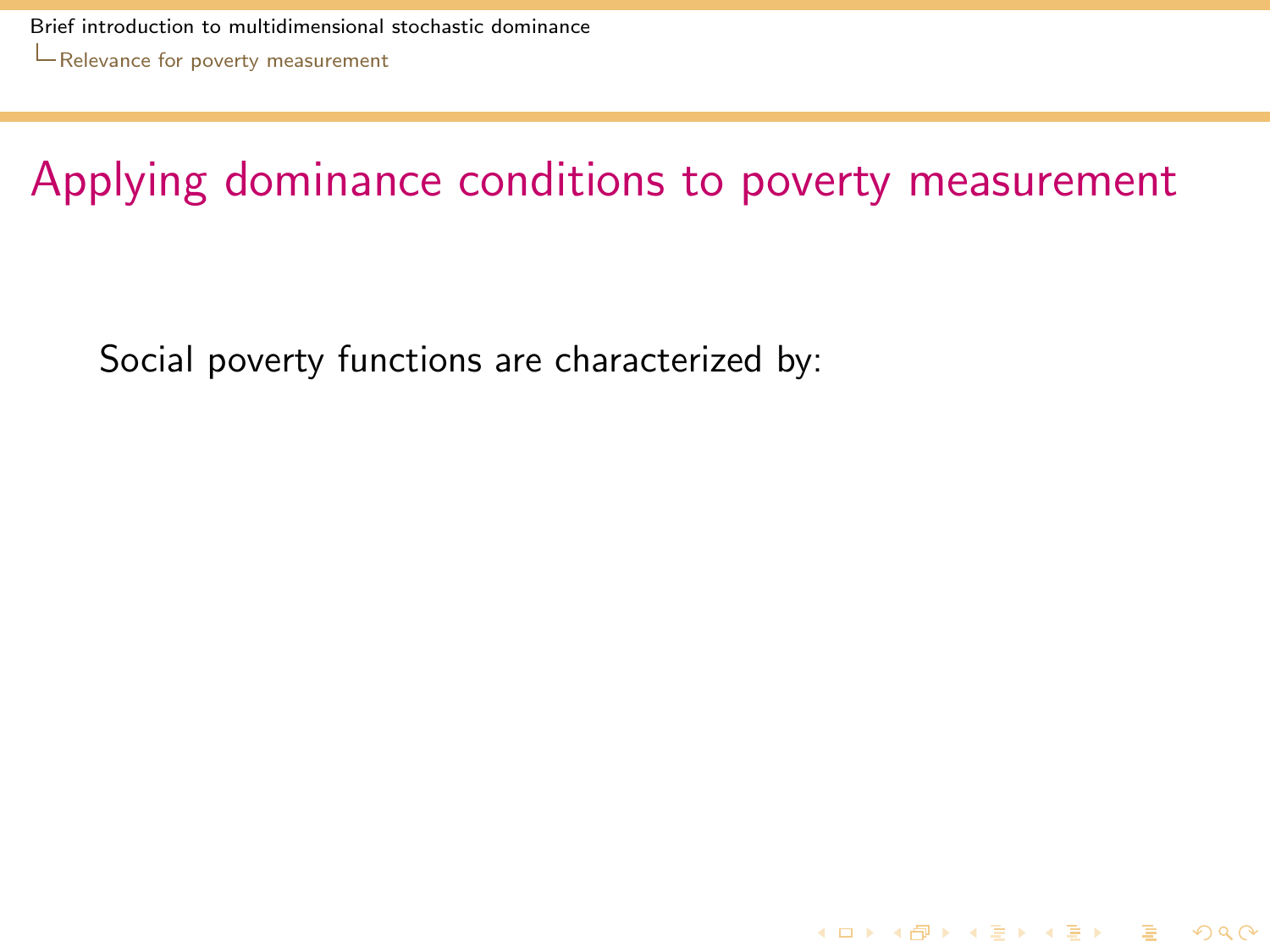# Applying dominance conditions to poverty measurement

Social poverty functions are characterized by: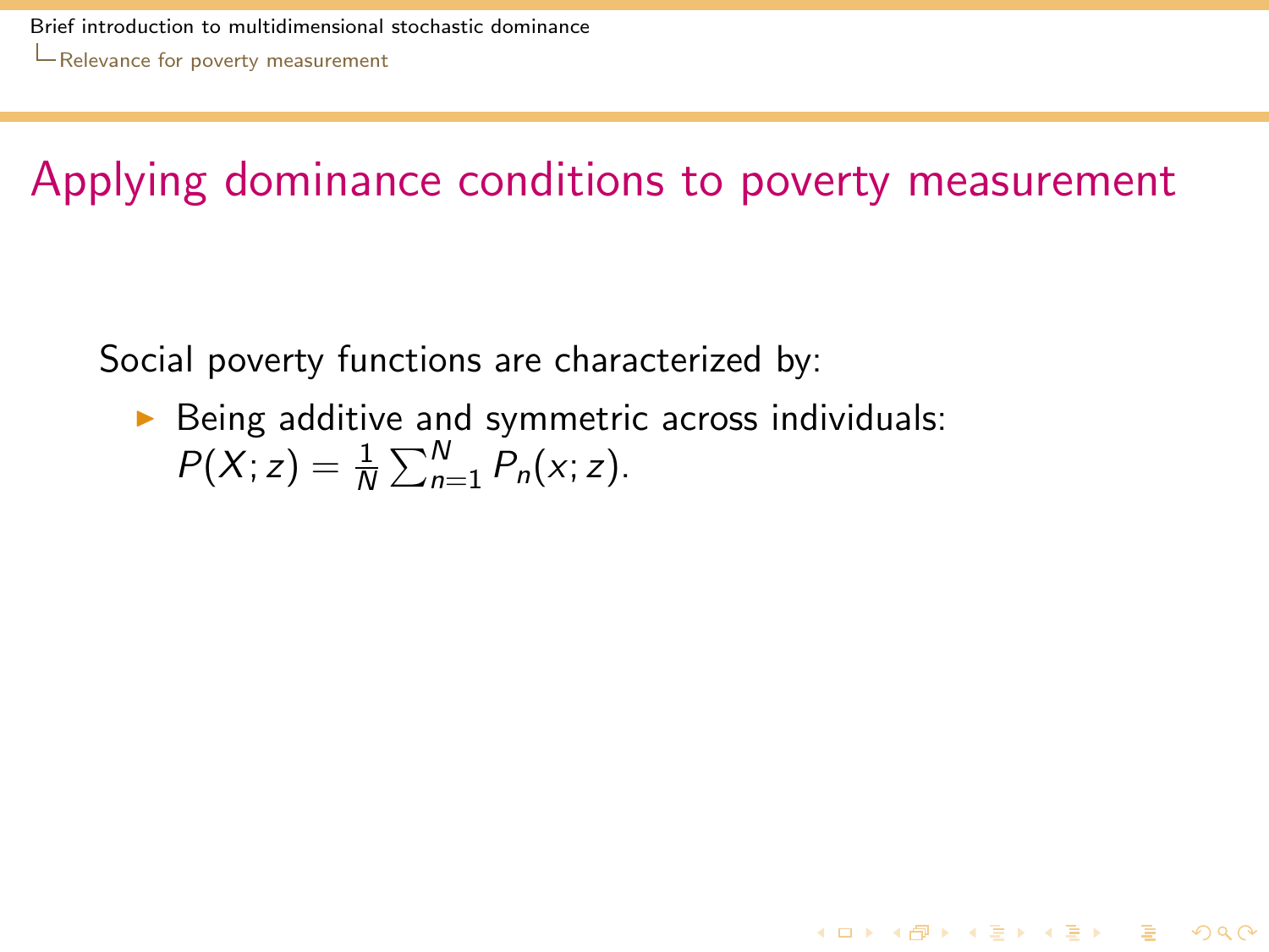# Applying dominance conditions to poverty measurement

Social poverty functions are characterized by:

- Being additive and symmetric across individuals:
  $P(X; z) = \frac{1}{N} \sum_{n=1}^{N} P_n(x; z)$.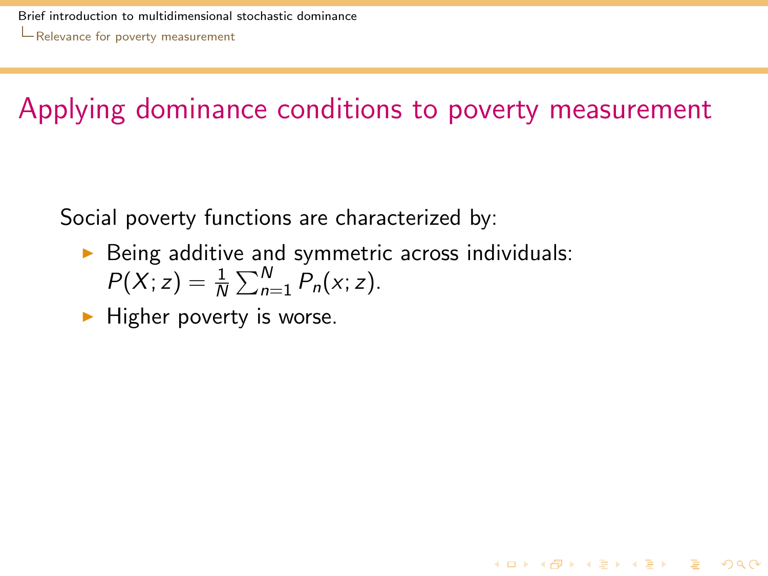# Applying dominance conditions to poverty measurement

Social poverty functions are characterized by:

- Being additive and symmetric across individuals: $P(X; z) = \frac{1}{N} \sum_{n=1}^{N} P_n(x; z)$.
- Higher poverty is worse.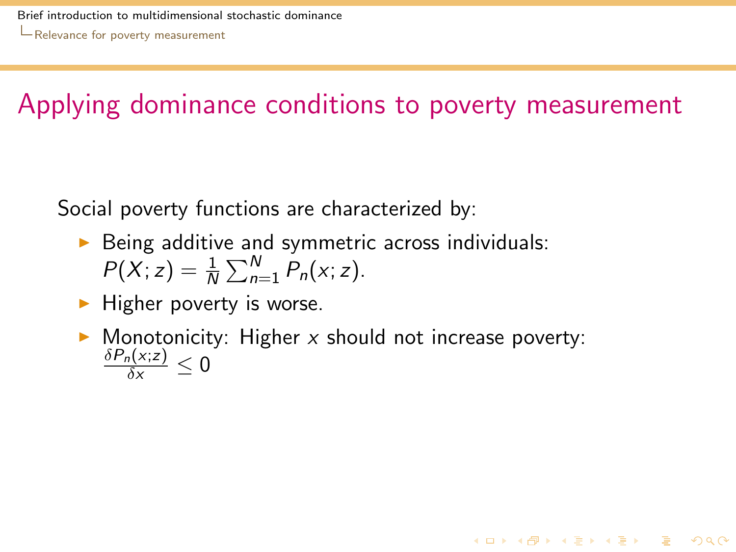# Applying dominance conditions to poverty measurement

Social poverty functions are characterized by:

- Being additive and symmetric across individuals: $P(X;z) = \frac{1}{N}\sum_{n=1}^{N} P_n(x;z)$.
- Higher poverty is worse.
- Monotonicity: Higher $x$ should not increase poverty: $\frac{\delta P_n(x;z)}{\delta x} \leq 0$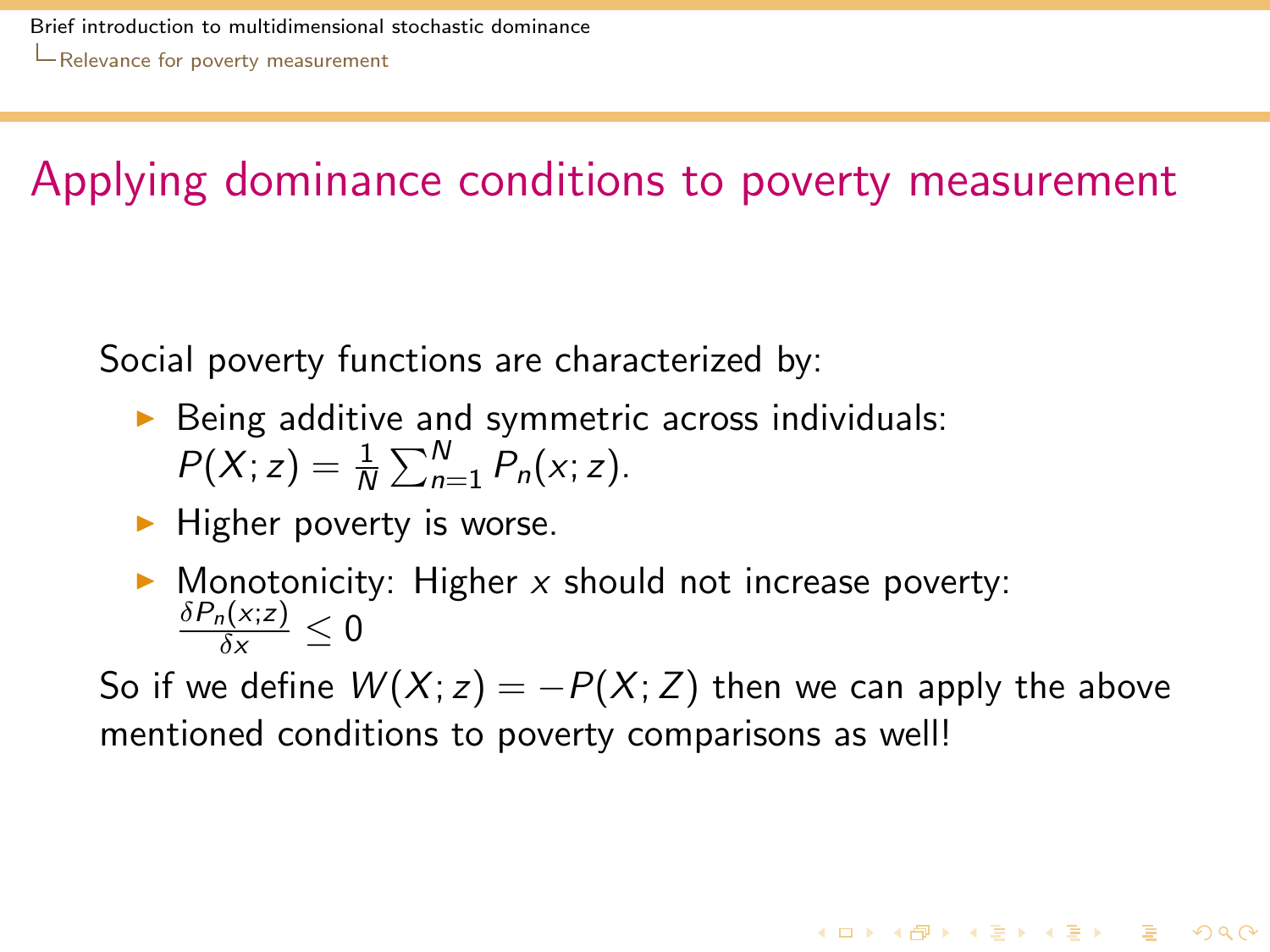# Applying dominance conditions to poverty measurement

Social poverty functions are characterized by:

- Being additive and symmetric across individuals: $P(X; z) = \frac{1}{N}\sum_{n=1}^{N} P_n(x; z)$.
- Higher poverty is worse.
- Monotonicity: Higher $x$ should not increase poverty: $\frac{\delta P_n(x;z)}{\delta x} \leq 0$

So if we define $W(X; z) = -P(X; Z)$ then we can apply the above mentioned conditions to poverty comparisons as well!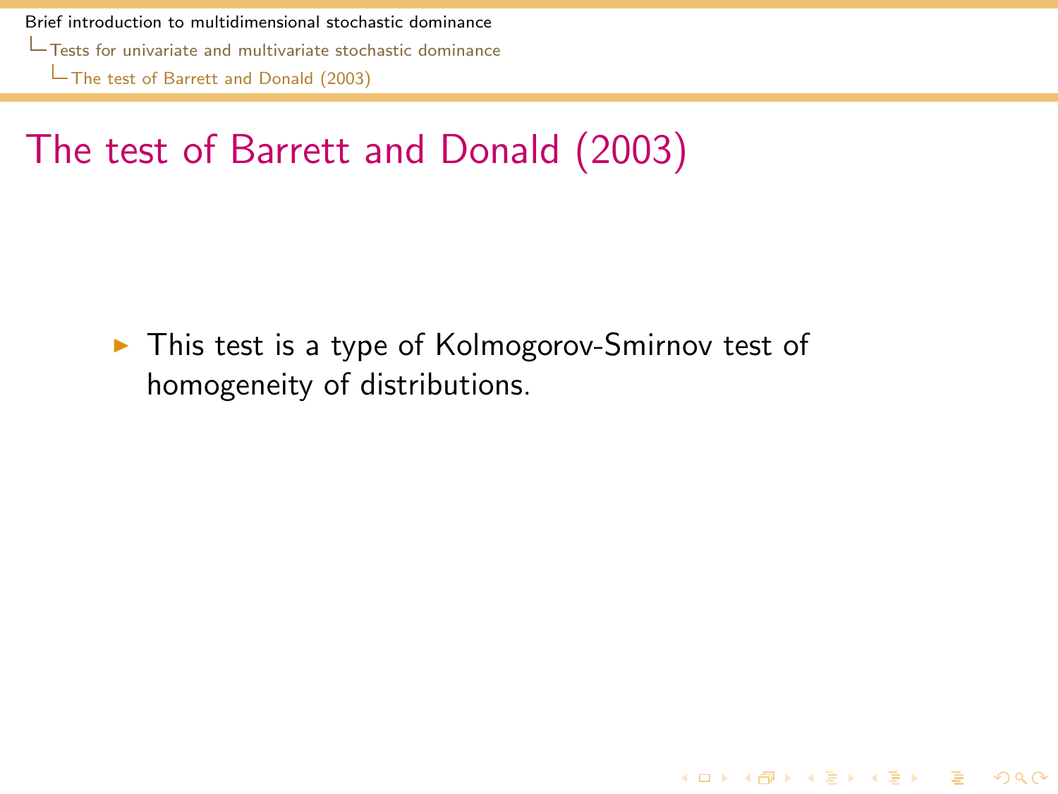# The test of Barrett and Donald (2003)

- This test is a type of Kolmogorov-Smirnov test of homogeneity of distributions.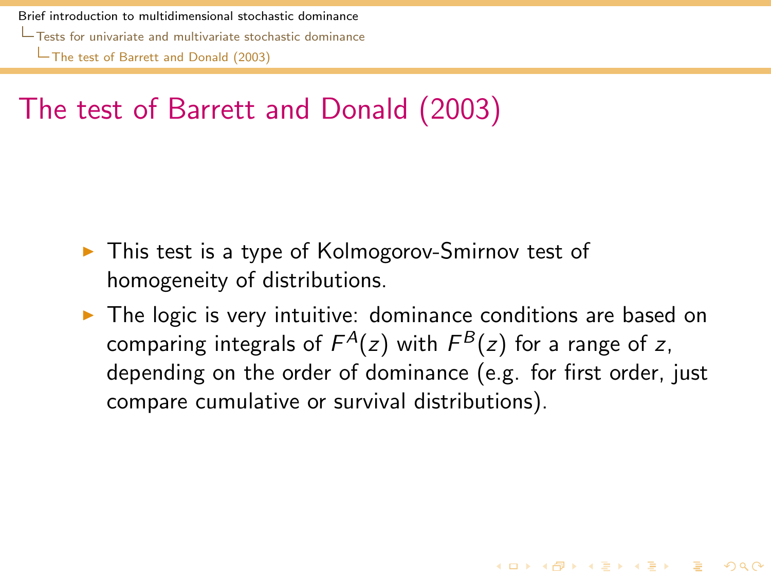# The test of Barrett and Donald (2003)

- This test is a type of Kolmogorov-Smirnov test of homogeneity of distributions.
- The logic is very intuitive: dominance conditions are based on comparing integrals of $F^A(z)$ with $F^B(z)$ for a range of $z$, depending on the order of dominance (e.g. for first order, just compare cumulative or survival distributions).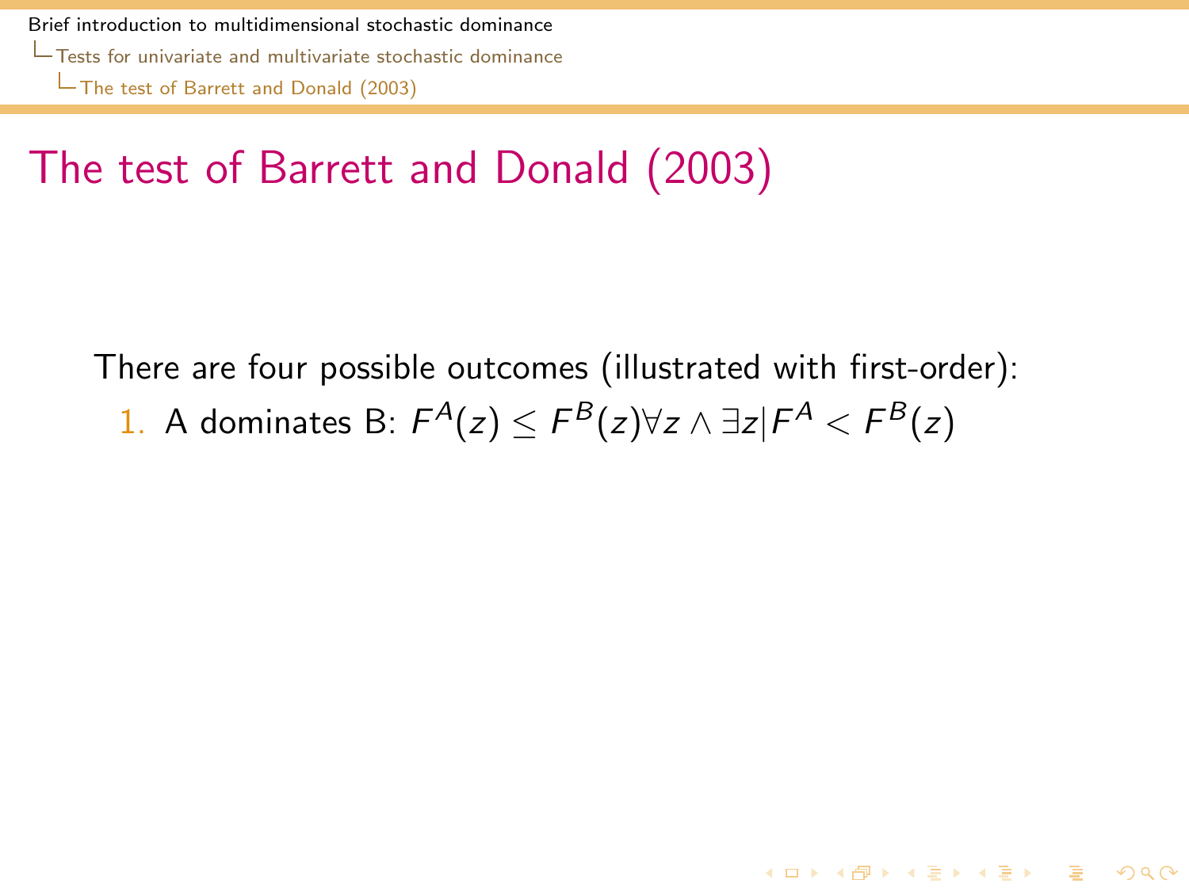# The test of Barrett and Donald (2003)

There are four possible outcomes (illustrated with first-order):

1. A dominates B: $F^A(z) \leq F^B(z) \forall z \wedge \exists z | F^A < F^B(z)$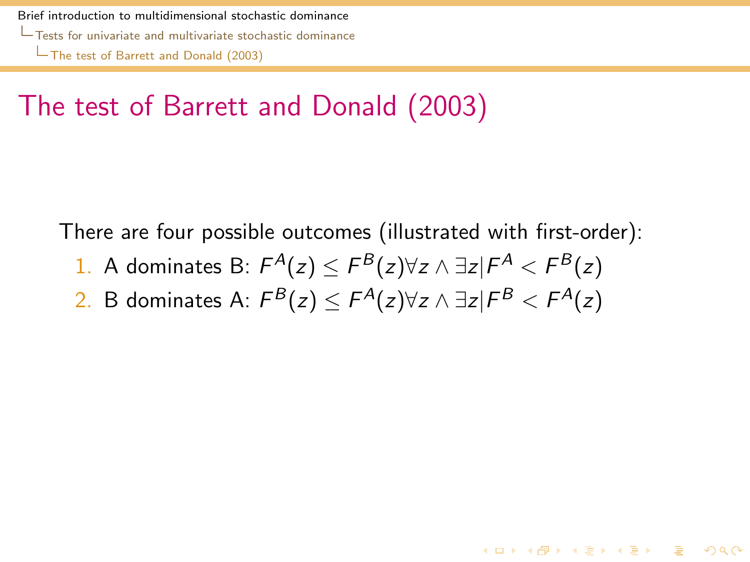# The test of Barrett and Donald (2003)

There are four possible outcomes (illustrated with first-order):

1. A dominates B: $F^A(z) \leq F^B(z) \forall z \wedge \exists z | F^A < F^B(z)$
2. B dominates A: $F^B(z) \leq F^A(z) \forall z \wedge \exists z | F^B < F^A(z)$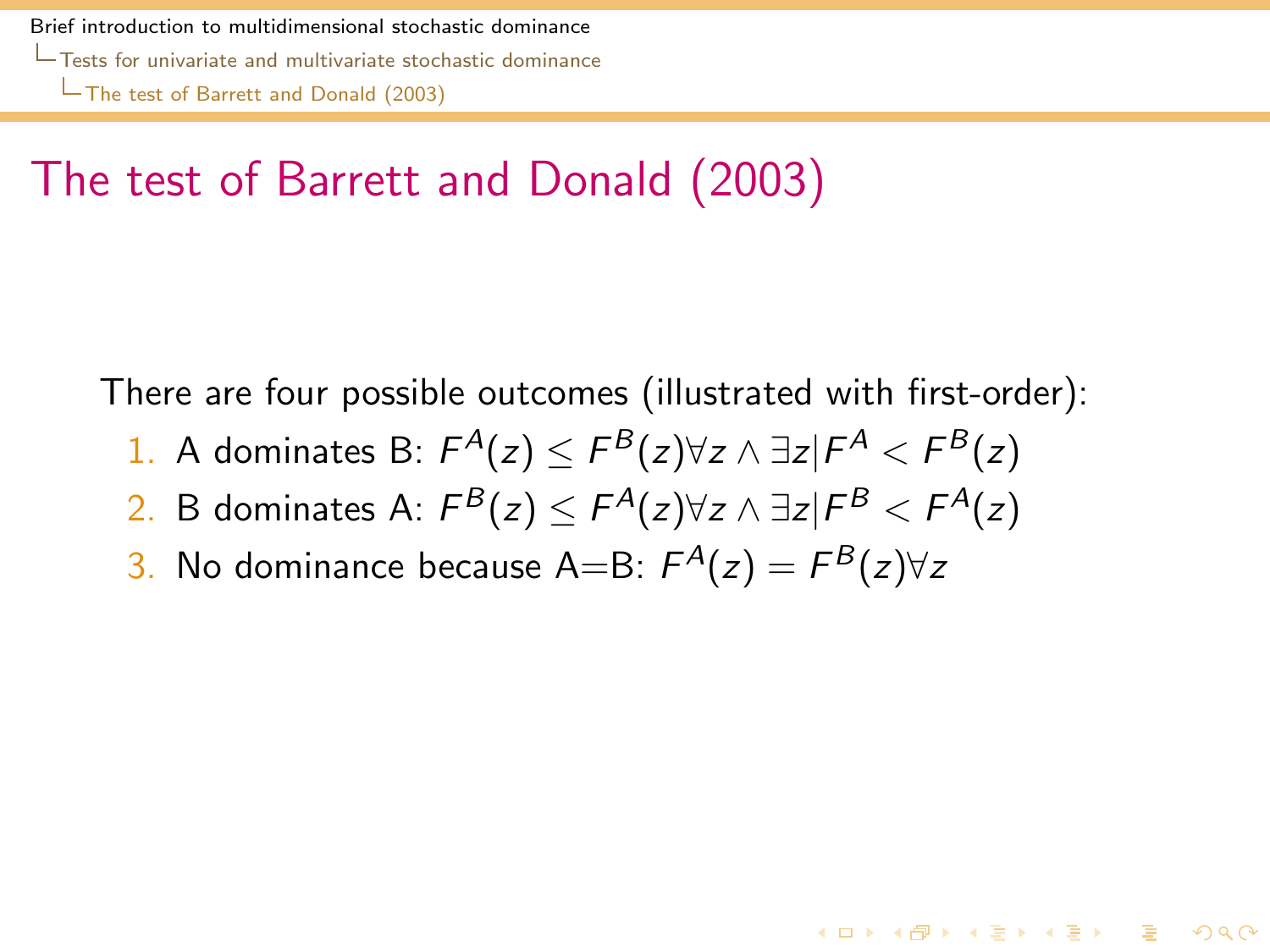# The test of Barrett and Donald (2003)

There are four possible outcomes (illustrated with first-order):

1. A dominates B: $F^A(z) \leq F^B(z) \forall z \wedge \exists z | F^A < F^B(z)$
2. B dominates A: $F^B(z) \leq F^A(z) \forall z \wedge \exists z | F^B < F^A(z)$
3. No dominance because A=B: $F^A(z) = F^B(z) \forall z$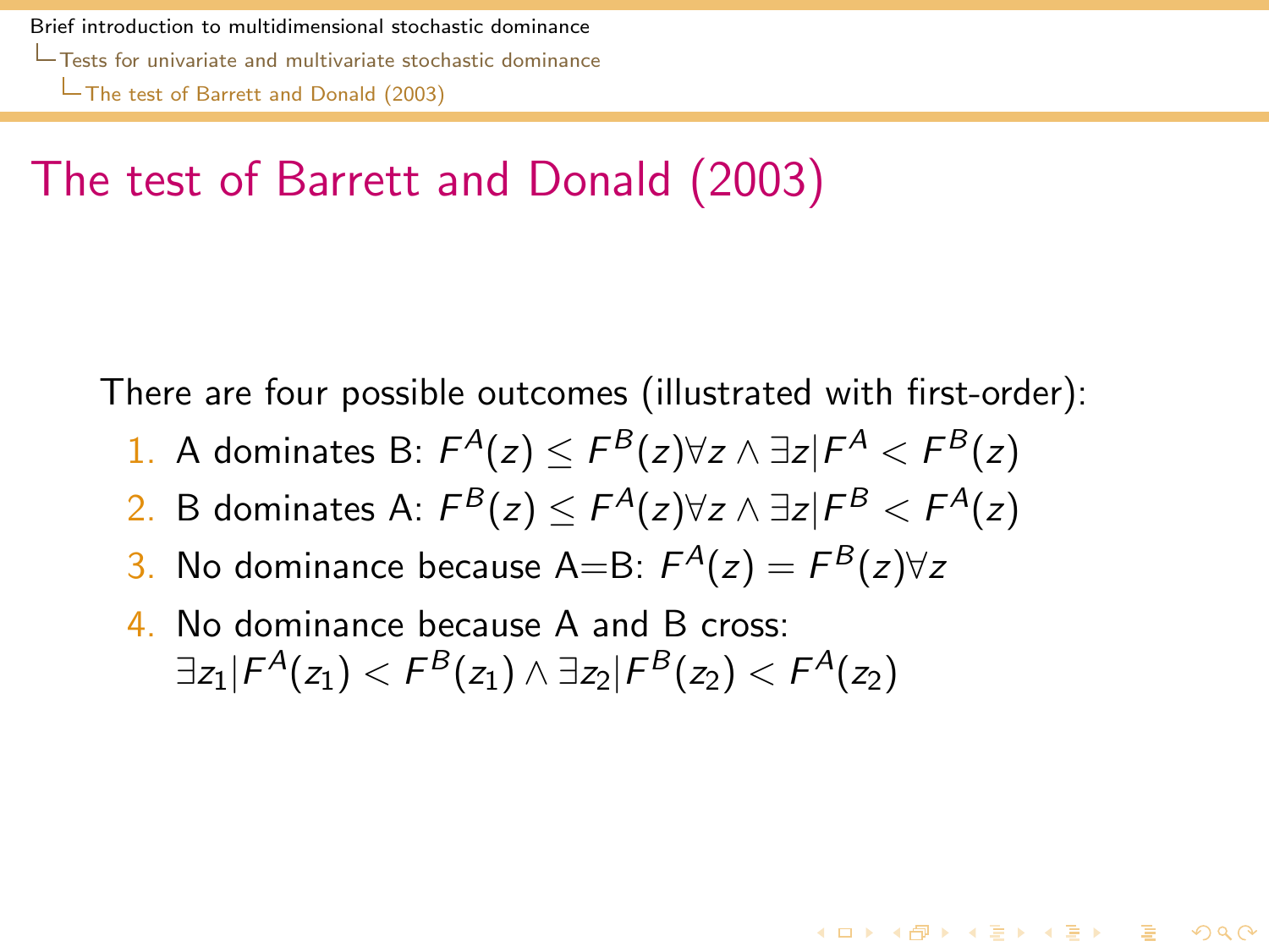# The test of Barrett and Donald (2003)

There are four possible outcomes (illustrated with first-order):

1. A dominates B: $F^A(z) \leq F^B(z) \forall z \wedge \exists z | F^A < F^B(z)$
2. B dominates A: $F^B(z) \leq F^A(z) \forall z \wedge \exists z | F^B < F^A(z)$
3. No dominance because A=B: $F^A(z) = F^B(z) \forall z$
4. No dominance because A and B cross: $\exists z_1 | F^A(z_1) < F^B(z_1) \wedge \exists z_2 | F^B(z_2) < F^A(z_2)$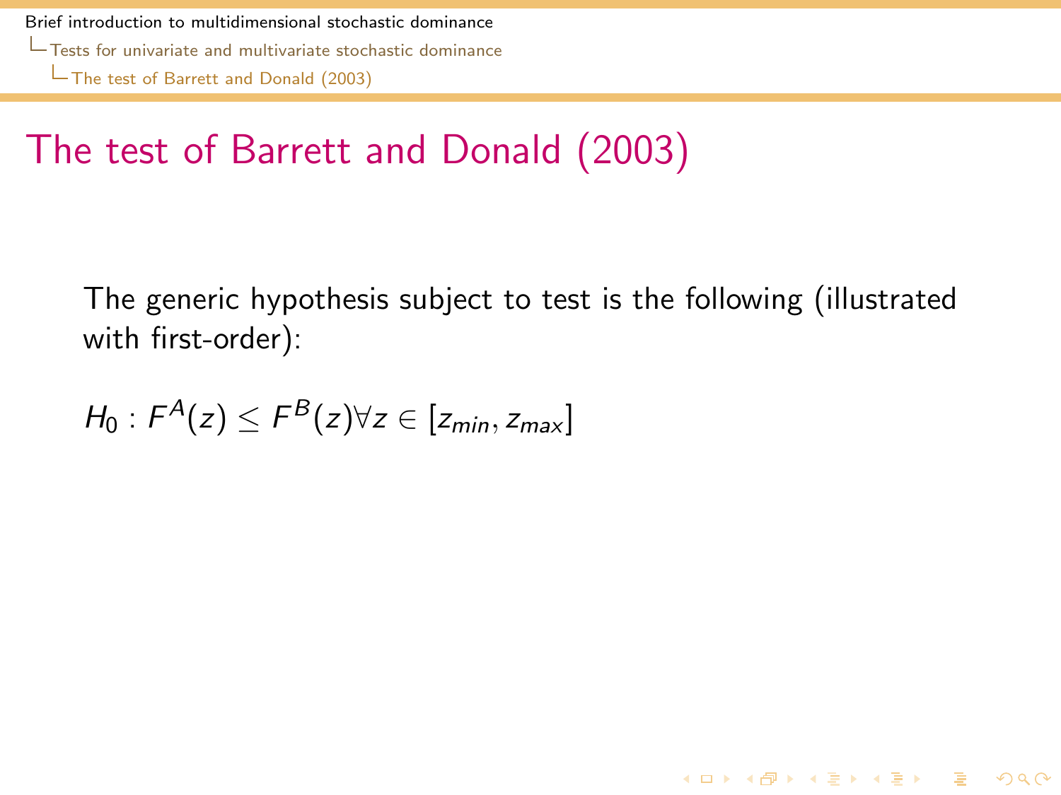# The test of Barrett and Donald (2003)

The generic hypothesis subject to test is the following (illustrated with first-order):

$$H_0 : F^A(z) \leq F^B(z) \forall z \in [z_{min}, z_{max}]$$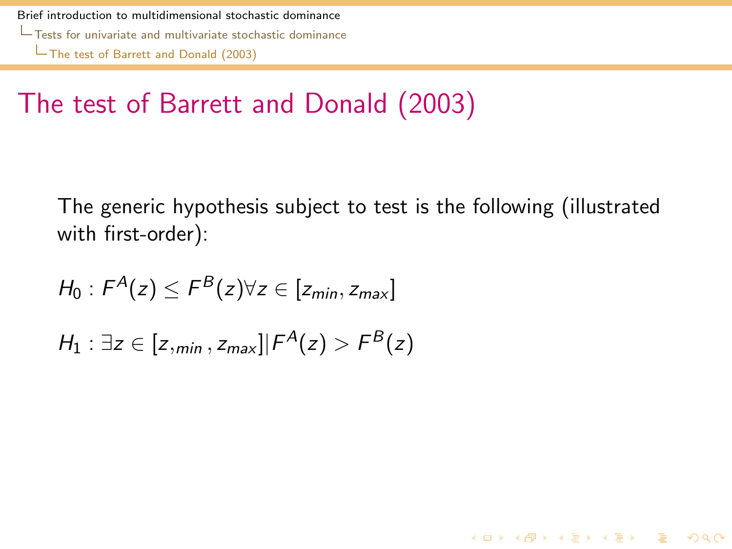# The test of Barrett and Donald (2003)

The generic hypothesis subject to test is the following (illustrated with first-order):

$$H_0 : F^A(z) \leq F^B(z) \forall z \in [z_{min}, z_{max}]$$

$$H_1 : \exists z \in [z_{,min}, z_{max}] | F^A(z) > F^B(z)$$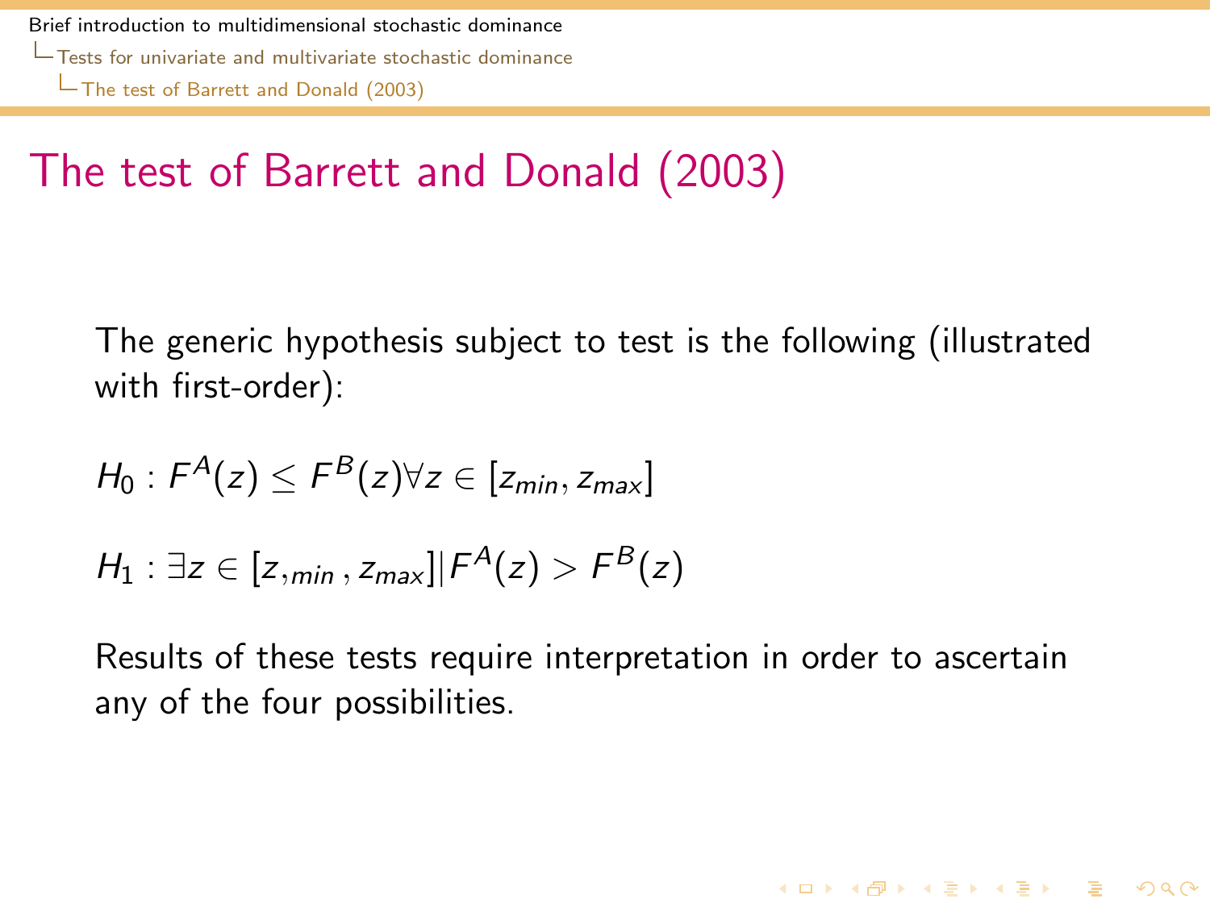# The test of Barrett and Donald (2003)

The generic hypothesis subject to test is the following (illustrated with first-order):

$$H_0 : F^A(z) \leq F^B(z) \forall z \in [z_{min}, z_{max}]$$

$$H_1 : \exists z \in [z_{,min}, z_{max}] | F^A(z) > F^B(z)$$

Results of these tests require interpretation in order to ascertain any of the four possibilities.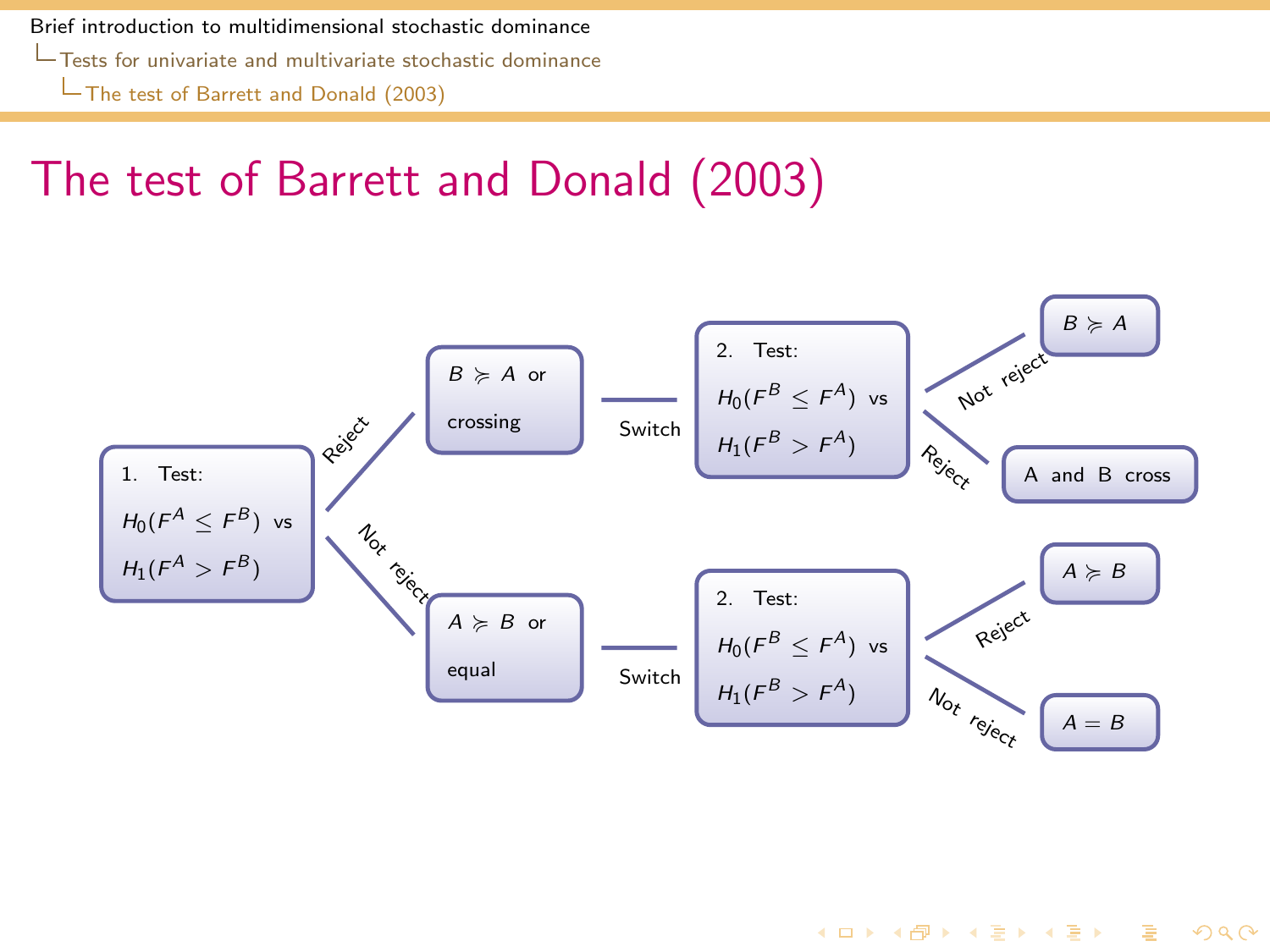# The test of Barrett and Donald (2003)

1. Test: $H_0(F^A \leq F^B)$ vs $H_1(F^A > F^B)$
   - **Reject** → $B \succcurlyeq A$ or crossing → **Switch** → 2. Test: $H_0(F^B \leq F^A)$ vs $H_1(F^B > F^A)$
     - **Not reject** → $B \succcurlyeq A$
     - **Reject** → A and B cross
   - **Not reject** → $A \succcurlyeq B$ or equal → **Switch** → 2. Test: $H_0(F^B \leq F^A)$ vs $H_1(F^B > F^A)$
     - **Reject** → $A \succcurlyeq B$
     - **Not reject** → $A = B$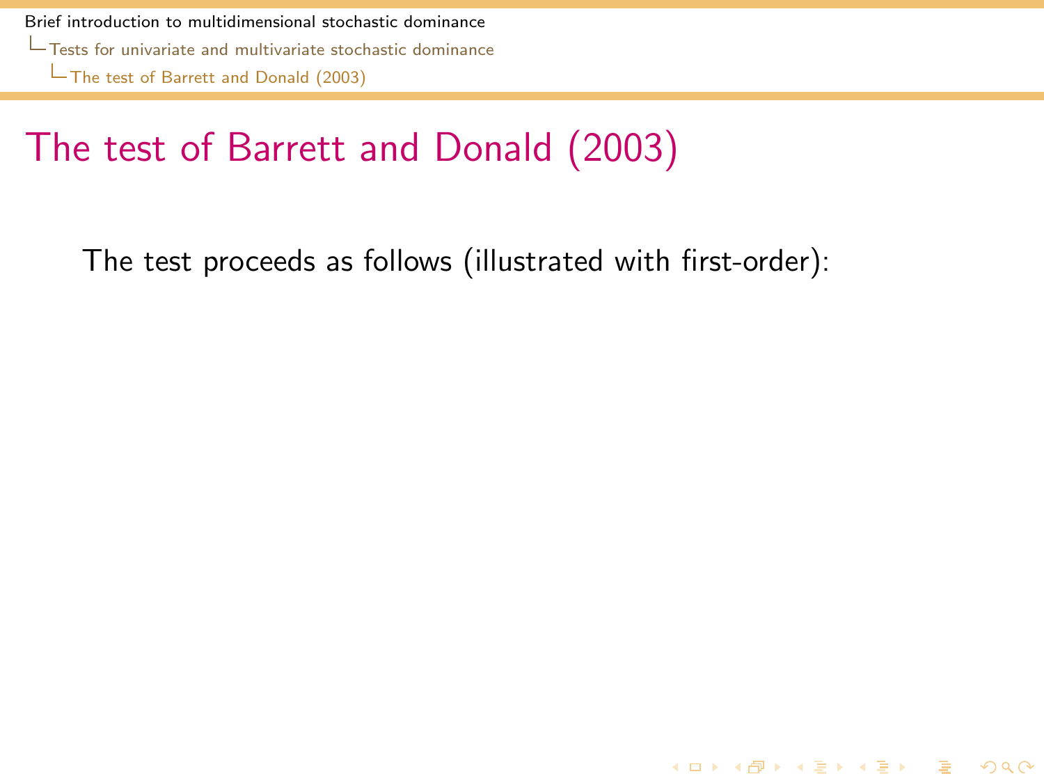# The test of Barrett and Donald (2003)

The test proceeds as follows (illustrated with first-order):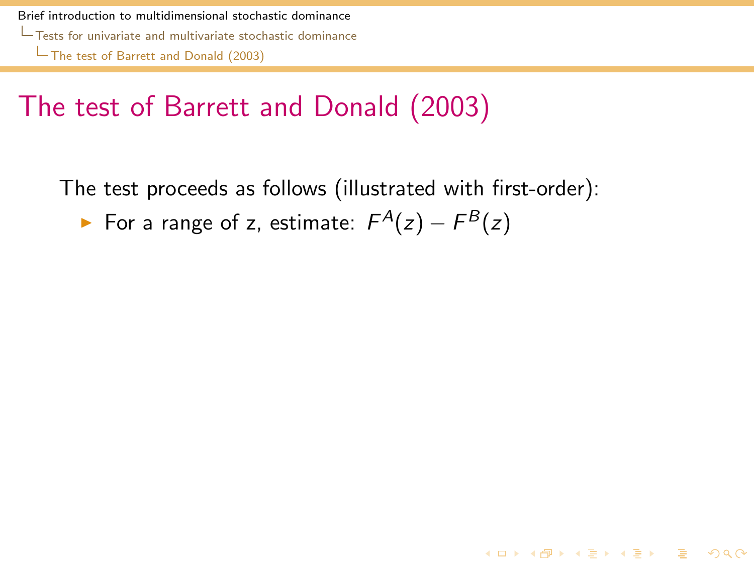# The test of Barrett and Donald (2003)

The test proceeds as follows (illustrated with first-order):

- For a range of z, estimate: $F^A(z) - F^B(z)$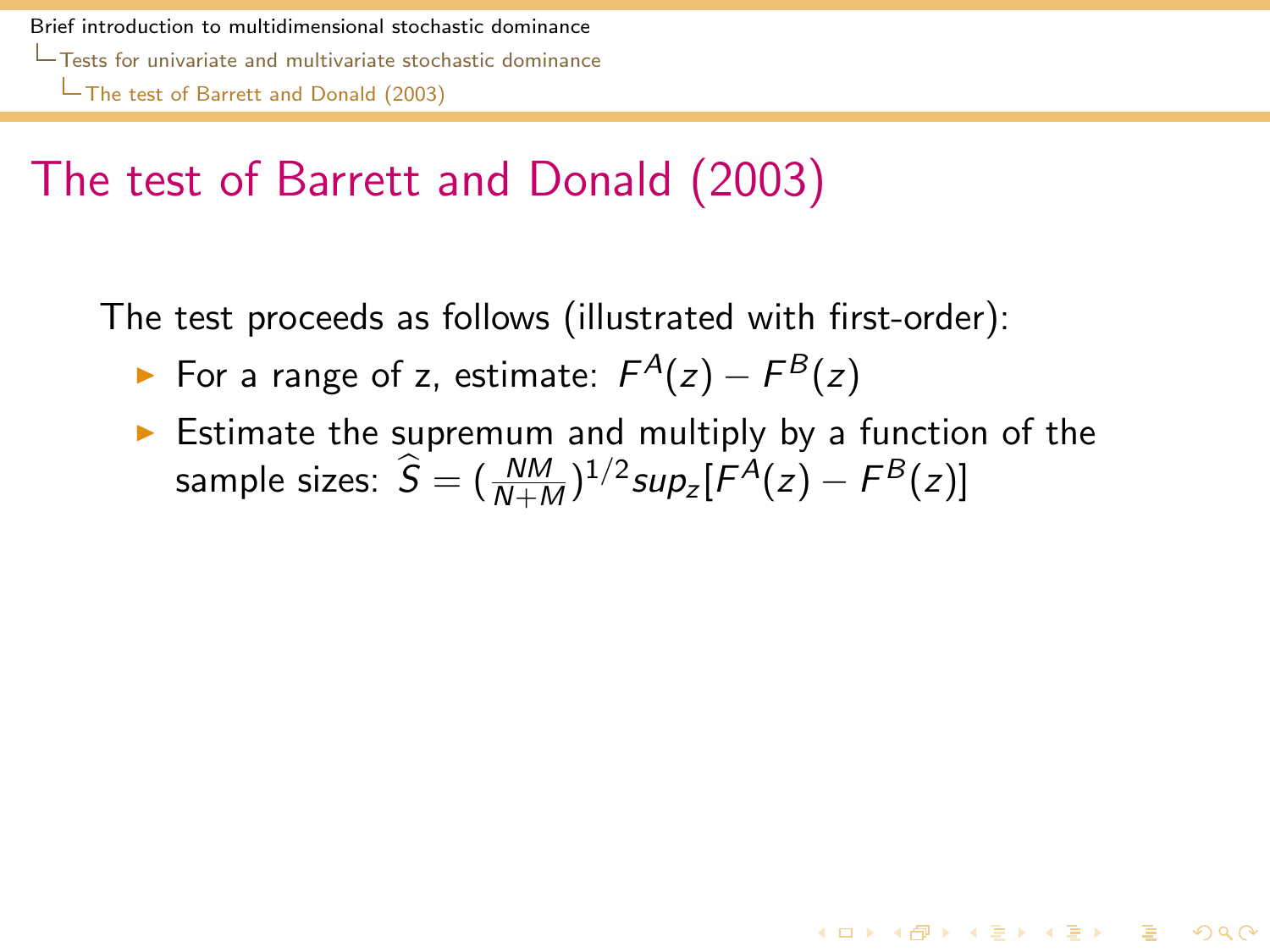# The test of Barrett and Donald (2003)

The test proceeds as follows (illustrated with first-order):

- For a range of z, estimate: $F^A(z) - F^B(z)$
- Estimate the supremum and multiply by a function of the sample sizes: $\widehat{S} = (\frac{NM}{N+M})^{1/2} sup_z [F^A(z) - F^B(z)]$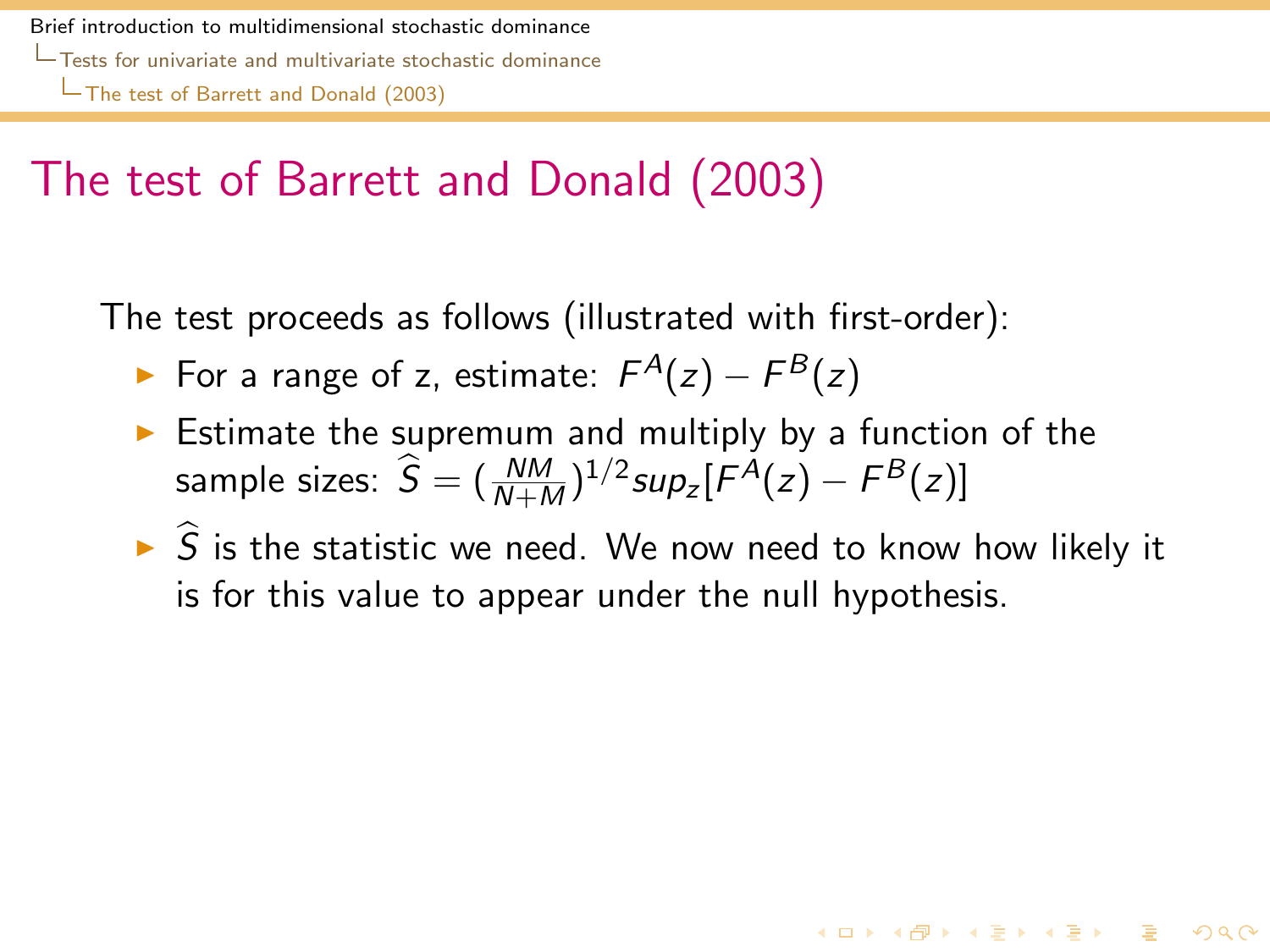# The test of Barrett and Donald (2003)

The test proceeds as follows (illustrated with first-order):

- For a range of z, estimate: $F^A(z) - F^B(z)$
- Estimate the supremum and multiply by a function of the sample sizes: $\widehat{S} = (\frac{NM}{N+M})^{1/2} sup_z[F^A(z) - F^B(z)]$
- $\widehat{S}$ is the statistic we need. We now need to know how likely it is for this value to appear under the null hypothesis.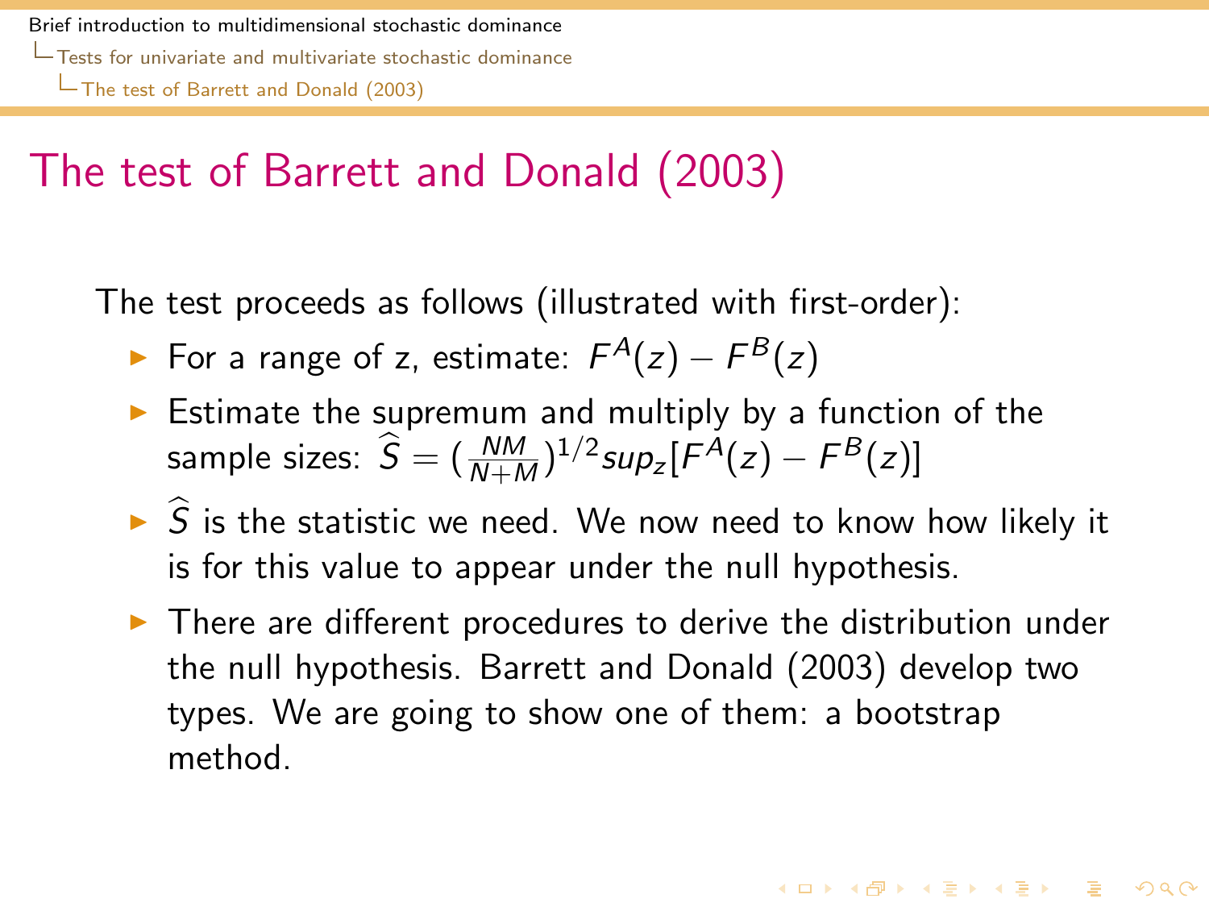# The test of Barrett and Donald (2003)

The test proceeds as follows (illustrated with first-order):

- For a range of z, estimate: $F^A(z) - F^B(z)$
- Estimate the supremum and multiply by a function of the sample sizes: $\widehat{S} = (\frac{NM}{N+M})^{1/2} sup_z[F^A(z) - F^B(z)]$
- $\widehat{S}$ is the statistic we need. We now need to know how likely it is for this value to appear under the null hypothesis.
- There are different procedures to derive the distribution under the null hypothesis. Barrett and Donald (2003) develop two types. We are going to show one of them: a bootstrap method.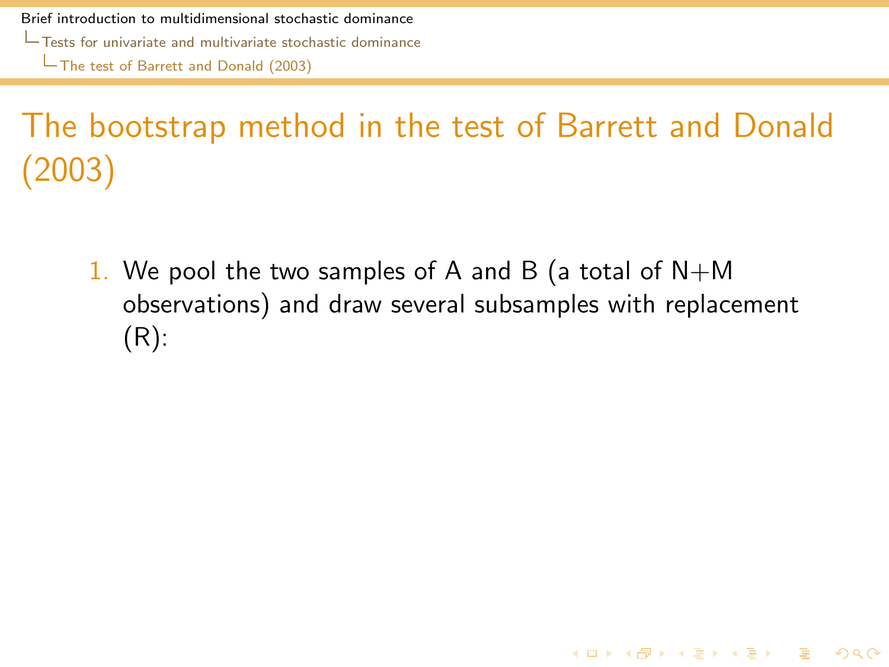# The bootstrap method in the test of Barrett and Donald (2003)

1. We pool the two samples of A and B (a total of N+M observations) and draw several subsamples with replacement (R):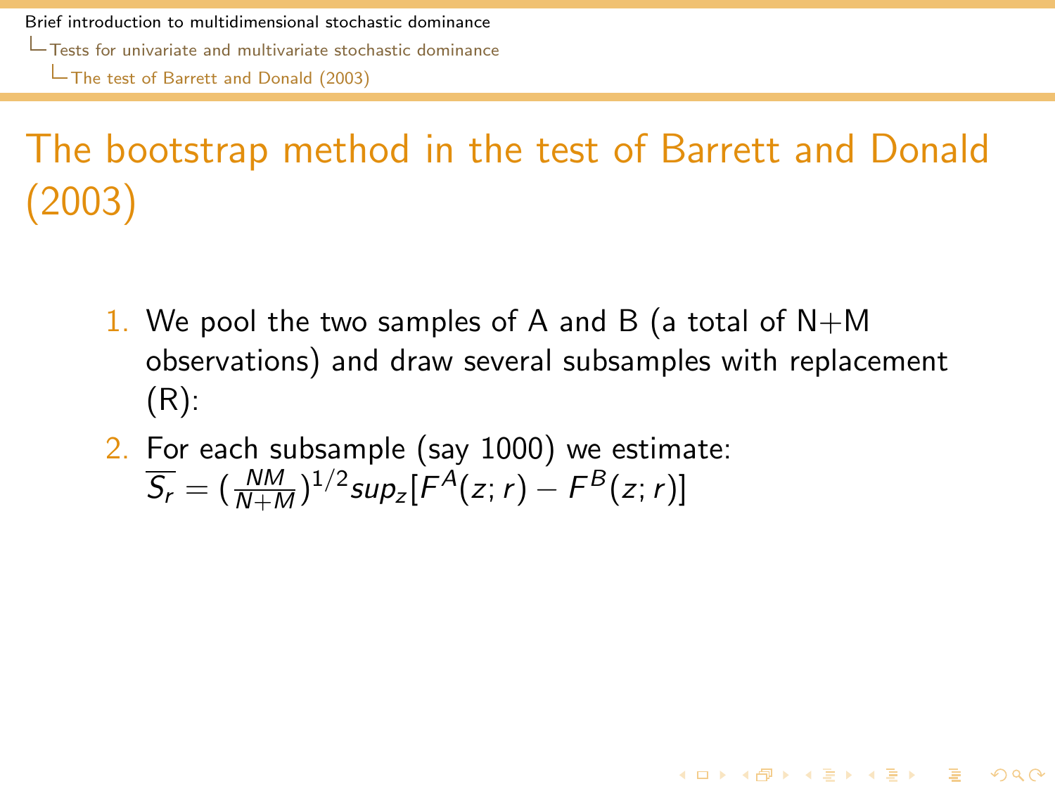# The bootstrap method in the test of Barrett and Donald (2003)

1. We pool the two samples of A and B (a total of N+M observations) and draw several subsamples with replacement (R):
2. For each subsample (say 1000) we estimate: $\overline{S_r} = (\frac{NM}{N+M})^{1/2} sup_z [F^A(z;r) - F^B(z;r)]$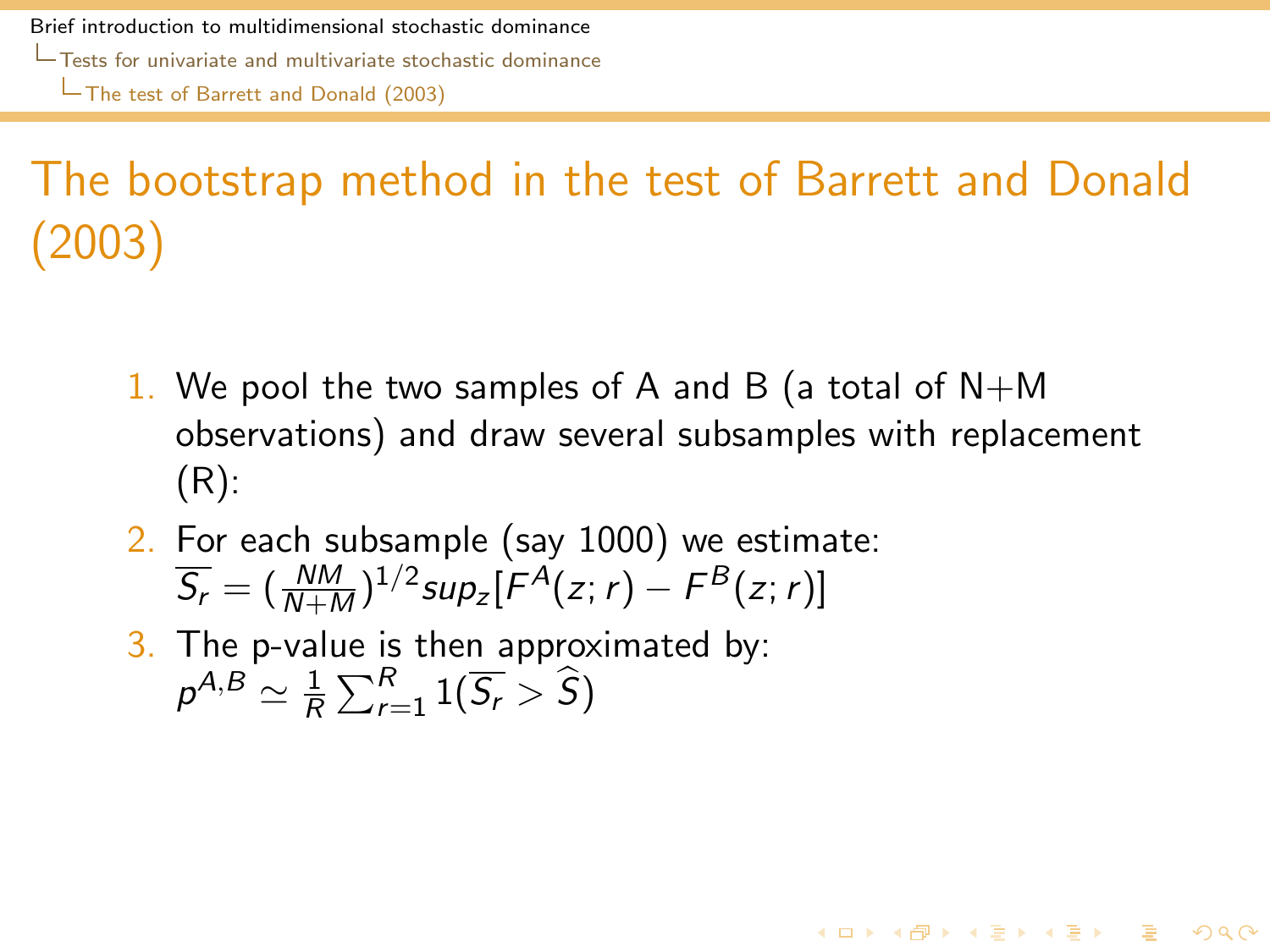# The bootstrap method in the test of Barrett and Donald (2003)

1. We pool the two samples of A and B (a total of N+M observations) and draw several subsamples with replacement (R):
2. For each subsample (say 1000) we estimate: $\overline{S_r} = (\frac{NM}{N+M})^{1/2} sup_z [F^A(z;r) - F^B(z;r)]$
3. The p-value is then approximated by: $p^{A,B} \simeq \frac{1}{R} \sum_{r=1}^{R} 1(\overline{S_r} > \widehat{S})$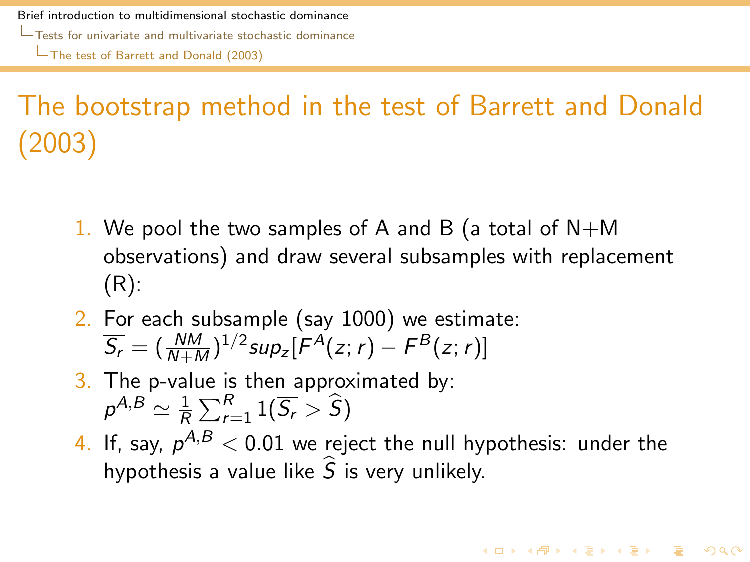# The bootstrap method in the test of Barrett and Donald (2003)

1. We pool the two samples of A and B (a total of N+M observations) and draw several subsamples with replacement (R):
2. For each subsample (say 1000) we estimate: $\overline{S_r} = (\frac{NM}{N+M})^{1/2} sup_z [F^A(z; r) - F^B(z; r)]$
3. The p-value is then approximated by: $p^{A,B} \simeq \frac{1}{R}\sum_{r=1}^{R} 1(\overline{S_r} > \widehat{S})$
4. If, say, $p^{A,B} < 0.01$ we reject the null hypothesis: under the hypothesis a value like $\widehat{S}$ is very unlikely.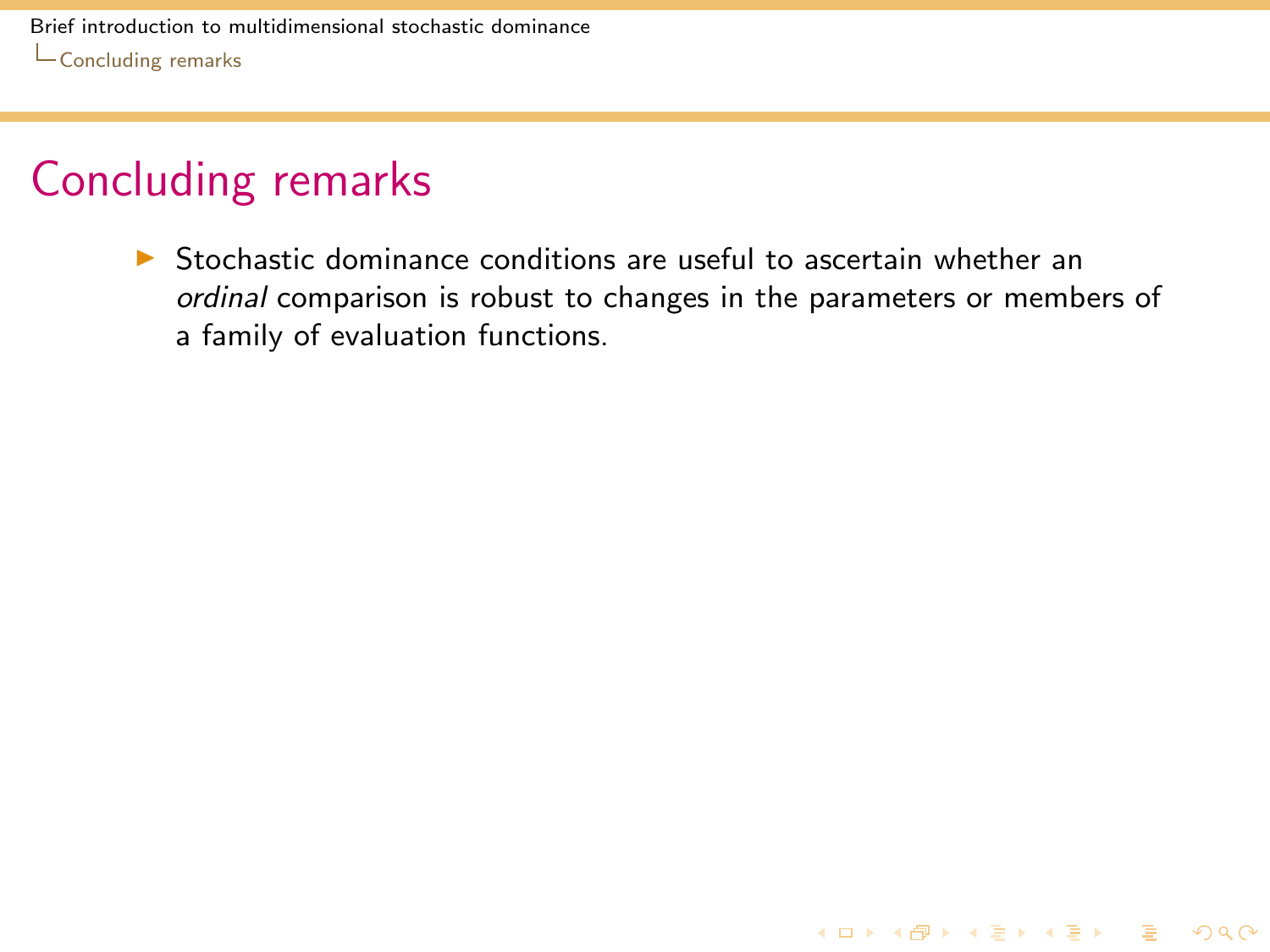# Concluding remarks

- Stochastic dominance conditions are useful to ascertain whether an *ordinal* comparison is robust to changes in the parameters or members of a family of evaluation functions.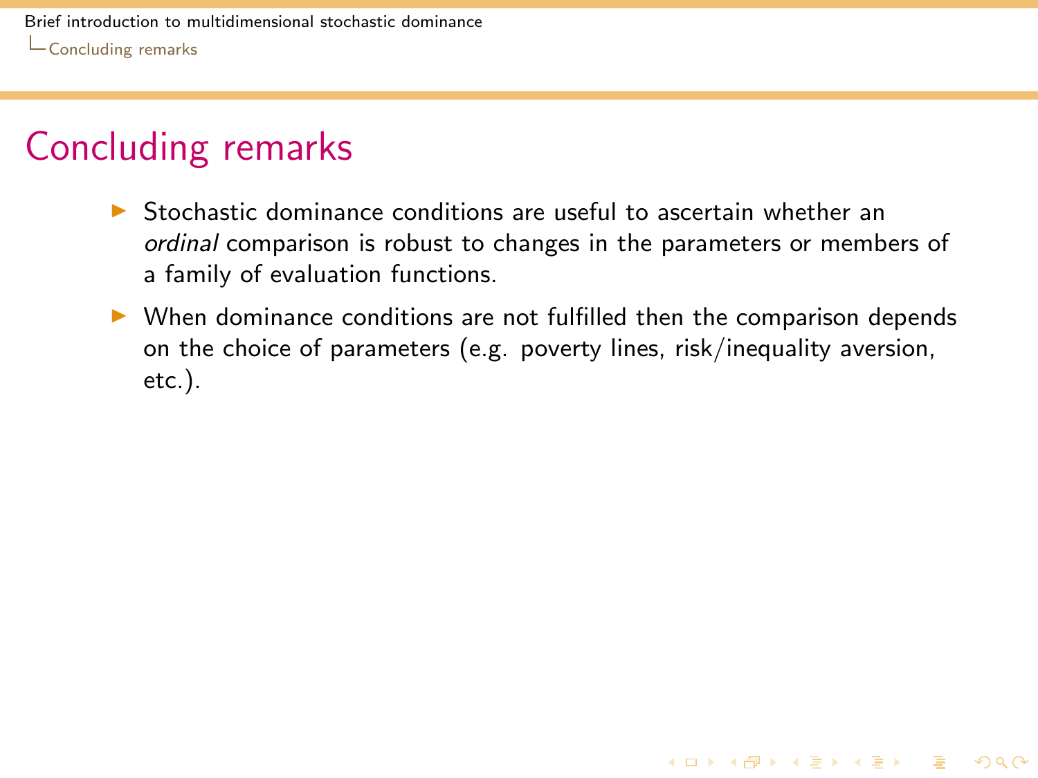# Concluding remarks

- Stochastic dominance conditions are useful to ascertain whether an *ordinal* comparison is robust to changes in the parameters or members of a family of evaluation functions.
- When dominance conditions are not fulfilled then the comparison depends on the choice of parameters (e.g. poverty lines, risk/inequality aversion, etc.).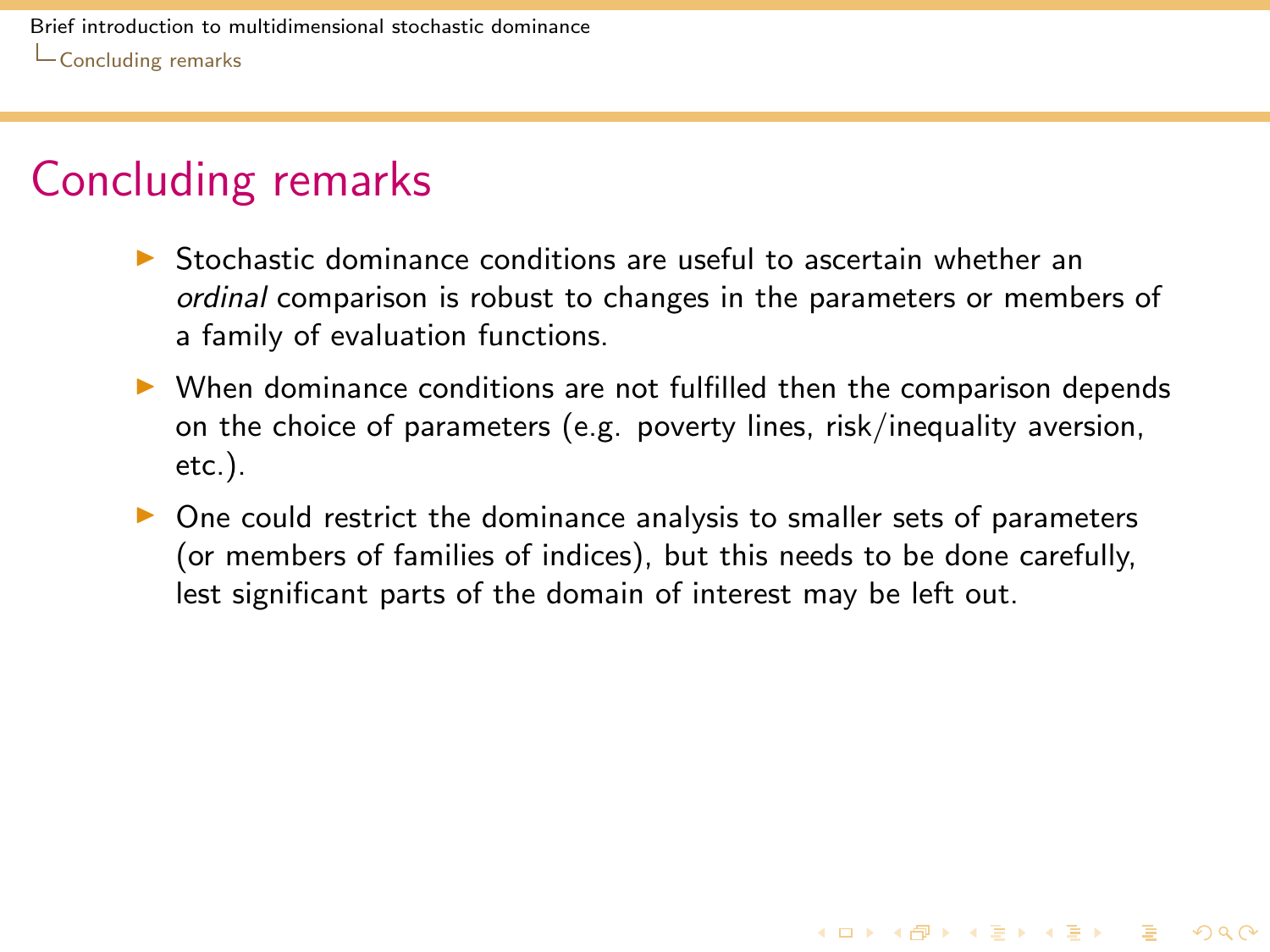# Concluding remarks

- Stochastic dominance conditions are useful to ascertain whether an *ordinal* comparison is robust to changes in the parameters or members of a family of evaluation functions.
- When dominance conditions are not fulfilled then the comparison depends on the choice of parameters (e.g. poverty lines, risk/inequality aversion, etc.).
- One could restrict the dominance analysis to smaller sets of parameters (or members of families of indices), but this needs to be done carefully, lest significant parts of the domain of interest may be left out.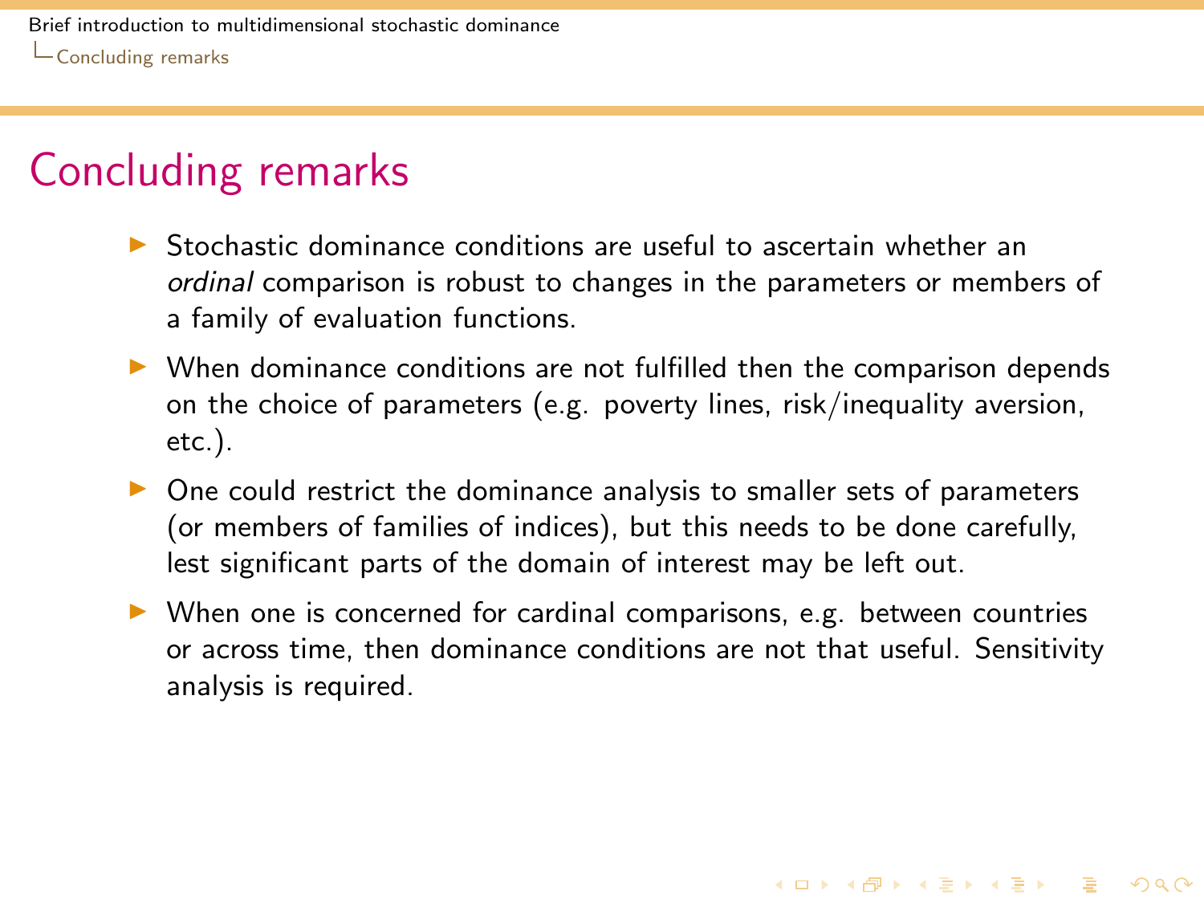# Concluding remarks

- Stochastic dominance conditions are useful to ascertain whether an *ordinal* comparison is robust to changes in the parameters or members of a family of evaluation functions.
- When dominance conditions are not fulfilled then the comparison depends on the choice of parameters (e.g. poverty lines, risk/inequality aversion, etc.).
- One could restrict the dominance analysis to smaller sets of parameters (or members of families of indices), but this needs to be done carefully, lest significant parts of the domain of interest may be left out.
- When one is concerned for cardinal comparisons, e.g. between countries or across time, then dominance conditions are not that useful. Sensitivity analysis is required.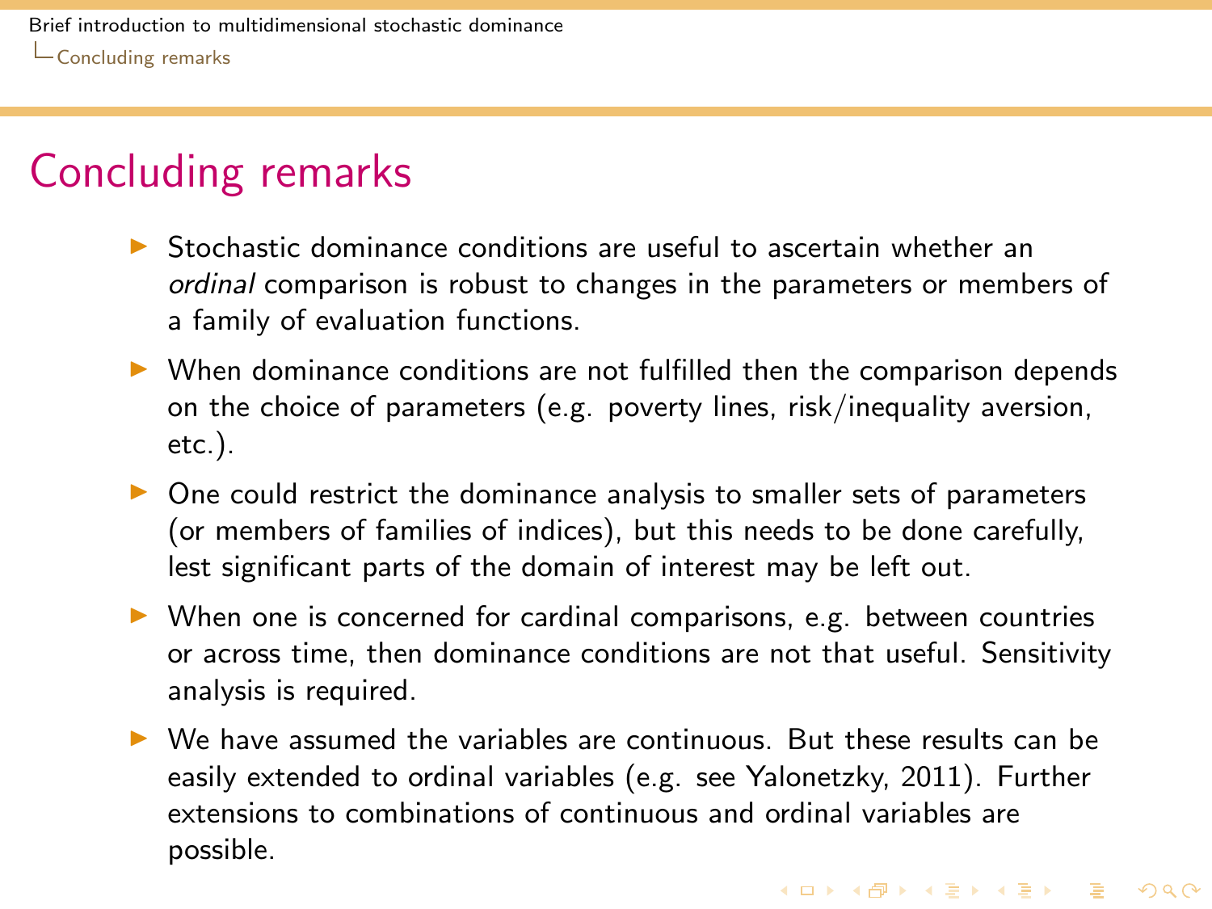# Concluding remarks

- Stochastic dominance conditions are useful to ascertain whether an *ordinal* comparison is robust to changes in the parameters or members of a family of evaluation functions.
- When dominance conditions are not fulfilled then the comparison depends on the choice of parameters (e.g. poverty lines, risk/inequality aversion, etc.).
- One could restrict the dominance analysis to smaller sets of parameters (or members of families of indices), but this needs to be done carefully, lest significant parts of the domain of interest may be left out.
- When one is concerned for cardinal comparisons, e.g. between countries or across time, then dominance conditions are not that useful. Sensitivity analysis is required.
- We have assumed the variables are continuous. But these results can be easily extended to ordinal variables (e.g. see Yalonetzky, 2011). Further extensions to combinations of continuous and ordinal variables are possible.